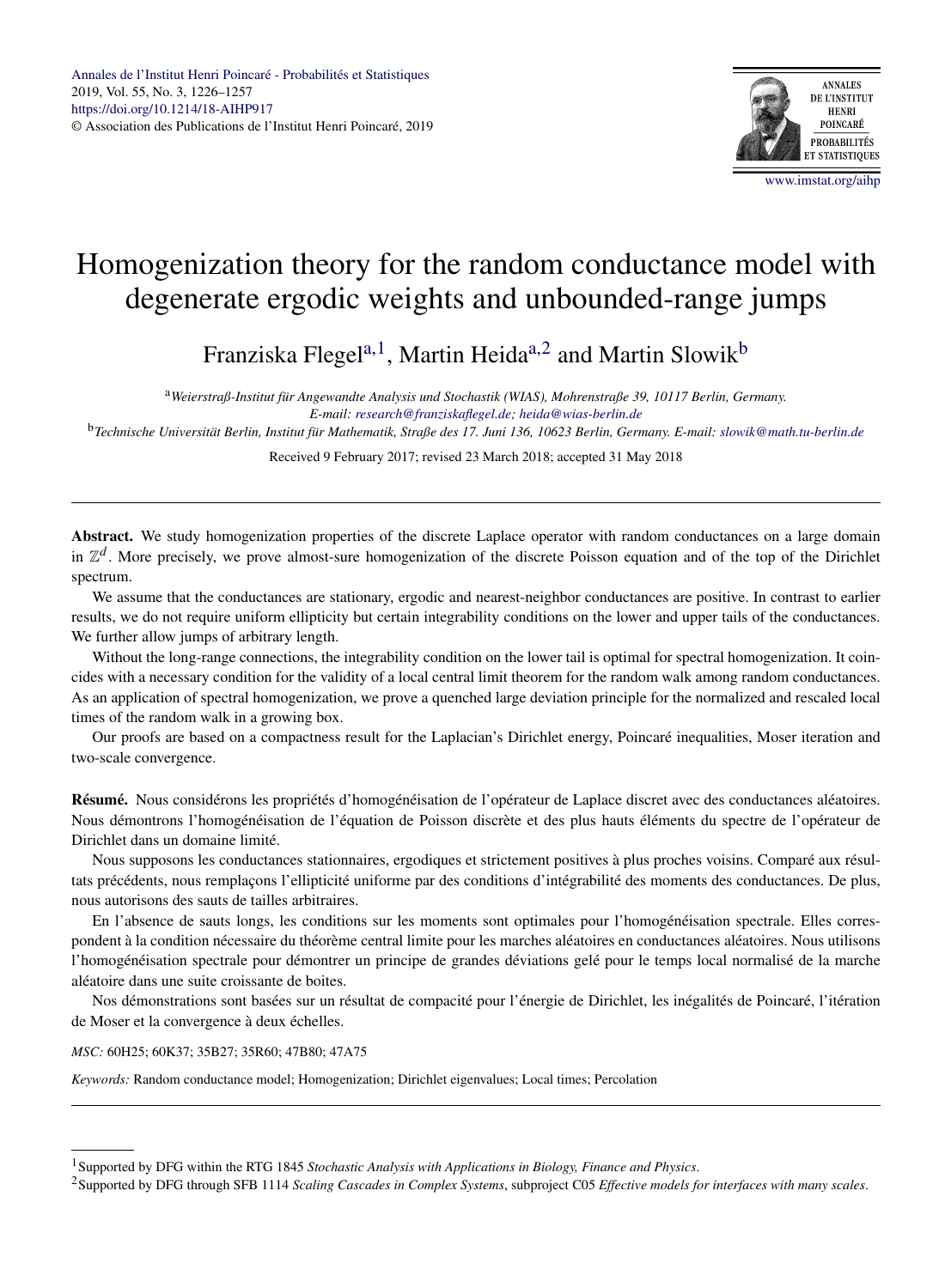# Homogenization theory for the random conductance model with degenerate ergodic weights and unbounded-range jumps

Franziska Flegel[a,1], Martin Heida[a,2] and Martin Slowik[b]

[a] *Weierstraß-Institut für Angewandte Analysis und Stochastik (WIAS), Mohrenstraße 39, 10117 Berlin, Germany. E-mail: research@franziskaflegel.de; heida@wias-berlin.de*

[b] *Technische Universität Berlin, Institut für Mathematik, Straße des 17. Juni 136, 10623 Berlin, Germany. E-mail: slowik@math.tu-berlin.de*

Received 9 February 2017; revised 23 March 2018; accepted 31 May 2018

---

**Abstract.** We study homogenization properties of the discrete Laplace operator with random conductances on a large domain in $\mathbb{Z}^d$. More precisely, we prove almost-sure homogenization of the discrete Poisson equation and of the top of the Dirichlet spectrum.

We assume that the conductances are stationary, ergodic and nearest-neighbor conductances are positive. In contrast to earlier results, we do not require uniform ellipticity but certain integrability conditions on the lower and upper tails of the conductances. We further allow jumps of arbitrary length.

Without the long-range connections, the integrability condition on the lower tail is optimal for spectral homogenization. It coincides with a necessary condition for the validity of a local central limit theorem for the random walk among random conductances. As an application of spectral homogenization, we prove a quenched large deviation principle for the normalized and rescaled local times of the random walk in a growing box.

Our proofs are based on a compactness result for the Laplacian's Dirichlet energy, Poincaré inequalities, Moser iteration and two-scale convergence.

**Résumé.** Nous considérons les propriétés d'homogénéisation de l'opérateur de Laplace discret avec des conductances aléatoires. Nous démontrons l'homogénéisation de l'équation de Poisson discrète et des plus hauts éléments du spectre de l'opérateur de Dirichlet dans un domaine limité.

Nous supposons les conductances stationnaires, ergodiques et strictement positives à plus proches voisins. Comparé aux résultats précédents, nous remplaçons l'ellipticité uniforme par des conditions d'intégrabilité des moments des conductances. De plus, nous autorisons des sauts de tailles arbitraires.

En l'absence de sauts longs, les conditions sur les moments sont optimales pour l'homogénéisation spectrale. Elles correspondent à la condition nécessaire du théorème central limite pour les marches aléatoires en conductances aléatoires. Nous utilisons l'homogénéisation spectrale pour démontrer un principe de grandes déviations gelé pour le temps local normalisé de la marche aléatoire dans une suite croissante de boites.

Nos démonstrations sont basées sur un résultat de compacité pour l'énergie de Dirichlet, les inégalités de Poincaré, l'itération de Moser et la convergence à deux échelles.

*MSC:* 60H25; 60K37; 35B27; 35R60; 47B80; 47A75

*Keywords:* Random conductance model; Homogenization; Dirichlet eigenvalues; Local times; Percolation

---

[1] Supported by DFG within the RTG 1845 *Stochastic Analysis with Applications in Biology, Finance and Physics*.

[2] Supported by DFG through SFB 1114 *Scaling Cascades in Complex Systems*, subproject C05 *Effective models for interfaces with many scales*.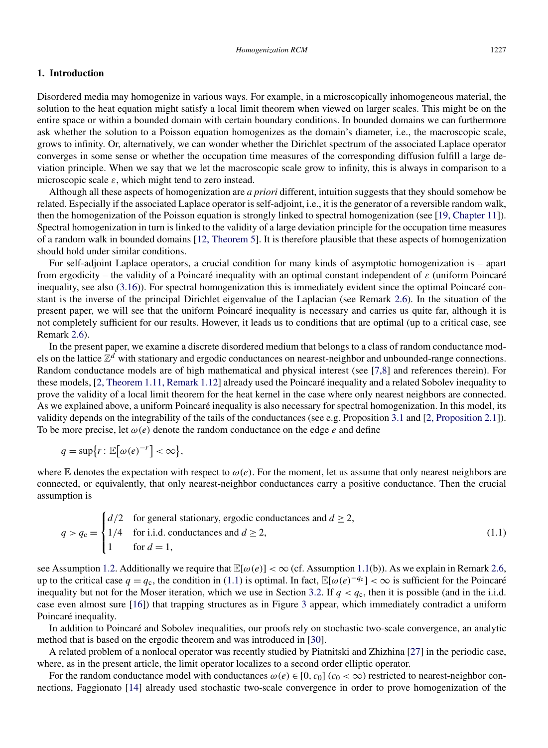## 1. Introduction

Disordered media may homogenize in various ways. For example, in a microscopically inhomogeneous material, the solution to the heat equation might satisfy a local limit theorem when viewed on larger scales. This might be on the entire space or within a bounded domain with certain boundary conditions. In bounded domains we can furthermore ask whether the solution to a Poisson equation homogenizes as the domain's diameter, i.e., the macroscopic scale, grows to infinity. Or, alternatively, we can wonder whether the Dirichlet spectrum of the associated Laplace operator converges in some sense or whether the occupation time measures of the corresponding diffusion fulfill a large deviation principle. When we say that we let the macroscopic scale grow to infinity, this is always in comparison to a microscopic scale $\varepsilon$, which might tend to zero instead.

Although all these aspects of homogenization are *a priori* different, intuition suggests that they should somehow be related. Especially if the associated Laplace operator is self-adjoint, i.e., it is the generator of a reversible random walk, then the homogenization of the Poisson equation is strongly linked to spectral homogenization (see [19, Chapter 11]). Spectral homogenization in turn is linked to the validity of a large deviation principle for the occupation time measures of a random walk in bounded domains [12, Theorem 5]. It is therefore plausible that these aspects of homogenization should hold under similar conditions.

For self-adjoint Laplace operators, a crucial condition for many kinds of asymptotic homogenization is – apart from ergodicity – the validity of a Poincaré inequality with an optimal constant independent of $\varepsilon$ (uniform Poincaré inequality, see also (3.16)). For spectral homogenization this is immediately evident since the optimal Poincaré constant is the inverse of the principal Dirichlet eigenvalue of the Laplacian (see Remark 2.6). In the situation of the present paper, we will see that the uniform Poincaré inequality is necessary and carries us quite far, although it is not completely sufficient for our results. However, it leads us to conditions that are optimal (up to a critical case, see Remark 2.6).

In the present paper, we examine a discrete disordered medium that belongs to a class of random conductance models on the lattice $\mathbb{Z}^d$ with stationary and ergodic conductances on nearest-neighbor and unbounded-range connections. Random conductance models are of high mathematical and physical interest (see [7,8] and references therein). For these models, [2, Theorem 1.11, Remark 1.12] already used the Poincaré inequality and a related Sobolev inequality to prove the validity of a local limit theorem for the heat kernel in the case where only nearest neighbors are connected. As we explained above, a uniform Poincaré inequality is also necessary for spectral homogenization. In this model, its validity depends on the integrability of the tails of the conductances (see e.g. Proposition 3.1 and [2, Proposition 2.1]). To be more precise, let $\omega(e)$ denote the random conductance on the edge $e$ and define

$$q = \sup\{r : \mathbb{E}[\omega(e)^{-r}] < \infty\},$$

where $\mathbb{E}$ denotes the expectation with respect to $\omega(e)$. For the moment, let us assume that only nearest neighbors are connected, or equivalently, that only nearest-neighbor conductances carry a positive conductance. Then the crucial assumption is

$$q > q_{\mathrm{c}} = \begin{cases} d/2 & \text{for general stationary, ergodic conductances and } d \geq 2, \\ 1/4 & \text{for i.i.d. conductances and } d \geq 2, \\ 1 & \text{for } d = 1, \end{cases} \tag{1.1}$$

see Assumption 1.2. Additionally we require that $\mathbb{E}[\omega(e)] < \infty$ (cf. Assumption 1.1(b)). As we explain in Remark 2.6, up to the critical case $q = q_{\mathrm{c}}$, the condition in (1.1) is optimal. In fact, $\mathbb{E}[\omega(e)^{-q_{\mathrm{c}}}] < \infty$ is sufficient for the Poincaré inequality but not for the Moser iteration, which we use in Section 3.2. If $q < q_{\mathrm{c}}$, then it is possible (and in the i.i.d. case even almost sure [16]) that trapping structures as in Figure 3 appear, which immediately contradict a uniform Poincaré inequality.

In addition to Poincaré and Sobolev inequalities, our proofs rely on stochastic two-scale convergence, an analytic method that is based on the ergodic theorem and was introduced in [30].

A related problem of a nonlocal operator was recently studied by Piatnitski and Zhizhina [27] in the periodic case, where, as in the present article, the limit operator localizes to a second order elliptic operator.

For the random conductance model with conductances $\omega(e) \in [0, c_0]$ ($c_0 < \infty$) restricted to nearest-neighbor connections, Faggionato [14] already used stochastic two-scale convergence in order to prove homogenization of the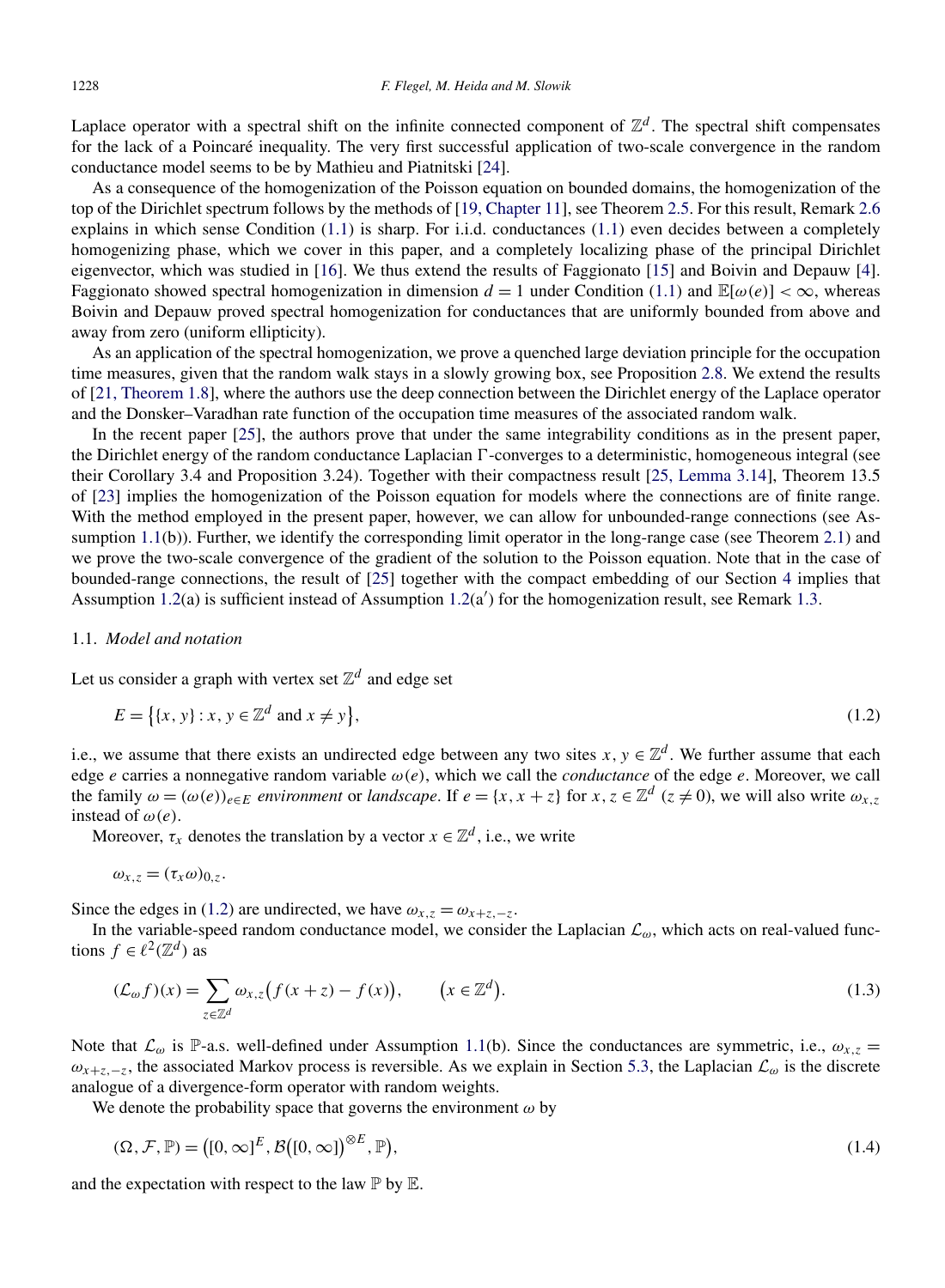Laplace operator with a spectral shift on the infinite connected component of $\mathbb{Z}^d$. The spectral shift compensates for the lack of a Poincaré inequality. The very first successful application of two-scale convergence in the random conductance model seems to be by Mathieu and Piatnitski [24].

As a consequence of the homogenization of the Poisson equation on bounded domains, the homogenization of the top of the Dirichlet spectrum follows by the methods of [19, Chapter 11], see Theorem 2.5. For this result, Remark 2.6 explains in which sense Condition (1.1) is sharp. For i.i.d. conductances (1.1) even decides between a completely homogenizing phase, which we cover in this paper, and a completely localizing phase of the principal Dirichlet eigenvector, which was studied in [16]. We thus extend the results of Faggionato [15] and Boivin and Depauw [4]. Faggionato showed spectral homogenization in dimension $d = 1$ under Condition (1.1) and $\mathbb{E}[\omega(e)] < \infty$, whereas Boivin and Depauw proved spectral homogenization for conductances that are uniformly bounded from above and away from zero (uniform ellipticity).

As an application of the spectral homogenization, we prove a quenched large deviation principle for the occupation time measures, given that the random walk stays in a slowly growing box, see Proposition 2.8. We extend the results of [21, Theorem 1.8], where the authors use the deep connection between the Dirichlet energy of the Laplace operator and the Donsker–Varadhan rate function of the occupation time measures of the associated random walk.

In the recent paper [25], the authors prove that under the same integrability conditions as in the present paper, the Dirichlet energy of the random conductance Laplacian $\Gamma$-converges to a deterministic, homogeneous integral (see their Corollary 3.4 and Proposition 3.24). Together with their compactness result [25, Lemma 3.14], Theorem 13.5 of [23] implies the homogenization of the Poisson equation for models where the connections are of finite range. With the method employed in the present paper, however, we can allow for unbounded-range connections (see Assumption 1.1(b)). Further, we identify the corresponding limit operator in the long-range case (see Theorem 2.1) and we prove the two-scale convergence of the gradient of the solution to the Poisson equation. Note that in the case of bounded-range connections, the result of [25] together with the compact embedding of our Section 4 implies that Assumption 1.2(a) is sufficient instead of Assumption 1.2(a$'$) for the homogenization result, see Remark 1.3.

### 1.1. *Model and notation*

Let us consider a graph with vertex set $\mathbb{Z}^d$ and edge set

$$E = \{\{x, y\} : x, y \in \mathbb{Z}^d \text{ and } x \neq y\}, \tag{1.2}$$

i.e., we assume that there exists an undirected edge between any two sites $x, y \in \mathbb{Z}^d$. We further assume that each edge $e$ carries a nonnegative random variable $\omega(e)$, which we call the *conductance* of the edge $e$. Moreover, we call the family $\omega = (\omega(e))_{e\in E}$ *environment* or *landscape*. If $e = \{x, x + z\}$ for $x, z \in \mathbb{Z}^d$ ($z \neq 0$), we will also write $\omega_{x,z}$ instead of $\omega(e)$.

Moreover, $\tau_x$ denotes the translation by a vector $x \in \mathbb{Z}^d$, i.e., we write

$$\omega_{x,z} = (\tau_x\omega)_{0,z}.$$

Since the edges in (1.2) are undirected, we have $\omega_{x,z} = \omega_{x+z,-z}$.

In the variable-speed random conductance model, we consider the Laplacian $\mathcal{L}_\omega$, which acts on real-valued functions $f \in \ell^2(\mathbb{Z}^d)$ as

$$(\mathcal{L}_\omega f)(x) = \sum_{z\in\mathbb{Z}^d} \omega_{x,z}\big(f(x + z) - f(x)\big), \qquad \big(x \in \mathbb{Z}^d\big). \tag{1.3}$$

Note that $\mathcal{L}_\omega$ is $\mathbb{P}$-a.s. well-defined under Assumption 1.1(b). Since the conductances are symmetric, i.e., $\omega_{x,z} = \omega_{x+z,-z}$, the associated Markov process is reversible. As we explain in Section 5.3, the Laplacian $\mathcal{L}_\omega$ is the discrete analogue of a divergence-form operator with random weights.

We denote the probability space that governs the environment $\omega$ by

$$(\Omega, \mathcal{F}, \mathbb{P}) = \big([0,\infty]^E, \mathcal{B}([0,\infty])^{\otimes E}, \mathbb{P}\big), \tag{1.4}$$

and the expectation with respect to the law $\mathbb{P}$ by $\mathbb{E}$.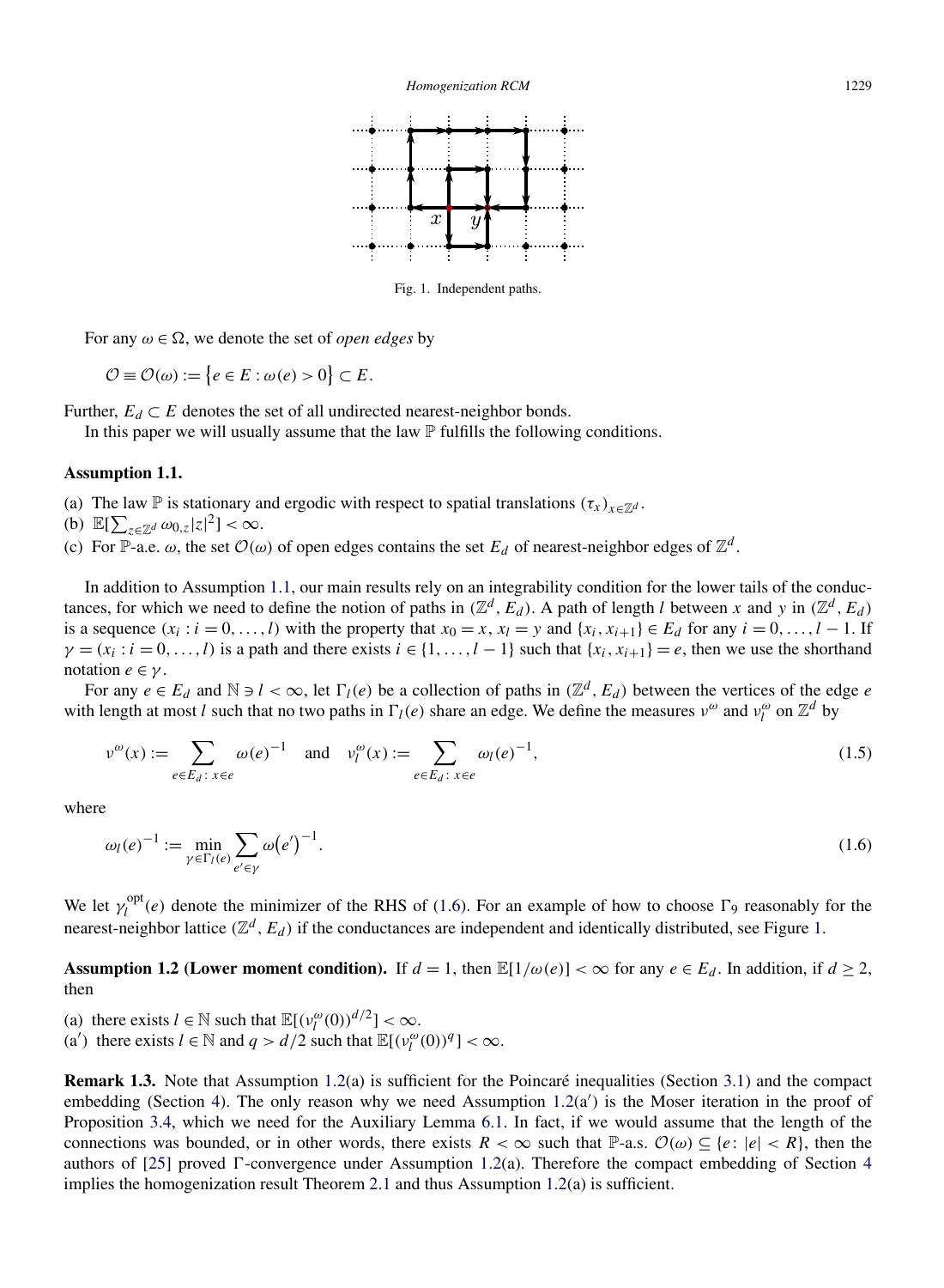Fig. 1. Independent paths.

For any $\omega \in \Omega$, we denote the set of *open edges* by

$$\mathcal{O} \equiv \mathcal{O}(\omega) := \{e \in E : \omega(e) > 0\} \subset E.$$

Further, $E_d \subset E$ denotes the set of all undirected nearest-neighbor bonds.

In this paper we will usually assume that the law $\mathbb{P}$ fulfills the following conditions.

**Assumption 1.1.**

(a) The law $\mathbb{P}$ is stationary and ergodic with respect to spatial translations $(\tau_x)_{x \in \mathbb{Z}^d}$.
(b) $\mathbb{E}[\sum_{z \in \mathbb{Z}^d} \omega_{0,z} |z|^2] < \infty$.
(c) For $\mathbb{P}$-a.e. $\omega$, the set $\mathcal{O}(\omega)$ of open edges contains the set $E_d$ of nearest-neighbor edges of $\mathbb{Z}^d$.

In addition to Assumption 1.1, our main results rely on an integrability condition for the lower tails of the conductances, for which we need to define the notion of paths in $(\mathbb{Z}^d, E_d)$. A path of length $l$ between $x$ and $y$ in $(\mathbb{Z}^d, E_d)$ is a sequence $(x_i : i = 0, \dots, l)$ with the property that $x_0 = x$, $x_l = y$ and $\{x_i, x_{i+1}\} \in E_d$ for any $i = 0, \dots, l-1$. If $\gamma = (x_i : i = 0, \dots, l)$ is a path and there exists $i \in \{1, \dots, l-1\}$ such that $\{x_i, x_{i+1}\} = e$, then we use the shorthand notation $e \in \gamma$.

For any $e \in E_d$ and $\mathbb{N} \ni l < \infty$, let $\Gamma_l(e)$ be a collection of paths in $(\mathbb{Z}^d, E_d)$ between the vertices of the edge $e$ with length at most $l$ such that no two paths in $\Gamma_l(e)$ share an edge. We define the measures $\nu^\omega$ and $\nu_l^\omega$ on $\mathbb{Z}^d$ by

$$\nu^\omega(x) := \sum_{e \in E_d : x \in e} \omega(e)^{-1} \quad \text{and} \quad \nu_l^\omega(x) := \sum_{e \in E_d : x \in e} \omega_l(e)^{-1}, \tag{1.5}$$

where

$$\omega_l(e)^{-1} := \min_{\gamma \in \Gamma_l(e)} \sum_{e' \in \gamma} \omega(e')^{-1}. \tag{1.6}$$

We let $\gamma_l^{\text{opt}}(e)$ denote the minimizer of the RHS of (1.6). For an example of how to choose $\Gamma_9$ reasonably for the nearest-neighbor lattice $(\mathbb{Z}^d, E_d)$ if the conductances are independent and identically distributed, see Figure 1.

**Assumption 1.2 (Lower moment condition).** If $d = 1$, then $\mathbb{E}[1/\omega(e)] < \infty$ for any $e \in E_d$. In addition, if $d \geq 2$, then

(a) there exists $l \in \mathbb{N}$ such that $\mathbb{E}[(\nu_l^\omega(0))^{d/2}] < \infty$.
(a′) there exists $l \in \mathbb{N}$ and $q > d/2$ such that $\mathbb{E}[(\nu_l^\omega(0))^q] < \infty$.

**Remark 1.3.** Note that Assumption 1.2(a) is sufficient for the Poincaré inequalities (Section 3.1) and the compact embedding (Section 4). The only reason why we need Assumption 1.2(a′) is the Moser iteration in the proof of Proposition 3.4, which we need for the Auxiliary Lemma 6.1. In fact, if we would assume that the length of the connections was bounded, or in other words, there exists $R < \infty$ such that $\mathbb{P}$-a.s. $\mathcal{O}(\omega) \subseteq \{e : |e| < R\}$, then the authors of [25] proved $\Gamma$-convergence under Assumption 1.2(a). Therefore the compact embedding of Section 4 implies the homogenization result Theorem 2.1 and thus Assumption 1.2(a) is sufficient.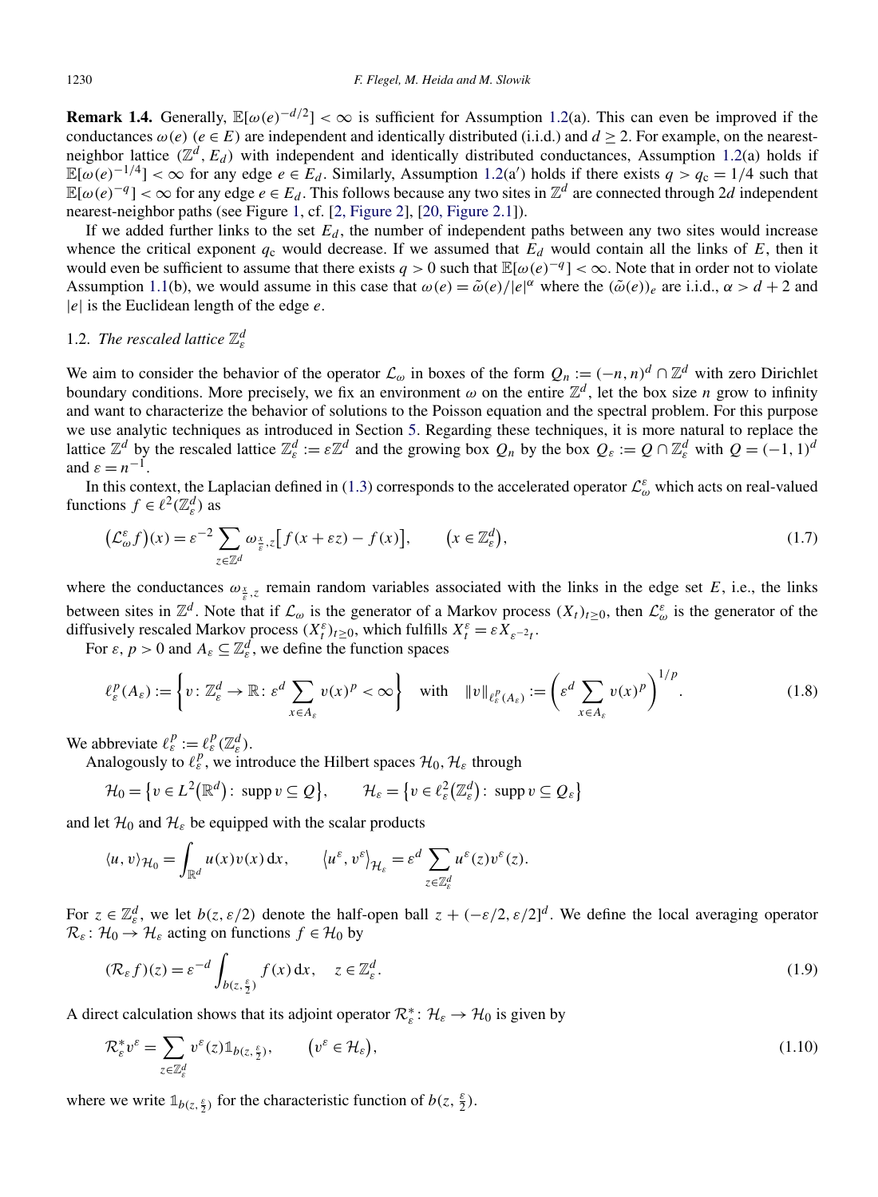**Remark 1.4.** Generally, $\mathbb{E}[\omega(e)^{-d/2}] < \infty$ is sufficient for Assumption 1.2(a). This can even be improved if the conductances $\omega(e)$ ($e \in E$) are independent and identically distributed (i.i.d.) and $d \geq 2$. For example, on the nearest-neighbor lattice $(\mathbb{Z}^d, E_d)$ with independent and identically distributed conductances, Assumption 1.2(a) holds if $\mathbb{E}[\omega(e)^{-1/4}] < \infty$ for any edge $e \in E_d$. Similarly, Assumption 1.2(a′) holds if there exists $q > q_c = 1/4$ such that $\mathbb{E}[\omega(e)^{-q}] < \infty$ for any edge $e \in E_d$. This follows because any two sites in $\mathbb{Z}^d$ are connected through $2d$ independent nearest-neighbor paths (see Figure 1, cf. [2, Figure 2], [20, Figure 2.1]).

If we added further links to the set $E_d$, the number of independent paths between any two sites would increase whence the critical exponent $q_c$ would decrease. If we assumed that $E_d$ would contain all the links of $E$, then it would even be sufficient to assume that there exists $q > 0$ such that $\mathbb{E}[\omega(e)^{-q}] < \infty$. Note that in order not to violate Assumption 1.1(b), we would assume in this case that $\omega(e) = \tilde{\omega}(e)/|e|^{\alpha}$ where the $(\tilde{\omega}(e))_e$ are i.i.d., $\alpha > d + 2$ and $|e|$ is the Euclidean length of the edge $e$.

## 1.2. *The rescaled lattice* $\mathbb{Z}^d_\varepsilon$

We aim to consider the behavior of the operator $\mathcal{L}_\omega$ in boxes of the form $Q_n := (-n, n)^d \cap \mathbb{Z}^d$ with zero Dirichlet boundary conditions. More precisely, we fix an environment $\omega$ on the entire $\mathbb{Z}^d$, let the box size $n$ grow to infinity and want to characterize the behavior of solutions to the Poisson equation and the spectral problem. For this purpose we use analytic techniques as introduced in Section 5. Regarding these techniques, it is more natural to replace the lattice $\mathbb{Z}^d$ by the rescaled lattice $\mathbb{Z}^d_\varepsilon := \varepsilon\mathbb{Z}^d$ and the growing box $Q_n$ by the box $Q_\varepsilon := Q \cap \mathbb{Z}^d_\varepsilon$ with $Q = (-1, 1)^d$ and $\varepsilon = n^{-1}$.

In this context, the Laplacian defined in (1.3) corresponds to the accelerated operator $\mathcal{L}^\varepsilon_\omega$ which acts on real-valued functions $f \in \ell^2(\mathbb{Z}^d_\varepsilon)$ as

$$\big(\mathcal{L}^\varepsilon_\omega f\big)(x) = \varepsilon^{-2} \sum_{z \in \mathbb{Z}^d} \omega_{\frac{x}{\varepsilon}, z}\big[f(x + \varepsilon z) - f(x)\big], \qquad \big(x \in \mathbb{Z}^d_\varepsilon\big), \tag{1.7}$$

where the conductances $\omega_{\frac{x}{\varepsilon}, z}$ remain random variables associated with the links in the edge set $E$, i.e., the links between sites in $\mathbb{Z}^d$. Note that if $\mathcal{L}_\omega$ is the generator of a Markov process $(X_t)_{t \geq 0}$, then $\mathcal{L}^\varepsilon_\omega$ is the generator of the diffusively rescaled Markov process $(X^\varepsilon_t)_{t \geq 0}$, which fulfills $X^\varepsilon_t = \varepsilon X_{\varepsilon^{-2}t}$.

For $\varepsilon, p > 0$ and $A_\varepsilon \subseteq \mathbb{Z}^d_\varepsilon$, we define the function spaces

$$\ell^p_\varepsilon(A_\varepsilon) := \bigg\{v \colon \mathbb{Z}^d_\varepsilon \to \mathbb{R} \colon \varepsilon^d \sum_{x \in A_\varepsilon} v(x)^p < \infty\bigg\} \quad \text{with} \quad \|v\|_{\ell^p_\varepsilon(A_\varepsilon)} := \bigg(\varepsilon^d \sum_{x \in A_\varepsilon} v(x)^p\bigg)^{1/p}. \tag{1.8}$$

We abbreviate $\ell^p_\varepsilon := \ell^p_\varepsilon(\mathbb{Z}^d_\varepsilon)$.

Analogously to $\ell^p_\varepsilon$, we introduce the Hilbert spaces $\mathcal{H}_0, \mathcal{H}_\varepsilon$ through

$$\mathcal{H}_0 = \big\{v \in L^2\big(\mathbb{R}^d\big) \colon \operatorname{supp} v \subseteq Q\big\}, \qquad \mathcal{H}_\varepsilon = \big\{v \in \ell^2_\varepsilon\big(\mathbb{Z}^d_\varepsilon\big) \colon \operatorname{supp} v \subseteq Q_\varepsilon\big\}$$

and let $\mathcal{H}_0$ and $\mathcal{H}_\varepsilon$ be equipped with the scalar products

$$\langle u, v\rangle_{\mathcal{H}_0} = \int_{\mathbb{R}^d} u(x)v(x)\,\mathrm{d}x, \qquad \big\langle u^\varepsilon, v^\varepsilon\big\rangle_{\mathcal{H}_\varepsilon} = \varepsilon^d \sum_{z \in \mathbb{Z}^d_\varepsilon} u^\varepsilon(z)v^\varepsilon(z).$$

For $z \in \mathbb{Z}^d_\varepsilon$, we let $b(z, \varepsilon/2)$ denote the half-open ball $z + (-\varepsilon/2, \varepsilon/2]^d$. We define the local averaging operator $\mathcal{R}_\varepsilon \colon \mathcal{H}_0 \to \mathcal{H}_\varepsilon$ acting on functions $f \in \mathcal{H}_0$ by

$$(\mathcal{R}_\varepsilon f)(z) = \varepsilon^{-d} \int_{b(z, \frac{\varepsilon}{2})} f(x)\,\mathrm{d}x, \quad z \in \mathbb{Z}^d_\varepsilon. \tag{1.9}$$

A direct calculation shows that its adjoint operator $\mathcal{R}^*_\varepsilon \colon \mathcal{H}_\varepsilon \to \mathcal{H}_0$ is given by

$$\mathcal{R}^*_\varepsilon v^\varepsilon = \sum_{z \in \mathbb{Z}^d_\varepsilon} v^\varepsilon(z)\mathbb{1}_{b(z, \frac{\varepsilon}{2})}, \qquad \big(v^\varepsilon \in \mathcal{H}_\varepsilon\big), \tag{1.10}$$

where we write $\mathbb{1}_{b(z, \frac{\varepsilon}{2})}$ for the characteristic function of $b(z, \frac{\varepsilon}{2})$.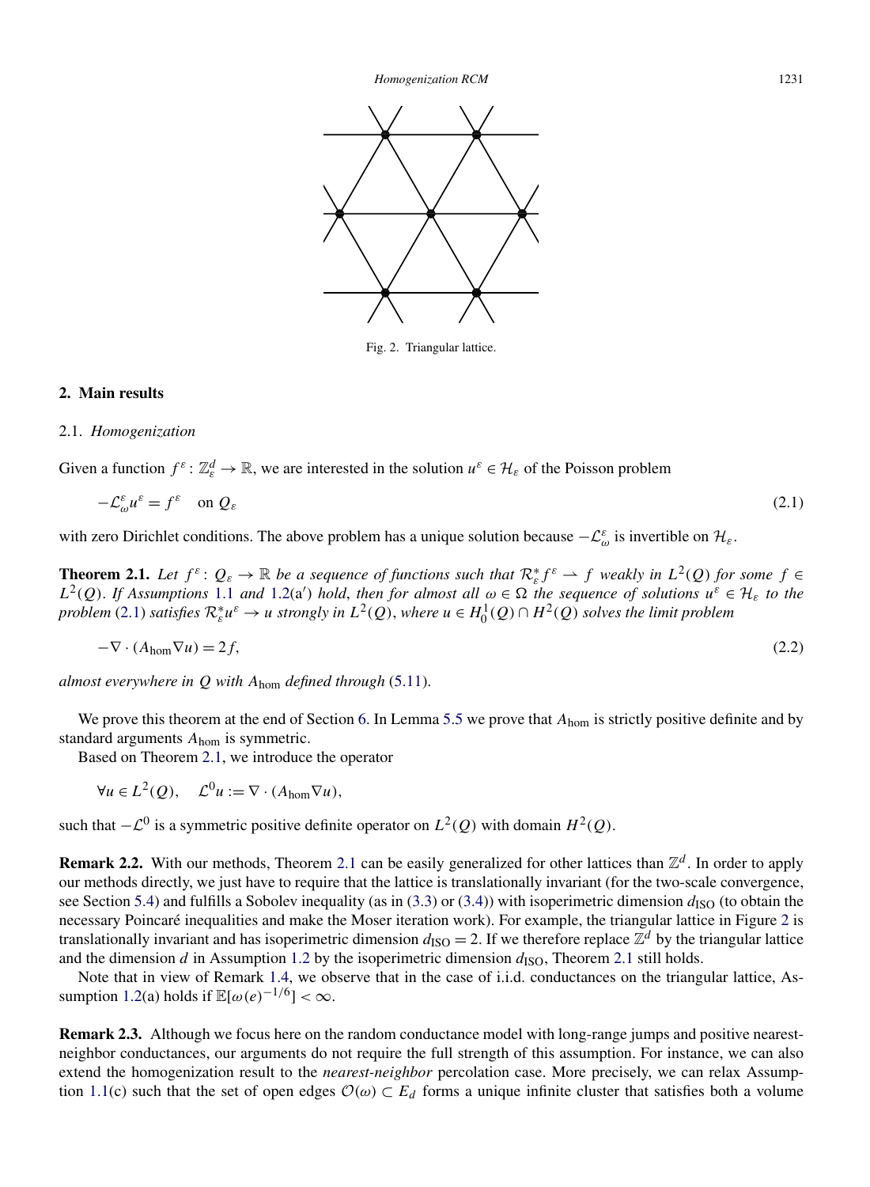Fig. 2. Triangular lattice.

## 2. Main results

### 2.1. *Homogenization*

Given a function $f^\varepsilon : \mathbb{Z}_\varepsilon^d \to \mathbb{R}$, we are interested in the solution $u^\varepsilon \in \mathcal{H}_\varepsilon$ of the Poisson problem

$$-\mathcal{L}_\omega^\varepsilon u^\varepsilon = f^\varepsilon \quad \text{on } Q_\varepsilon \tag{2.1}$$

with zero Dirichlet conditions. The above problem has a unique solution because $-\mathcal{L}_\omega^\varepsilon$ is invertible on $\mathcal{H}_\varepsilon$.

**Theorem 2.1.** *Let $f^\varepsilon : Q_\varepsilon \to \mathbb{R}$ be a sequence of functions such that $\mathcal{R}_\varepsilon^* f^\varepsilon \rightharpoonup f$ weakly in $L^2(Q)$ for some $f \in L^2(Q)$. If Assumptions 1.1 and 1.2(a′) hold, then for almost all $\omega \in \Omega$ the sequence of solutions $u^\varepsilon \in \mathcal{H}_\varepsilon$ to the problem (2.1) satisfies $\mathcal{R}_\varepsilon^* u^\varepsilon \to u$ strongly in $L^2(Q)$, where $u \in H_0^1(Q) \cap H^2(Q)$ solves the limit problem*

$$-\nabla \cdot (A_{\text{hom}} \nabla u) = 2f, \tag{2.2}$$

*almost everywhere in $Q$ with $A_{\text{hom}}$ defined through (5.11).*

We prove this theorem at the end of Section 6. In Lemma 5.5 we prove that $A_{\text{hom}}$ is strictly positive definite and by standard arguments $A_{\text{hom}}$ is symmetric.

Based on Theorem 2.1, we introduce the operator

$$\forall u \in L^2(Q), \quad \mathcal{L}^0 u := \nabla \cdot (A_{\text{hom}} \nabla u),$$

such that $-\mathcal{L}^0$ is a symmetric positive definite operator on $L^2(Q)$ with domain $H^2(Q)$.

**Remark 2.2.** With our methods, Theorem 2.1 can be easily generalized for other lattices than $\mathbb{Z}^d$. In order to apply our methods directly, we just have to require that the lattice is translationally invariant (for the two-scale convergence, see Section 5.4) and fulfills a Sobolev inequality (as in (3.3) or (3.4)) with isoperimetric dimension $d_{\text{ISO}}$ (to obtain the necessary Poincaré inequalities and make the Moser iteration work). For example, the triangular lattice in Figure 2 is translationally invariant and has isoperimetric dimension $d_{\text{ISO}} = 2$. If we therefore replace $\mathbb{Z}^d$ by the triangular lattice and the dimension $d$ in Assumption 1.2 by the isoperimetric dimension $d_{\text{ISO}}$, Theorem 2.1 still holds.

Note that in view of Remark 1.4, we observe that in the case of i.i.d. conductances on the triangular lattice, Assumption 1.2(a) holds if $\mathbb{E}[\omega(e)^{-1/6}] < \infty$.

**Remark 2.3.** Although we focus here on the random conductance model with long-range jumps and positive nearest-neighbor conductances, our arguments do not require the full strength of this assumption. For instance, we can also extend the homogenization result to the *nearest-neighbor* percolation case. More precisely, we can relax Assumption 1.1(c) such that the set of open edges $\mathcal{O}(\omega) \subset E_d$ forms a unique infinite cluster that satisfies both a volume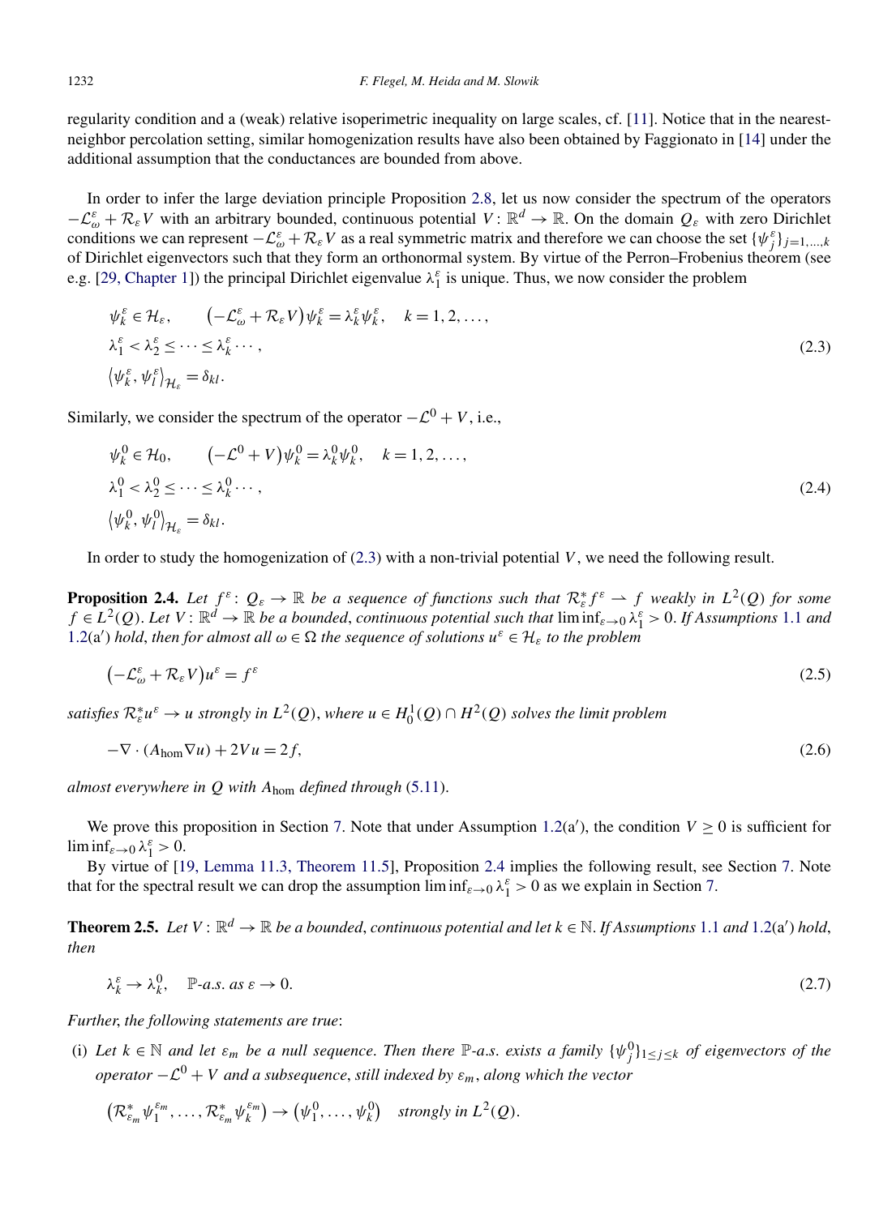regularity condition and a (weak) relative isoperimetric inequality on large scales, cf. [11]. Notice that in the nearest-neighbor percolation setting, similar homogenization results have also been obtained by Faggionato in [14] under the additional assumption that the conductances are bounded from above.

In order to infer the large deviation principle Proposition 2.8, let us now consider the spectrum of the operators $-\mathcal{L}^\varepsilon_\omega + \mathcal{R}_\varepsilon V$ with an arbitrary bounded, continuous potential $V\colon \mathbb{R}^d \to \mathbb{R}$. On the domain $Q_\varepsilon$ with zero Dirichlet conditions we can represent $-\mathcal{L}^\varepsilon_\omega + \mathcal{R}_\varepsilon V$ as a real symmetric matrix and therefore we can choose the set $\{\psi^\varepsilon_j\}_{j=1,\dots,k}$ of Dirichlet eigenvectors such that they form an orthonormal system. By virtue of the Perron–Frobenius theorem (see e.g. [29, Chapter 1]) the principal Dirichlet eigenvalue $\lambda^\varepsilon_1$ is unique. Thus, we now consider the problem

$$
\begin{aligned}
&\psi^\varepsilon_k \in \mathcal{H}_\varepsilon, \qquad \big(-\mathcal{L}^\varepsilon_\omega + \mathcal{R}_\varepsilon V\big)\psi^\varepsilon_k = \lambda^\varepsilon_k \psi^\varepsilon_k, \quad k = 1, 2, \dots, \\
&\lambda^\varepsilon_1 < \lambda^\varepsilon_2 \le \dots \le \lambda^\varepsilon_k \cdots, \\
&\langle \psi^\varepsilon_k, \psi^\varepsilon_l \rangle_{\mathcal{H}_\varepsilon} = \delta_{kl}.
\end{aligned}
\tag{2.3}
$$

Similarly, we consider the spectrum of the operator $-\mathcal{L}^0 + V$, i.e.,

$$
\begin{aligned}
&\psi^0_k \in \mathcal{H}_0, \qquad \big(-\mathcal{L}^0 + V\big)\psi^0_k = \lambda^0_k \psi^0_k, \quad k = 1, 2, \dots, \\
&\lambda^0_1 < \lambda^0_2 \le \dots \le \lambda^0_k \cdots, \\
&\langle \psi^0_k, \psi^0_l \rangle_{\mathcal{H}_\varepsilon} = \delta_{kl}.
\end{aligned}
\tag{2.4}
$$

In order to study the homogenization of (2.3) with a non-trivial potential $V$, we need the following result.

**Proposition 2.4.** *Let $f^\varepsilon\colon Q_\varepsilon \to \mathbb{R}$ be a sequence of functions such that $\mathcal{R}^*_\varepsilon f^\varepsilon \rightharpoonup f$ weakly in $L^2(Q)$ for some $f \in L^2(Q)$. Let $V\colon \mathbb{R}^d \to \mathbb{R}$ be a bounded, continuous potential such that $\liminf_{\varepsilon\to 0} \lambda^\varepsilon_1 > 0$. If Assumptions 1.1 and 1.2(a′) hold, then for almost all $\omega \in \Omega$ the sequence of solutions $u^\varepsilon \in \mathcal{H}_\varepsilon$ to the problem*

$$
\big(-\mathcal{L}^\varepsilon_\omega + \mathcal{R}_\varepsilon V\big)u^\varepsilon = f^\varepsilon
\tag{2.5}
$$

*satisfies $\mathcal{R}^*_\varepsilon u^\varepsilon \to u$ strongly in $L^2(Q)$, where $u \in H^1_0(Q) \cap H^2(Q)$ solves the limit problem*

$$
-\nabla \cdot (A_{\mathrm{hom}} \nabla u) + 2Vu = 2f,
\tag{2.6}
$$

*almost everywhere in $Q$ with $A_{\mathrm{hom}}$ defined through (5.11).*

We prove this proposition in Section 7. Note that under Assumption 1.2(a′), the condition $V \ge 0$ is sufficient for $\liminf_{\varepsilon\to 0} \lambda^\varepsilon_1 > 0$.

By virtue of [19, Lemma 11.3, Theorem 11.5], Proposition 2.4 implies the following result, see Section 7. Note that for the spectral result we can drop the assumption $\liminf_{\varepsilon\to 0} \lambda^\varepsilon_1 > 0$ as we explain in Section 7.

**Theorem 2.5.** *Let $V\colon \mathbb{R}^d \to \mathbb{R}$ be a bounded, continuous potential and let $k \in \mathbb{N}$. If Assumptions 1.1 and 1.2(a′) hold, then*

$$
\lambda^\varepsilon_k \to \lambda^0_k, \quad \mathbb{P}\text{-a.s. as } \varepsilon \to 0.
\tag{2.7}
$$

*Further, the following statements are true:*

(i) *Let $k \in \mathbb{N}$ and let $\varepsilon_m$ be a null sequence. Then there $\mathbb{P}$-a.s. exists a family $\{\psi^0_j\}_{1\le j\le k}$ of eigenvectors of the operator $-\mathcal{L}^0 + V$ and a subsequence, still indexed by $\varepsilon_m$, along which the vector*

$$
\big(\mathcal{R}^*_{\varepsilon_m}\psi^{\varepsilon_m}_1, \dots, \mathcal{R}^*_{\varepsilon_m}\psi^{\varepsilon_m}_k\big) \to \big(\psi^0_1, \dots, \psi^0_k\big) \quad \textit{strongly in } L^2(Q).
$$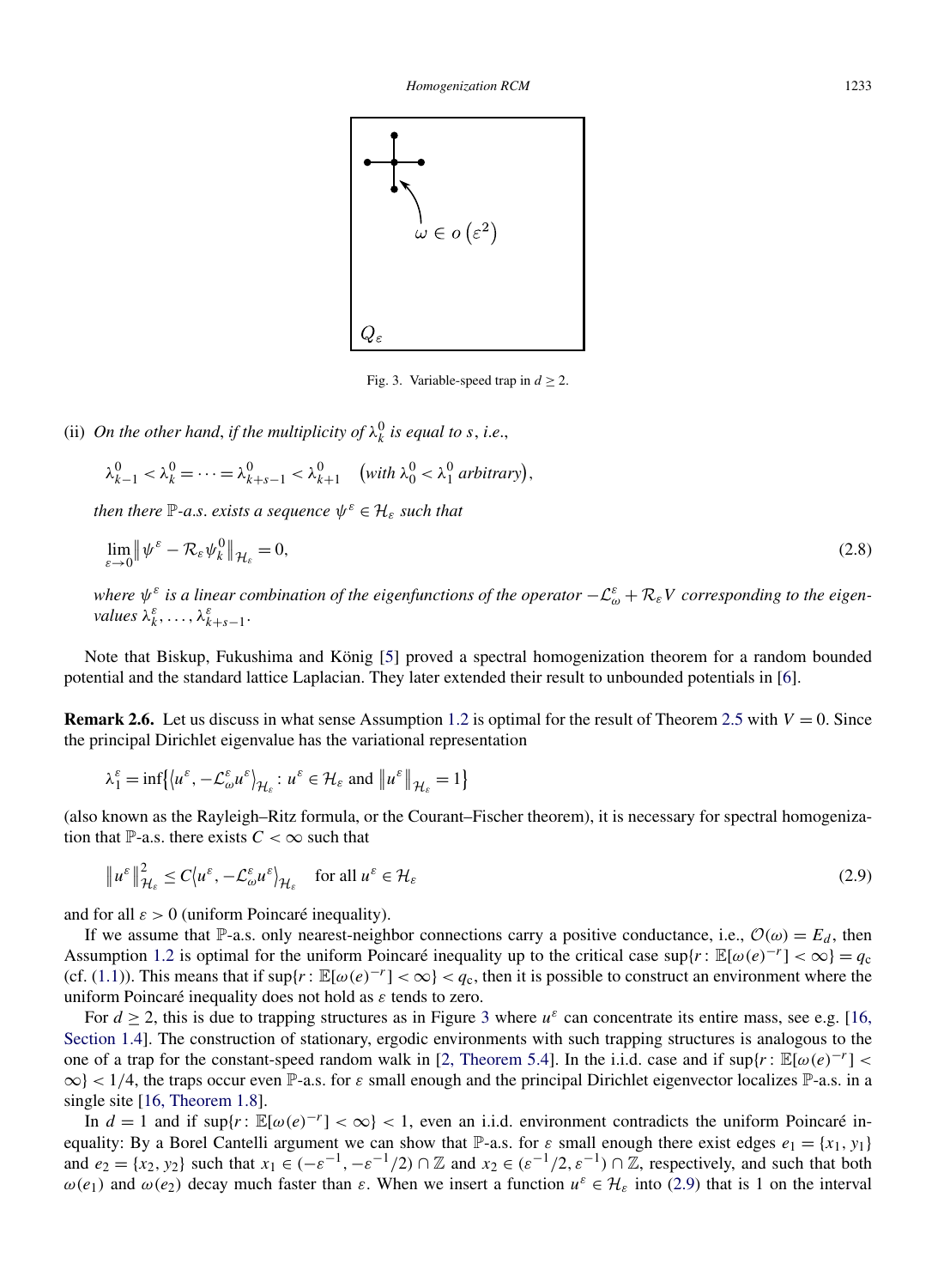Fig. 3. Variable-speed trap in $d \geq 2$.

(ii) *On the other hand, if the multiplicity of* $\lambda_k^0$ *is equal to* $s$, *i.e.*,

$$\lambda_{k-1}^0 < \lambda_k^0 = \cdots = \lambda_{k+s-1}^0 < \lambda_{k+1}^0 \quad \big(\textit{with } \lambda_0^0 < \lambda_1^0 \textit{ arbitrary}\big),$$

*then there* $\mathbb{P}$*-a.s. exists a sequence* $\psi^\varepsilon \in \mathcal{H}_\varepsilon$ *such that*

$$\lim_{\varepsilon \to 0} \big\| \psi^\varepsilon - \mathcal{R}_\varepsilon \psi_k^0 \big\|_{\mathcal{H}_\varepsilon} = 0, \tag{2.8}$$

*where* $\psi^\varepsilon$ *is a linear combination of the eigenfunctions of the operator* $-\mathcal{L}_\omega^\varepsilon + \mathcal{R}_\varepsilon V$ *corresponding to the eigenvalues* $\lambda_k^\varepsilon, \ldots, \lambda_{k+s-1}^\varepsilon$.

Note that Biskup, Fukushima and König [5] proved a spectral homogenization theorem for a random bounded potential and the standard lattice Laplacian. They later extended their result to unbounded potentials in [6].

**Remark 2.6.** Let us discuss in what sense Assumption 1.2 is optimal for the result of Theorem 2.5 with $V = 0$. Since the principal Dirichlet eigenvalue has the variational representation

$$\lambda_1^\varepsilon = \inf\big\{\langle u^\varepsilon, -\mathcal{L}_\omega^\varepsilon u^\varepsilon \rangle_{\mathcal{H}_\varepsilon} : u^\varepsilon \in \mathcal{H}_\varepsilon \text{ and } \big\|u^\varepsilon\big\|_{\mathcal{H}_\varepsilon} = 1\big\}$$

(also known as the Rayleigh–Ritz formula, or the Courant–Fischer theorem), it is necessary for spectral homogenization that $\mathbb{P}$-a.s. there exists $C < \infty$ such that

$$\big\|u^\varepsilon\big\|_{\mathcal{H}_\varepsilon}^2 \leq C \langle u^\varepsilon, -\mathcal{L}_\omega^\varepsilon u^\varepsilon \rangle_{\mathcal{H}_\varepsilon} \quad \text{for all } u^\varepsilon \in \mathcal{H}_\varepsilon \tag{2.9}$$

and for all $\varepsilon > 0$ (uniform Poincaré inequality).

If we assume that $\mathbb{P}$-a.s. only nearest-neighbor connections carry a positive conductance, i.e., $\mathcal{O}(\omega) = E_d$, then Assumption 1.2 is optimal for the uniform Poincaré inequality up to the critical case $\sup\{r : \mathbb{E}[\omega(e)^{-r}] < \infty\} = q_c$ (cf. (1.1)). This means that if $\sup\{r : \mathbb{E}[\omega(e)^{-r}] < \infty\} < q_c$, then it is possible to construct an environment where the uniform Poincaré inequality does not hold as $\varepsilon$ tends to zero.

For $d \geq 2$, this is due to trapping structures as in Figure 3 where $u^\varepsilon$ can concentrate its entire mass, see e.g. [16, Section 1.4]. The construction of stationary, ergodic environments with such trapping structures is analogous to the one of a trap for the constant-speed random walk in [2, Theorem 5.4]. In the i.i.d. case and if $\sup\{r : \mathbb{E}[\omega(e)^{-r}] < \infty\} < 1/4$, the traps occur even $\mathbb{P}$-a.s. for $\varepsilon$ small enough and the principal Dirichlet eigenvector localizes $\mathbb{P}$-a.s. in a single site [16, Theorem 1.8].

In $d = 1$ and if $\sup\{r : \mathbb{E}[\omega(e)^{-r}] < \infty\} < 1$, even an i.i.d. environment contradicts the uniform Poincaré inequality: By a Borel Cantelli argument we can show that $\mathbb{P}$-a.s. for $\varepsilon$ small enough there exist edges $e_1 = \{x_1, y_1\}$ and $e_2 = \{x_2, y_2\}$ such that $x_1 \in (-\varepsilon^{-1}, -\varepsilon^{-1}/2) \cap \mathbb{Z}$ and $x_2 \in (\varepsilon^{-1}/2, \varepsilon^{-1}) \cap \mathbb{Z}$, respectively, and such that both $\omega(e_1)$ and $\omega(e_2)$ decay much faster than $\varepsilon$. When we insert a function $u^\varepsilon \in \mathcal{H}_\varepsilon$ into (2.9) that is 1 on the interval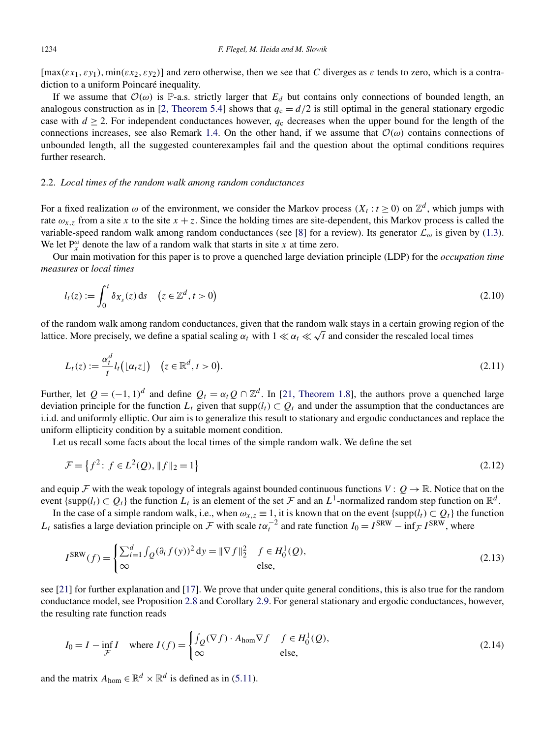$[\max(\varepsilon x_1, \varepsilon y_1), \min(\varepsilon x_2, \varepsilon y_2)]$ and zero otherwise, then we see that $C$ diverges as $\varepsilon$ tends to zero, which is a contradiction to a uniform Poincaré inequality.

If we assume that $\mathcal{O}(\omega)$ is $\mathbb{P}$-a.s. strictly larger that $E_d$ but contains only connections of bounded length, an analogous construction as in [2, Theorem 5.4] shows that $q_c = d/2$ is still optimal in the general stationary ergodic case with $d \geq 2$. For independent conductances however, $q_c$ decreases when the upper bound for the length of the connections increases, see also Remark 1.4. On the other hand, if we assume that $\mathcal{O}(\omega)$ contains connections of unbounded length, all the suggested counterexamples fail and the question about the optimal conditions requires further research.

## 2.2. *Local times of the random walk among random conductances*

For a fixed realization $\omega$ of the environment, we consider the Markov process $(X_t : t \geq 0)$ on $\mathbb{Z}^d$, which jumps with rate $\omega_{x,z}$ from a site $x$ to the site $x+z$. Since the holding times are site-dependent, this Markov process is called the variable-speed random walk among random conductances (see [8] for a review). Its generator $\mathcal{L}_\omega$ is given by (1.3). We let $\mathrm{P}_x^\omega$ denote the law of a random walk that starts in site $x$ at time zero.

Our main motivation for this paper is to prove a quenched large deviation principle (LDP) for the *occupation time measures* or *local times*

$$l_t(z) := \int_0^t \delta_{X_s}(z)\,\mathrm{d}s \quad \big(z \in \mathbb{Z}^d, t > 0\big) \tag{2.10}$$

of the random walk among random conductances, given that the random walk stays in a certain growing region of the lattice. More precisely, we define a spatial scaling $\alpha_t$ with $1 \ll \alpha_t \ll \sqrt{t}$ and consider the rescaled local times

$$L_t(z) := \frac{\alpha_t^d}{t} l_t\big(\lfloor \alpha_t z \rfloor\big) \quad \big(z \in \mathbb{R}^d, t > 0\big). \tag{2.11}$$

Further, let $Q = (-1,1)^d$ and define $Q_t = \alpha_t Q \cap \mathbb{Z}^d$. In [21, Theorem 1.8], the authors prove a quenched large deviation principle for the function $L_t$ given that $\operatorname{supp}(l_t) \subset Q_t$ and under the assumption that the conductances are i.i.d. and uniformly elliptic. Our aim is to generalize this result to stationary and ergodic conductances and replace the uniform ellipticity condition by a suitable moment condition.

Let us recall some facts about the local times of the simple random walk. We define the set

$$\mathcal{F} = \big\{ f^2 : f \in L^2(Q), \|f\|_2 = 1 \big\} \tag{2.12}$$

and equip $\mathcal{F}$ with the weak topology of integrals against bounded continuous functions $V : Q \to \mathbb{R}$. Notice that on the event $\{\operatorname{supp}(l_t) \subset Q_t\}$ the function $L_t$ is an element of the set $\mathcal{F}$ and an $L^1$-normalized random step function on $\mathbb{R}^d$.

In the case of a simple random walk, i.e., when $\omega_{x,z} \equiv 1$, it is known that on the event $\{\operatorname{supp}(l_t) \subset Q_t\}$ the function $L_t$ satisfies a large deviation principle on $\mathcal{F}$ with scale $t\alpha_t^{-2}$ and rate function $I_0 = I^{\mathrm{SRW}} - \inf_{\mathcal{F}} I^{\mathrm{SRW}}$, where

$$I^{\mathrm{SRW}}(f) = \begin{cases} \sum_{i=1}^d \int_Q (\partial_i f(y))^2\,\mathrm{d}y = \|\nabla f\|_2^2 & f \in H_0^1(Q), \\ \infty & \text{else}, \end{cases} \tag{2.13}$$

see [21] for further explanation and [17]. We prove that under quite general conditions, this is also true for the random conductance model, see Proposition 2.8 and Corollary 2.9. For general stationary and ergodic conductances, however, the resulting rate function reads

$$I_0 = I - \inf_{\mathcal{F}} I \quad \text{where } I(f) = \begin{cases} \int_Q (\nabla f) \cdot A_{\mathrm{hom}} \nabla f & f \in H_0^1(Q), \\ \infty & \text{else}, \end{cases} \tag{2.14}$$

and the matrix $A_{\mathrm{hom}} \in \mathbb{R}^d \times \mathbb{R}^d$ is defined as in (5.11).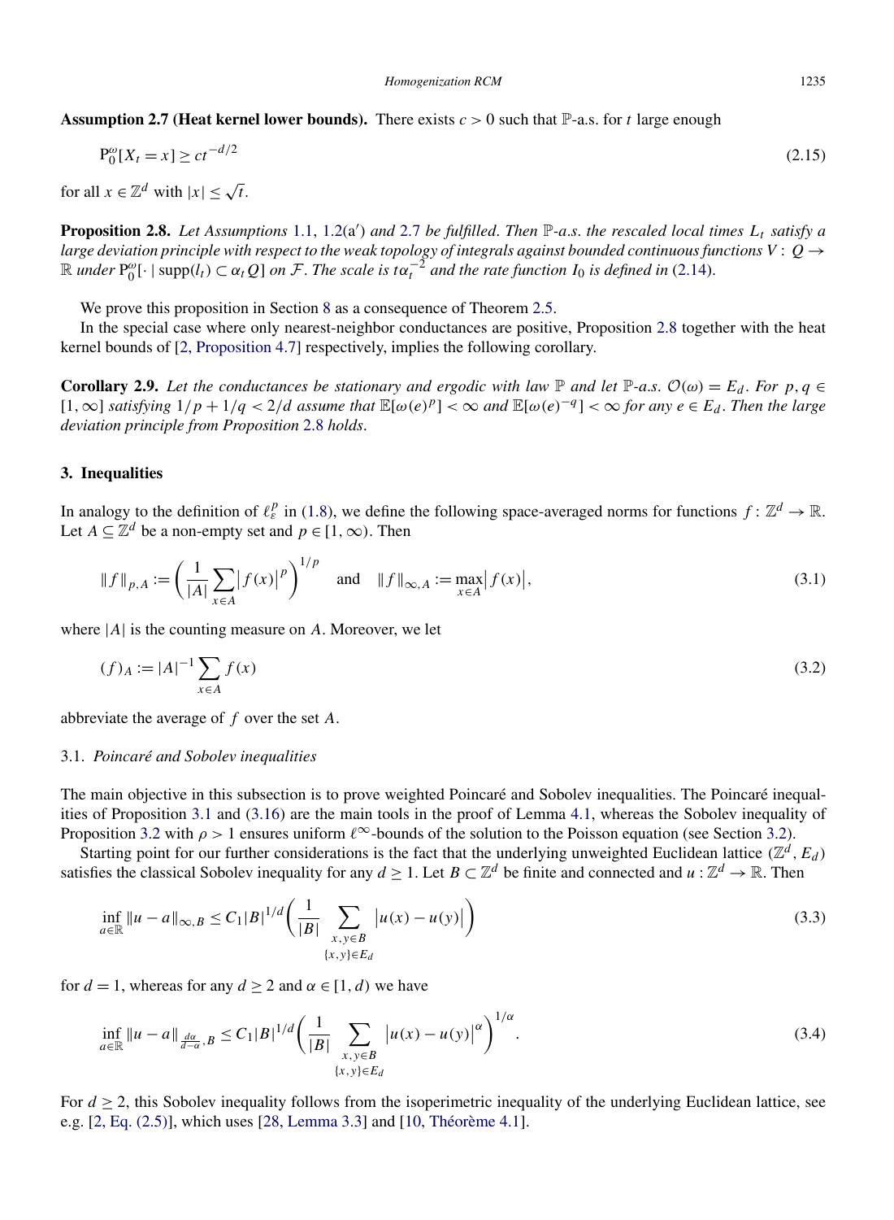**Assumption 2.7 (Heat kernel lower bounds).** There exists $c > 0$ such that $\mathbb{P}$-a.s. for $t$ large enough

$$\mathrm{P}_0^\omega[X_t = x] \geq c t^{-d/2} \tag{2.15}$$

for all $x \in \mathbb{Z}^d$ with $|x| \leq \sqrt{t}$.

**Proposition 2.8.** *Let Assumptions 1.1, 1.2(a′) and 2.7 be fulfilled. Then $\mathbb{P}$-a.s. the rescaled local times $L_t$ satisfy a large deviation principle with respect to the weak topology of integrals against bounded continuous functions $V : Q \to \mathbb{R}$ under $\mathrm{P}_0^\omega[\cdot \mid \mathrm{supp}(l_t) \subset \alpha_t Q]$ on $\mathcal{F}$. The scale is $t\alpha_t^{-2}$ and the rate function $I_0$ is defined in (2.14).*

We prove this proposition in Section 8 as a consequence of Theorem 2.5.

In the special case where only nearest-neighbor conductances are positive, Proposition 2.8 together with the heat kernel bounds of [2, Proposition 4.7] respectively, implies the following corollary.

**Corollary 2.9.** *Let the conductances be stationary and ergodic with law $\mathbb{P}$ and let $\mathbb{P}$-a.s. $\mathcal{O}(\omega) = E_d$. For $p, q \in [1, \infty]$ satisfying $1/p + 1/q < 2/d$ assume that $\mathbb{E}[\omega(e)^p] < \infty$ and $\mathbb{E}[\omega(e)^{-q}] < \infty$ for any $e \in E_d$. Then the large deviation principle from Proposition 2.8 holds.*

## 3. Inequalities

In analogy to the definition of $\ell_\varepsilon^p$ in (1.8), we define the following space-averaged norms for functions $f : \mathbb{Z}^d \to \mathbb{R}$. Let $A \subseteq \mathbb{Z}^d$ be a non-empty set and $p \in [1, \infty)$. Then

$$\|f\|_{p,A} := \left( \frac{1}{|A|} \sum_{x \in A} |f(x)|^p \right)^{1/p} \quad \text{and} \quad \|f\|_{\infty,A} := \max_{x \in A} |f(x)|, \tag{3.1}$$

where $|A|$ is the counting measure on $A$. Moreover, we let

$$(f)_A := |A|^{-1} \sum_{x \in A} f(x) \tag{3.2}$$

abbreviate the average of $f$ over the set $A$.

### 3.1. *Poincaré and Sobolev inequalities*

The main objective in this subsection is to prove weighted Poincaré and Sobolev inequalities. The Poincaré inequalities of Proposition 3.1 and (3.16) are the main tools in the proof of Lemma 4.1, whereas the Sobolev inequality of Proposition 3.2 with $\rho > 1$ ensures uniform $\ell^\infty$-bounds of the solution to the Poisson equation (see Section 3.2).

Starting point for our further considerations is the fact that the underlying unweighted Euclidean lattice $(\mathbb{Z}^d, E_d)$ satisfies the classical Sobolev inequality for any $d \geq 1$. Let $B \subset \mathbb{Z}^d$ be finite and connected and $u : \mathbb{Z}^d \to \mathbb{R}$. Then

$$\inf_{a \in \mathbb{R}} \|u - a\|_{\infty,B} \leq C_1 |B|^{1/d} \left( \frac{1}{|B|} \sum_{\substack{x,y \in B \\ \{x,y\} \in E_d}} |u(x) - u(y)| \right) \tag{3.3}$$

for $d = 1$, whereas for any $d \geq 2$ and $\alpha \in [1, d)$ we have

$$\inf_{a \in \mathbb{R}} \|u - a\|_{\frac{d\alpha}{d-\alpha},B} \leq C_1 |B|^{1/d} \left( \frac{1}{|B|} \sum_{\substack{x,y \in B \\ \{x,y\} \in E_d}} |u(x) - u(y)|^\alpha \right)^{1/\alpha}. \tag{3.4}$$

For $d \geq 2$, this Sobolev inequality follows from the isoperimetric inequality of the underlying Euclidean lattice, see e.g. [2, Eq. (2.5)], which uses [28, Lemma 3.3] and [10, Théorème 4.1].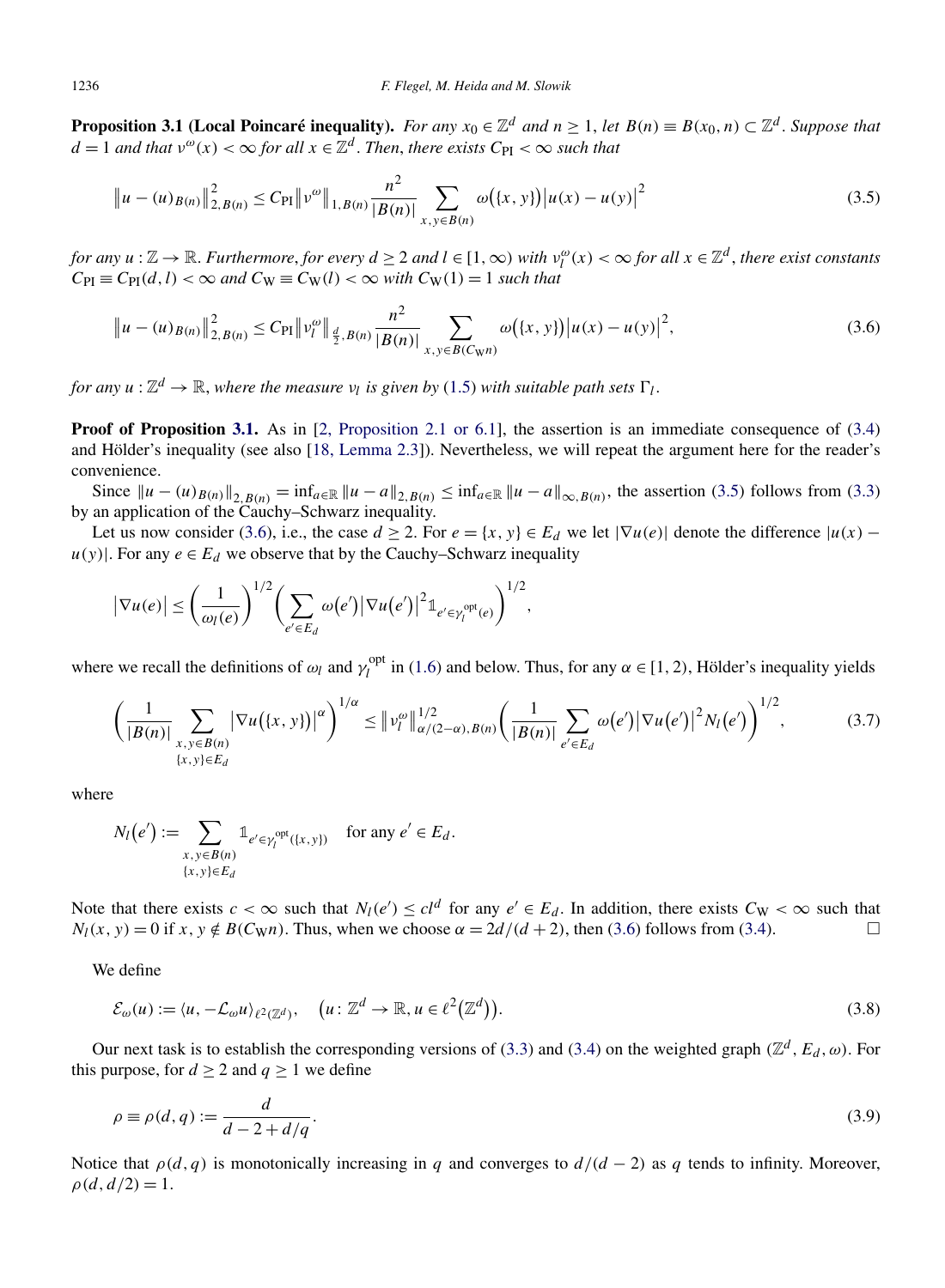**Proposition 3.1 (Local Poincaré inequality).** *For any $x_0 \in \mathbb{Z}^d$ and $n \geq 1$, let $B(n) \equiv B(x_0, n) \subset \mathbb{Z}^d$. Suppose that $d = 1$ and that $\nu^\omega(x) < \infty$ for all $x \in \mathbb{Z}^d$. Then, there exists $C_{\mathrm{PI}} < \infty$ such that*

$$\left\| u - (u)_{B(n)} \right\|_{2,B(n)}^2 \leq C_{\mathrm{PI}} \left\| \nu^\omega \right\|_{1,B(n)} \frac{n^2}{|B(n)|} \sum_{x,y \in B(n)} \omega\big(\{x,y\}\big) \left| u(x) - u(y) \right|^2 \tag{3.5}$$

*for any $u : \mathbb{Z} \to \mathbb{R}$. Furthermore, for every $d \geq 2$ and $l \in [1, \infty)$ with $\nu_l^\omega(x) < \infty$ for all $x \in \mathbb{Z}^d$, there exist constants $C_{\mathrm{PI}} \equiv C_{\mathrm{PI}}(d,l) < \infty$ and $C_{\mathrm{W}} \equiv C_{\mathrm{W}}(l) < \infty$ with $C_{\mathrm{W}}(1) = 1$ such that*

$$\left\| u - (u)_{B(n)} \right\|_{2,B(n)}^2 \leq C_{\mathrm{PI}} \left\| \nu_l^\omega \right\|_{\frac{d}{2},B(n)} \frac{n^2}{|B(n)|} \sum_{x,y \in B(C_{\mathrm{W}} n)} \omega\big(\{x,y\}\big) \left| u(x) - u(y) \right|^2, \tag{3.6}$$

*for any $u : \mathbb{Z}^d \to \mathbb{R}$, where the measure $\nu_l$ is given by (1.5) with suitable path sets $\Gamma_l$.*

**Proof of Proposition 3.1.** As in [2, Proposition 2.1 or 6.1], the assertion is an immediate consequence of (3.4) and Hölder's inequality (see also [18, Lemma 2.3]). Nevertheless, we will repeat the argument here for the reader's convenience.

Since $\|u - (u)_{B(n)}\|_{2,B(n)} = \inf_{a \in \mathbb{R}} \|u - a\|_{2,B(n)} \leq \inf_{a \in \mathbb{R}} \|u - a\|_{\infty,B(n)}$, the assertion (3.5) follows from (3.3) by an application of the Cauchy–Schwarz inequality.

Let us now consider (3.6), i.e., the case $d \geq 2$. For $e = \{x,y\} \in E_d$ we let $|\nabla u(e)|$ denote the difference $|u(x) - u(y)|$. For any $e \in E_d$ we observe that by the Cauchy–Schwarz inequality

$$\left|\nabla u(e)\right| \leq \left( \frac{1}{\omega_l(e)} \right)^{1/2} \left( \sum_{e' \in E_d} \omega\big(e'\big) \left|\nabla u\big(e'\big)\right|^2 \mathbb{1}_{e' \in \gamma_l^{\mathrm{opt}}(e)} \right)^{1/2},$$

where we recall the definitions of $\omega_l$ and $\gamma_l^{\mathrm{opt}}$ in (1.6) and below. Thus, for any $\alpha \in [1,2)$, Hölder's inequality yields

$$\left( \frac{1}{|B(n)|} \sum_{\substack{x,y \in B(n) \\ \{x,y\} \in E_d}} \left|\nabla u\big(\{x,y\}\big)\right|^\alpha \right)^{1/\alpha} \leq \left\| \nu_l^\omega \right\|_{\alpha/(2-\alpha),B(n)}^{1/2} \left( \frac{1}{|B(n)|} \sum_{e' \in E_d} \omega\big(e'\big) \left|\nabla u\big(e'\big)\right|^2 N_l\big(e'\big) \right)^{1/2}, \tag{3.7}$$

where

$$N_l\big(e'\big) := \sum_{\substack{x,y \in B(n) \\ \{x,y\} \in E_d}} \mathbb{1}_{e' \in \gamma_l^{\mathrm{opt}}(\{x,y\})} \quad \text{for any } e' \in E_d.$$

Note that there exists $c < \infty$ such that $N_l(e') \leq c l^d$ for any $e' \in E_d$. In addition, there exists $C_{\mathrm{W}} < \infty$ such that $N_l(x,y) = 0$ if $x, y \notin B(C_{\mathrm{W}} n)$. Thus, when we choose $\alpha = 2d/(d+2)$, then (3.6) follows from (3.4). □

We define

$$\mathcal{E}_\omega(u) := \langle u, -\mathcal{L}_\omega u \rangle_{\ell^2(\mathbb{Z}^d)}, \quad \big(u : \mathbb{Z}^d \to \mathbb{R}, u \in \ell^2\big(\mathbb{Z}^d\big)\big). \tag{3.8}$$

Our next task is to establish the corresponding versions of (3.3) and (3.4) on the weighted graph $(\mathbb{Z}^d, E_d, \omega)$. For this purpose, for $d \geq 2$ and $q \geq 1$ we define

$$\rho \equiv \rho(d,q) := \frac{d}{d - 2 + d/q}. \tag{3.9}$$

Notice that $\rho(d,q)$ is monotonically increasing in $q$ and converges to $d/(d-2)$ as $q$ tends to infinity. Moreover, $\rho(d, d/2) = 1$.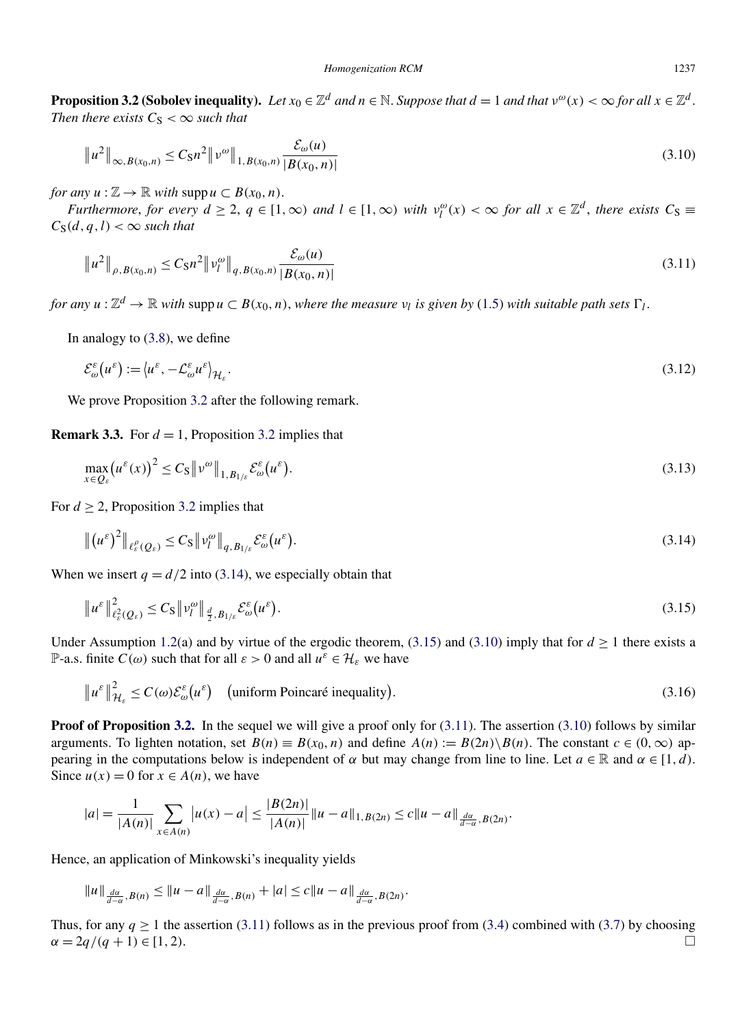**Proposition 3.2 (Sobolev inequality).** *Let $x_0 \in \mathbb{Z}^d$ and $n \in \mathbb{N}$. Suppose that $d = 1$ and that $\nu^\omega(x) < \infty$ for all $x \in \mathbb{Z}^d$. Then there exists $C_S < \infty$ such that*

$$\left\| u^2 \right\|_{\infty, B(x_0,n)} \le C_S n^2 \left\| \nu^\omega \right\|_{1, B(x_0,n)} \frac{\mathcal{E}_\omega(u)}{|B(x_0,n)|} \tag{3.10}$$

*for any $u : \mathbb{Z} \to \mathbb{R}$ with $\operatorname{supp} u \subset B(x_0,n)$.*

*Furthermore, for every $d \ge 2$, $q \in [1,\infty)$ and $l \in [1,\infty)$ with $\nu_l^\omega(x) < \infty$ for all $x \in \mathbb{Z}^d$, there exists $C_S \equiv C_S(d,q,l) < \infty$ such that*

$$\left\| u^2 \right\|_{\rho, B(x_0,n)} \le C_S n^2 \left\| \nu_l^\omega \right\|_{q, B(x_0,n)} \frac{\mathcal{E}_\omega(u)}{|B(x_0,n)|} \tag{3.11}$$

*for any $u : \mathbb{Z}^d \to \mathbb{R}$ with $\operatorname{supp} u \subset B(x_0,n)$, where the measure $\nu_l$ is given by (1.5) with suitable path sets $\Gamma_l$.*

In analogy to (3.8), we define

$$\mathcal{E}_\omega^\varepsilon\left(u^\varepsilon\right) := \left\langle u^\varepsilon, -\mathcal{L}_\omega^\varepsilon u^\varepsilon \right\rangle_{\mathcal{H}_\varepsilon}. \tag{3.12}$$

We prove Proposition 3.2 after the following remark.

**Remark 3.3.** For $d = 1$, Proposition 3.2 implies that

$$\max_{x \in Q_\varepsilon} \left(u^\varepsilon(x)\right)^2 \le C_S \left\| \nu^\omega \right\|_{1, B_{1/\varepsilon}} \mathcal{E}_\omega^\varepsilon\left(u^\varepsilon\right). \tag{3.13}$$

For $d \ge 2$, Proposition 3.2 implies that

$$\left\| \left(u^\varepsilon\right)^2 \right\|_{\ell_\varepsilon^\rho(Q_\varepsilon)} \le C_S \left\| \nu_l^\omega \right\|_{q, B_{1/\varepsilon}} \mathcal{E}_\omega^\varepsilon\left(u^\varepsilon\right). \tag{3.14}$$

When we insert $q = d/2$ into (3.14), we especially obtain that

$$\left\| u^\varepsilon \right\|_{\ell_\varepsilon^2(Q_\varepsilon)}^2 \le C_S \left\| \nu_l^\omega \right\|_{\frac{d}{2}, B_{1/\varepsilon}} \mathcal{E}_\omega^\varepsilon\left(u^\varepsilon\right). \tag{3.15}$$

Under Assumption 1.2(a) and by virtue of the ergodic theorem, (3.15) and (3.10) imply that for $d \ge 1$ there exists a $\mathbb{P}$-a.s. finite $C(\omega)$ such that for all $\varepsilon > 0$ and all $u^\varepsilon \in \mathcal{H}_\varepsilon$ we have

$$\left\| u^\varepsilon \right\|_{\mathcal{H}_\varepsilon}^2 \le C(\omega) \mathcal{E}_\omega^\varepsilon\left(u^\varepsilon\right) \quad \left(\text{uniform Poincaré inequality}\right). \tag{3.16}$$

**Proof of Proposition 3.2.** In the sequel we will give a proof only for (3.11). The assertion (3.10) follows by similar arguments. To lighten notation, set $B(n) \equiv B(x_0,n)$ and define $A(n) := B(2n) \setminus B(n)$. The constant $c \in (0,\infty)$ appearing in the computations below is independent of $\alpha$ but may change from line to line. Let $a \in \mathbb{R}$ and $\alpha \in [1,d)$. Since $u(x) = 0$ for $x \in A(n)$, we have

$$|a| = \frac{1}{|A(n)|} \sum_{x \in A(n)} \left|u(x) - a\right| \le \frac{|B(2n)|}{|A(n)|} \|u - a\|_{1, B(2n)} \le c \|u - a\|_{\frac{d\alpha}{d-\alpha}, B(2n)}.$$

Hence, an application of Minkowski's inequality yields

$$\|u\|_{\frac{d\alpha}{d-\alpha}, B(n)} \le \|u - a\|_{\frac{d\alpha}{d-\alpha}, B(n)} + |a| \le c \|u - a\|_{\frac{d\alpha}{d-\alpha}, B(2n)}.$$

Thus, for any $q \ge 1$ the assertion (3.11) follows as in the previous proof from (3.4) combined with (3.7) by choosing $\alpha = 2q/(q+1) \in [1,2)$. □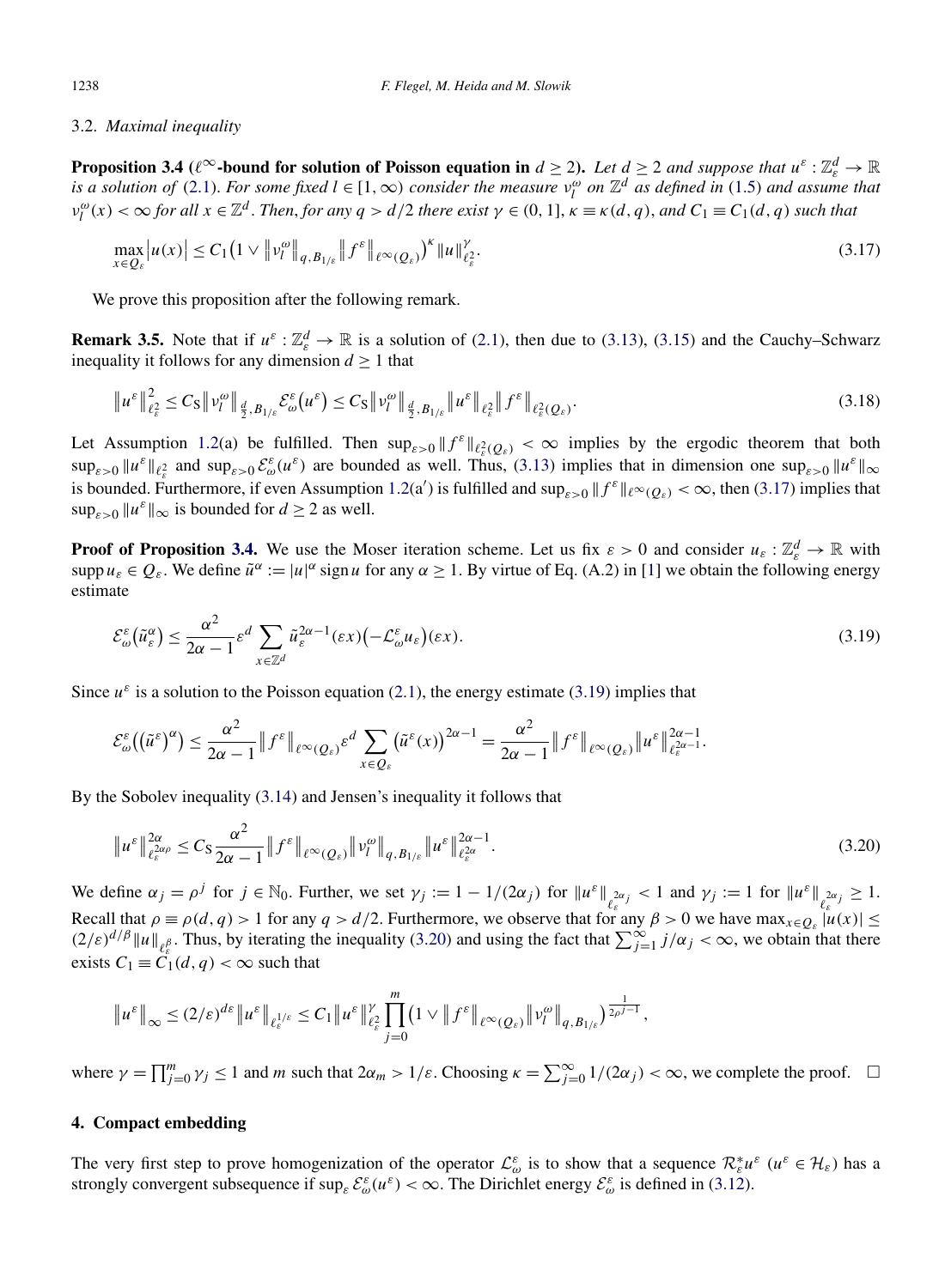### 3.2. *Maximal inequality*

**Proposition 3.4** (**$\ell^\infty$-bound for solution of Poisson equation in** $d \geq 2$). *Let $d \geq 2$ and suppose that $u^\varepsilon : \mathbb{Z}^d_\varepsilon \to \mathbb{R}$ is a solution of* (2.1). *For some fixed $l \in [1, \infty)$ consider the measure $\nu^\omega_l$ on $\mathbb{Z}^d$ as defined in* (1.5) *and assume that $\nu^\omega_l(x) < \infty$ for all $x \in \mathbb{Z}^d$. Then, for any $q > d/2$ there exist $\gamma \in (0, 1]$, $\kappa \equiv \kappa(d, q)$, and $C_1 \equiv C_1(d, q)$ such that*

$$\max_{x \in Q_\varepsilon} \bigl|u(x)\bigr| \leq C_1 \bigl(1 \vee \bigl\|\nu^\omega_l\bigr\|_{q, B_{1/\varepsilon}} \bigl\|f^\varepsilon\bigr\|_{\ell^\infty(Q_\varepsilon)}\bigr)^\kappa \|u\|^\gamma_{\ell^2_\varepsilon}. \tag{3.17}$$

We prove this proposition after the following remark.

**Remark 3.5.** Note that if $u^\varepsilon : \mathbb{Z}^d_\varepsilon \to \mathbb{R}$ is a solution of (2.1), then due to (3.13), (3.15) and the Cauchy–Schwarz inequality it follows for any dimension $d \geq 1$ that

$$\bigl\|u^\varepsilon\bigr\|^2_{\ell^2_\varepsilon} \leq C_S \bigl\|\nu^\omega_l\bigr\|_{\frac{d}{2}, B_{1/\varepsilon}} \mathcal{E}^\varepsilon_\omega\bigl(u^\varepsilon\bigr) \leq C_S \bigl\|\nu^\omega_l\bigr\|_{\frac{d}{2}, B_{1/\varepsilon}} \bigl\|u^\varepsilon\bigr\|_{\ell^2_\varepsilon} \bigl\|f^\varepsilon\bigr\|_{\ell^2_\varepsilon(Q_\varepsilon)}. \tag{3.18}$$

Let Assumption 1.2(a) be fulfilled. Then $\sup_{\varepsilon > 0} \|f^\varepsilon\|_{\ell^2_\varepsilon(Q_\varepsilon)} < \infty$ implies by the ergodic theorem that both $\sup_{\varepsilon > 0} \|u^\varepsilon\|_{\ell^2_\varepsilon}$ and $\sup_{\varepsilon > 0} \mathcal{E}^\varepsilon_\omega(u^\varepsilon)$ are bounded as well. Thus, (3.13) implies that in dimension one $\sup_{\varepsilon > 0} \|u^\varepsilon\|_\infty$ is bounded. Furthermore, if even Assumption 1.2(a′) is fulfilled and $\sup_{\varepsilon > 0} \|f^\varepsilon\|_{\ell^\infty(Q_\varepsilon)} < \infty$, then (3.17) implies that $\sup_{\varepsilon > 0} \|u^\varepsilon\|_\infty$ is bounded for $d \geq 2$ as well.

**Proof of Proposition 3.4.** We use the Moser iteration scheme. Let us fix $\varepsilon > 0$ and consider $u_\varepsilon : \mathbb{Z}^d_\varepsilon \to \mathbb{R}$ with $\operatorname{supp} u_\varepsilon \in Q_\varepsilon$. We define $\tilde{u}^\alpha := |u|^\alpha \operatorname{sign} u$ for any $\alpha \geq 1$. By virtue of Eq. (A.2) in [1] we obtain the following energy estimate

$$\mathcal{E}^\varepsilon_\omega\bigl(\tilde{u}^\alpha_\varepsilon\bigr) \leq \frac{\alpha^2}{2\alpha - 1} \varepsilon^d \sum_{x \in \mathbb{Z}^d} \tilde{u}^{2\alpha - 1}_\varepsilon(\varepsilon x)\bigl(-\mathcal{L}^\varepsilon_\omega u_\varepsilon\bigr)(\varepsilon x). \tag{3.19}$$

Since $u^\varepsilon$ is a solution to the Poisson equation (2.1), the energy estimate (3.19) implies that

$$\mathcal{E}^\varepsilon_\omega\bigl(\bigl(\tilde{u}^\varepsilon\bigr)^\alpha\bigr) \leq \frac{\alpha^2}{2\alpha - 1} \bigl\|f^\varepsilon\bigr\|_{\ell^\infty(Q_\varepsilon)} \varepsilon^d \sum_{x \in Q_\varepsilon} \bigl(\tilde{u}^\varepsilon(x)\bigr)^{2\alpha - 1} = \frac{\alpha^2}{2\alpha - 1} \bigl\|f^\varepsilon\bigr\|_{\ell^\infty(Q_\varepsilon)} \bigl\|u^\varepsilon\bigr\|^{2\alpha - 1}_{\ell^{2\alpha - 1}_\varepsilon}.$$

By the Sobolev inequality (3.14) and Jensen's inequality it follows that

$$\bigl\|u^\varepsilon\bigr\|^{2\alpha}_{\ell^{2\alpha\rho}_\varepsilon} \leq C_S \frac{\alpha^2}{2\alpha - 1} \bigl\|f^\varepsilon\bigr\|_{\ell^\infty(Q_\varepsilon)} \bigl\|\nu^\omega_l\bigr\|_{q, B_{1/\varepsilon}} \bigl\|u^\varepsilon\bigr\|^{2\alpha - 1}_{\ell^{2\alpha}_\varepsilon}. \tag{3.20}$$

We define $\alpha_j = \rho^j$ for $j \in \mathbb{N}_0$. Further, we set $\gamma_j := 1 - 1/(2\alpha_j)$ for $\|u^\varepsilon\|_{\ell^{2\alpha_j}_\varepsilon} < 1$ and $\gamma_j := 1$ for $\|u^\varepsilon\|_{\ell^{2\alpha_j}_\varepsilon} \geq 1$. Recall that $\rho \equiv \rho(d, q) > 1$ for any $q > d/2$. Furthermore, we observe that for any $\beta > 0$ we have $\max_{x \in Q_\varepsilon} |u(x)| \leq (2/\varepsilon)^{d/\beta} \|u\|_{\ell^\beta_\varepsilon}$. Thus, by iterating the inequality (3.20) and using the fact that $\sum_{j=1}^\infty j/\alpha_j < \infty$, we obtain that there exists $C_1 \equiv C_1(d, q) < \infty$ such that

$$\bigl\|u^\varepsilon\bigr\|_\infty \leq (2/\varepsilon)^{d\varepsilon} \bigl\|u^\varepsilon\bigr\|_{\ell^{1/\varepsilon}_\varepsilon} \leq C_1 \bigl\|u^\varepsilon\bigr\|^\gamma_{\ell^2_\varepsilon} \prod_{j=0}^m \bigl(1 \vee \bigl\|f^\varepsilon\bigr\|_{\ell^\infty(Q_\varepsilon)} \bigl\|\nu^\omega_l\bigr\|_{q, B_{1/\varepsilon}}\bigr)^{\frac{1}{2\rho^j - 1}},$$

where $\gamma = \prod_{j=0}^m \gamma_j \leq 1$ and $m$ such that $2\alpha_m > 1/\varepsilon$. Choosing $\kappa = \sum_{j=0}^\infty 1/(2\alpha_j) < \infty$, we complete the proof. $\square$

## 4. Compact embedding

The very first step to prove homogenization of the operator $\mathcal{L}^\varepsilon_\omega$ is to show that a sequence $\mathcal{R}^*_\varepsilon u^\varepsilon$ ($u^\varepsilon \in \mathcal{H}_\varepsilon$) has a strongly convergent subsequence if $\sup_\varepsilon \mathcal{E}^\varepsilon_\omega(u^\varepsilon) < \infty$. The Dirichlet energy $\mathcal{E}^\varepsilon_\omega$ is defined in (3.12).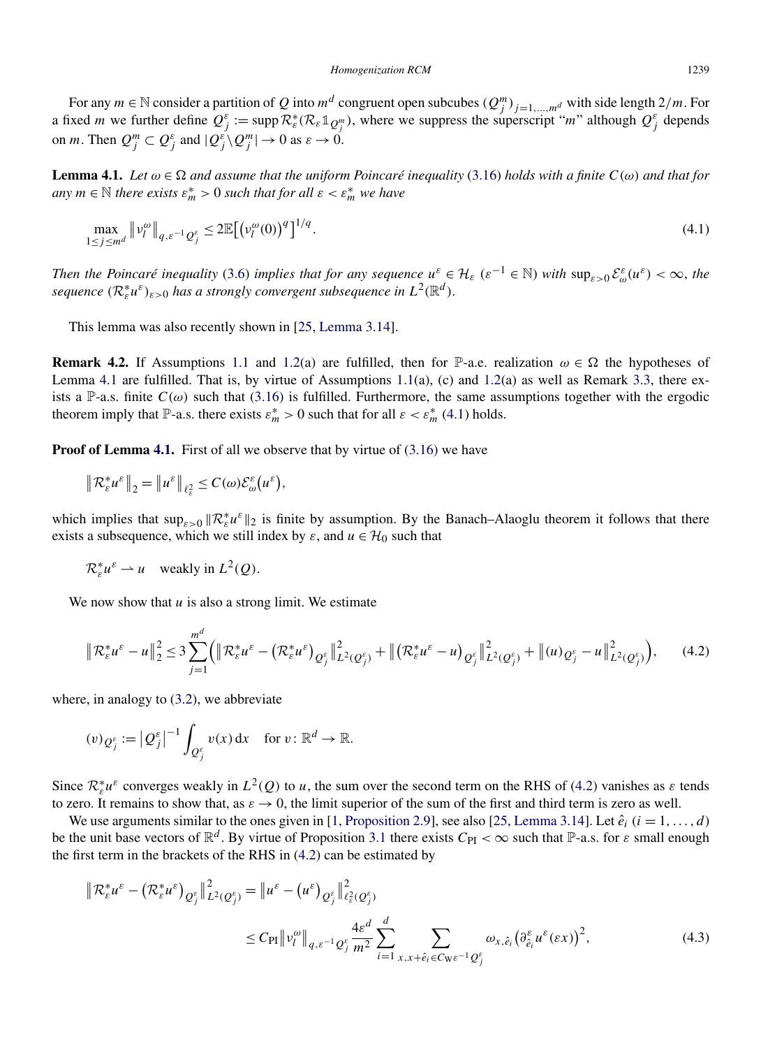For any $m \in \mathbb{N}$ consider a partition of $Q$ into $m^d$ congruent open subcubes $(Q_j^m)_{j=1,\dots,m^d}$ with side length $2/m$. For a fixed $m$ we further define $Q_j^\varepsilon := \operatorname{supp} \mathcal{R}_\varepsilon^*(\mathcal{R}_\varepsilon \mathbb{1}_{Q_j^m})$, where we suppress the superscript "$m$" although $Q_j^\varepsilon$ depends on $m$. Then $Q_j^m \subset Q_j^\varepsilon$ and $|Q_j^\varepsilon \setminus Q_j^m| \to 0$ as $\varepsilon \to 0$.

**Lemma 4.1.** *Let $\omega \in \Omega$ and assume that the uniform Poincaré inequality (3.16) holds with a finite $C(\omega)$ and that for any $m \in \mathbb{N}$ there exists $\varepsilon_m^* > 0$ such that for all $\varepsilon < \varepsilon_m^*$ we have*

$$\max_{1 \le j \le m^d} \left\| \nu_l^\omega \right\|_{q, \varepsilon^{-1} Q_j^\varepsilon} \le 2\mathbb{E}\left[\left(\nu_l^\omega(0)\right)^q\right]^{1/q}. \tag{4.1}$$

*Then the Poincaré inequality (3.6) implies that for any sequence $u^\varepsilon \in \mathcal{H}_\varepsilon$ ($\varepsilon^{-1} \in \mathbb{N}$) with $\sup_{\varepsilon > 0} \mathcal{E}_\omega^\varepsilon(u^\varepsilon) < \infty$, the sequence $(\mathcal{R}_\varepsilon^* u^\varepsilon)_{\varepsilon > 0}$ has a strongly convergent subsequence in $L^2(\mathbb{R}^d)$.*

This lemma was also recently shown in [25, Lemma 3.14].

**Remark 4.2.** If Assumptions 1.1 and 1.2(a) are fulfilled, then for $\mathbb{P}$-a.e. realization $\omega \in \Omega$ the hypotheses of Lemma 4.1 are fulfilled. That is, by virtue of Assumptions 1.1(a), (c) and 1.2(a) as well as Remark 3.3, there exists a $\mathbb{P}$-a.s. finite $C(\omega)$ such that (3.16) is fulfilled. Furthermore, the same assumptions together with the ergodic theorem imply that $\mathbb{P}$-a.s. there exists $\varepsilon_m^* > 0$ such that for all $\varepsilon < \varepsilon_m^*$ (4.1) holds.

**Proof of Lemma 4.1.** First of all we observe that by virtue of (3.16) we have

$$\left\| \mathcal{R}_\varepsilon^* u^\varepsilon \right\|_2 = \left\| u^\varepsilon \right\|_{\ell_\varepsilon^2} \le C(\omega) \mathcal{E}_\omega^\varepsilon\left(u^\varepsilon\right),$$

which implies that $\sup_{\varepsilon > 0} \|\mathcal{R}_\varepsilon^* u^\varepsilon\|_2$ is finite by assumption. By the Banach–Alaoglu theorem it follows that there exists a subsequence, which we still index by $\varepsilon$, and $u \in \mathcal{H}_0$ such that

$$\mathcal{R}_\varepsilon^* u^\varepsilon \rightharpoonup u \quad \text{weakly in } L^2(Q).$$

We now show that $u$ is also a strong limit. We estimate

$$\left\| \mathcal{R}_\varepsilon^* u^\varepsilon - u \right\|_2^2 \le 3 \sum_{j=1}^{m^d} \left( \left\| \mathcal{R}_\varepsilon^* u^\varepsilon - \left(\mathcal{R}_\varepsilon^* u^\varepsilon\right)_{Q_j^\varepsilon} \right\|_{L^2(Q_j^\varepsilon)}^2 + \left\| \left(\mathcal{R}_\varepsilon^* u^\varepsilon - u\right)_{Q_j^\varepsilon} \right\|_{L^2(Q_j^\varepsilon)}^2 + \left\| (u)_{Q_j^\varepsilon} - u \right\|_{L^2(Q_j^\varepsilon)}^2 \right), \tag{4.2}$$

where, in analogy to (3.2), we abbreviate

$$(v)_{Q_j^\varepsilon} := \left|Q_j^\varepsilon\right|^{-1} \int_{Q_j^\varepsilon} v(x)\,\mathrm{d}x \quad \text{for } v : \mathbb{R}^d \to \mathbb{R}.$$

Since $\mathcal{R}_\varepsilon^* u^\varepsilon$ converges weakly in $L^2(Q)$ to $u$, the sum over the second term on the RHS of (4.2) vanishes as $\varepsilon$ tends to zero. It remains to show that, as $\varepsilon \to 0$, the limit superior of the sum of the first and third term is zero as well.

We use arguments similar to the ones given in [1, Proposition 2.9], see also [25, Lemma 3.14]. Let $\hat{e}_i$ ($i = 1, \dots, d$) be the unit base vectors of $\mathbb{R}^d$. By virtue of Proposition 3.1 there exists $C_{\mathrm{PI}} < \infty$ such that $\mathbb{P}$-a.s. for $\varepsilon$ small enough the first term in the brackets of the RHS in (4.2) can be estimated by

$$\begin{aligned}
\left\| \mathcal{R}_\varepsilon^* u^\varepsilon - \left(\mathcal{R}_\varepsilon^* u^\varepsilon\right)_{Q_j^\varepsilon} \right\|_{L^2(Q_j^\varepsilon)}^2 &= \left\| u^\varepsilon - \left(u^\varepsilon\right)_{Q_j^\varepsilon} \right\|_{\ell_\varepsilon^2(Q_j^\varepsilon)}^2 \\
&\le C_{\mathrm{PI}} \left\| \nu_l^\omega \right\|_{q, \varepsilon^{-1} Q_j^\varepsilon} \frac{4\varepsilon^d}{m^2} \sum_{i=1}^d \sum_{x, x + \hat{e}_i \in C_{\mathrm{W}} \varepsilon^{-1} Q_j^\varepsilon} \omega_{x, \hat{e}_i} \left(\partial_{\hat{e}_i}^\varepsilon u^\varepsilon(\varepsilon x)\right)^2,
\end{aligned} \tag{4.3}$$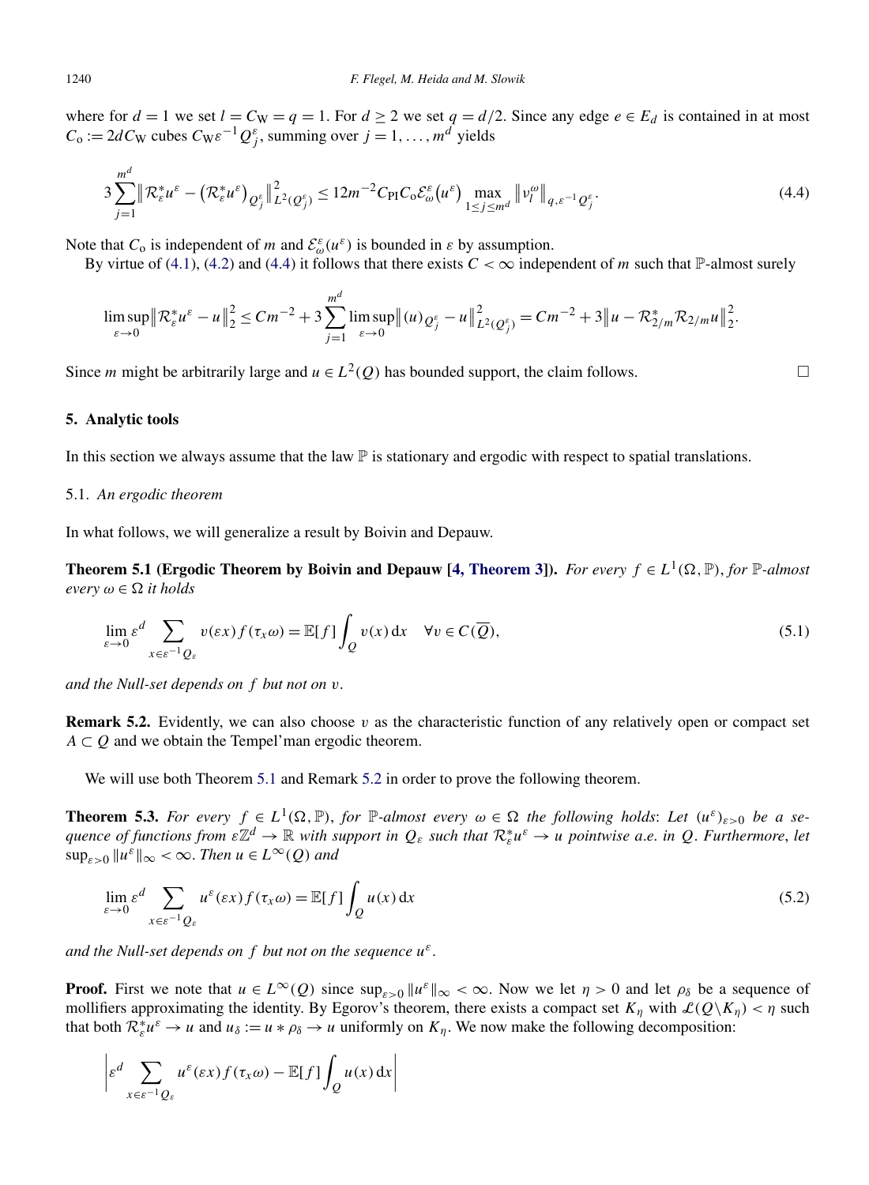where for $d = 1$ we set $l = C_{\mathrm{W}} = q = 1$. For $d \geq 2$ we set $q = d/2$. Since any edge $e \in E_d$ is contained in at most $C_{\mathrm{o}} := 2dC_{\mathrm{W}}$ cubes $C_{\mathrm{W}}\varepsilon^{-1}Q_j^\varepsilon$, summing over $j = 1, \ldots, m^d$ yields

$$3\sum_{j=1}^{m^d} \left\| \mathcal{R}_\varepsilon^* u^\varepsilon - \left(\mathcal{R}_\varepsilon^* u^\varepsilon\right)_{Q_j^\varepsilon} \right\|_{L^2(Q_j^\varepsilon)}^2 \leq 12 m^{-2} C_{\mathrm{PI}} C_{\mathrm{o}} \mathcal{E}_\omega^\varepsilon\left(u^\varepsilon\right) \max_{1 \leq j \leq m^d} \left\| v_l^\omega \right\|_{q, \varepsilon^{-1} Q_j^\varepsilon}. \tag{4.4}$$

Note that $C_{\mathrm{o}}$ is independent of $m$ and $\mathcal{E}_\omega^\varepsilon(u^\varepsilon)$ is bounded in $\varepsilon$ by assumption.

By virtue of (4.1), (4.2) and (4.4) it follows that there exists $C < \infty$ independent of $m$ such that $\mathbb{P}$-almost surely

$$\limsup_{\varepsilon \to 0} \left\| \mathcal{R}_\varepsilon^* u^\varepsilon - u \right\|_2^2 \leq C m^{-2} + 3 \sum_{j=1}^{m^d} \limsup_{\varepsilon \to 0} \left\| (u)_{Q_j^\varepsilon} - u \right\|_{L^2(Q_j^\varepsilon)}^2 = C m^{-2} + 3 \left\| u - \mathcal{R}_{2/m}^* \mathcal{R}_{2/m} u \right\|_2^2.$$

Since $m$ might be arbitrarily large and $u \in L^2(Q)$ has bounded support, the claim follows. □

## 5. Analytic tools

In this section we always assume that the law $\mathbb{P}$ is stationary and ergodic with respect to spatial translations.

### 5.1. *An ergodic theorem*

In what follows, we will generalize a result by Boivin and Depauw.

**Theorem 5.1 (Ergodic Theorem by Boivin and Depauw [4, Theorem 3]).** *For every $f \in L^1(\Omega, \mathbb{P})$, for $\mathbb{P}$-almost every $\omega \in \Omega$ it holds*

$$\lim_{\varepsilon \to 0} \varepsilon^d \sum_{x \in \varepsilon^{-1} Q_\varepsilon} v(\varepsilon x) f(\tau_x \omega) = \mathbb{E}[f] \int_Q v(x)\, \mathrm{d}x \quad \forall v \in C(\overline{Q}), \tag{5.1}$$

*and the Null-set depends on $f$ but not on $v$.*

**Remark 5.2.** Evidently, we can also choose $v$ as the characteristic function of any relatively open or compact set $A \subset Q$ and we obtain the Tempel'man ergodic theorem.

We will use both Theorem 5.1 and Remark 5.2 in order to prove the following theorem.

**Theorem 5.3.** *For every $f \in L^1(\Omega, \mathbb{P})$, for $\mathbb{P}$-almost every $\omega \in \Omega$ the following holds: Let $(u^\varepsilon)_{\varepsilon > 0}$ be a sequence of functions from $\varepsilon\mathbb{Z}^d \to \mathbb{R}$ with support in $Q_\varepsilon$ such that $\mathcal{R}_\varepsilon^* u^\varepsilon \to u$ pointwise a.e. in $Q$. Furthermore, let $\sup_{\varepsilon > 0} \|u^\varepsilon\|_\infty < \infty$. Then $u \in L^\infty(Q)$ and*

$$\lim_{\varepsilon \to 0} \varepsilon^d \sum_{x \in \varepsilon^{-1} Q_\varepsilon} u^\varepsilon(\varepsilon x) f(\tau_x \omega) = \mathbb{E}[f] \int_Q u(x)\, \mathrm{d}x \tag{5.2}$$

*and the Null-set depends on $f$ but not on the sequence $u^\varepsilon$.*

**Proof.** First we note that $u \in L^\infty(Q)$ since $\sup_{\varepsilon > 0} \|u^\varepsilon\|_\infty < \infty$. Now we let $\eta > 0$ and let $\rho_\delta$ be a sequence of mollifiers approximating the identity. By Egorov's theorem, there exists a compact set $K_\eta$ with $\mathcal{L}(Q \backslash K_\eta) < \eta$ such that both $\mathcal{R}_\varepsilon^* u^\varepsilon \to u$ and $u_\delta := u * \rho_\delta \to u$ uniformly on $K_\eta$. We now make the following decomposition:

$$\left| \varepsilon^d \sum_{x \in \varepsilon^{-1} Q_\varepsilon} u^\varepsilon(\varepsilon x) f(\tau_x \omega) - \mathbb{E}[f] \int_Q u(x)\, \mathrm{d}x \right|$$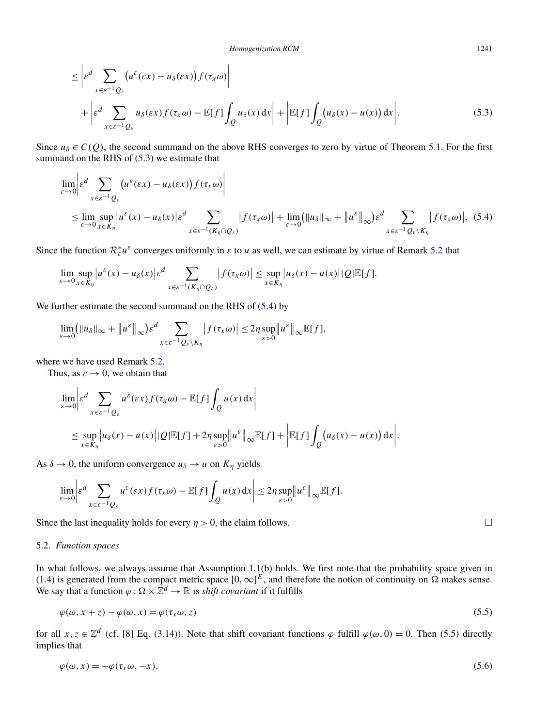$$
\leq \left| \varepsilon^d \sum_{x \in \varepsilon^{-1} Q_\varepsilon} \big(u^\varepsilon(\varepsilon x) - u_\delta(\varepsilon x)\big) f(\tau_x \omega) \right|
$$

$$
+ \left| \varepsilon^d \sum_{x \in \varepsilon^{-1} Q_\varepsilon} u_\delta(\varepsilon x) f(\tau_x \omega) - \mathbb{E}[f] \int_Q u_\delta(x)\,\mathrm{d}x \right| + \left| \mathbb{E}[f] \int_Q \big(u_\delta(x) - u(x)\big)\,\mathrm{d}x \right|. \tag{5.3}
$$

Since $u_\delta \in C(\overline{Q})$, the second summand on the above RHS converges to zero by virtue of Theorem 5.1. For the first summand on the RHS of (5.3) we estimate that

$$
\lim_{\varepsilon \to 0} \left| \varepsilon^d \sum_{x \in \varepsilon^{-1} Q_\varepsilon} \big(u^\varepsilon(\varepsilon x) - u_\delta(\varepsilon x)\big) f(\tau_x \omega) \right|
$$

$$
\leq \lim_{\varepsilon \to 0} \sup_{x \in K_\eta} \left| u^\varepsilon(x) - u_\delta(x) \right| \varepsilon^d \sum_{x \in \varepsilon^{-1}(K_\eta \cap Q_\varepsilon)} \left| f(\tau_x \omega) \right| + \lim_{\varepsilon \to 0} \big( \|u_\delta\|_\infty + \left\| u^\varepsilon \right\|_\infty \big) \varepsilon^d \sum_{x \in \varepsilon^{-1} Q_\varepsilon \setminus K_\eta} \left| f(\tau_x \omega) \right|. \tag{5.4}
$$

Since the function $\mathcal{R}_\varepsilon^* u^\varepsilon$ converges uniformly in $\varepsilon$ to $u$ as well, we can estimate by virtue of Remark 5.2 that

$$
\lim_{\varepsilon \to 0} \sup_{x \in K_\eta} \left| u^\varepsilon(x) - u_\delta(x) \right| \varepsilon^d \sum_{x \in \varepsilon^{-1}(K_\eta \cap Q_\varepsilon)} \left| f(\tau_x \omega) \right| \leq \sup_{x \in K_\eta} \left| u_\delta(x) - u(x) \right| |Q| \mathbb{E}[f].
$$

We further estimate the second summand on the RHS of (5.4) by

$$
\lim_{\varepsilon \to 0} \big( \|u_\delta\|_\infty + \left\| u^\varepsilon \right\|_\infty \big) \varepsilon^d \sum_{x \in \varepsilon^{-1} Q_\varepsilon \setminus K_\eta} \left| f(\tau_x \omega) \right| \leq 2\eta \sup_{\varepsilon > 0} \left\| u^\varepsilon \right\|_\infty \mathbb{E}[f],
$$

where we have used Remark 5.2.

Thus, as $\varepsilon \to 0$, we obtain that

$$
\lim_{\varepsilon \to 0} \left| \varepsilon^d \sum_{x \in \varepsilon^{-1} Q_\varepsilon} u^\varepsilon(\varepsilon x) f(\tau_x \omega) - \mathbb{E}[f] \int_Q u(x)\,\mathrm{d}x \right|
$$

$$
\leq \sup_{x \in K_\eta} \left| u_\delta(x) - u(x) \right| |Q| \mathbb{E}[f] + 2\eta \sup_{\varepsilon > 0} \left\| u^\varepsilon \right\|_\infty \mathbb{E}[f] + \left| \mathbb{E}[f] \int_Q \big(u_\delta(x) - u(x)\big)\,\mathrm{d}x \right|.
$$

As $\delta \to 0$, the uniform convergence $u_\delta \to u$ on $K_\eta$ yields

$$
\lim_{\varepsilon \to 0} \left| \varepsilon^d \sum_{x \in \varepsilon^{-1} Q_\varepsilon} u^\varepsilon(\varepsilon x) f(\tau_x \omega) - \mathbb{E}[f] \int_Q u(x)\,\mathrm{d}x \right| \leq 2\eta \sup_{\varepsilon > 0} \left\| u^\varepsilon \right\|_\infty \mathbb{E}[f].
$$

Since the last inequality holds for every $\eta > 0$, the claim follows. □

## 5.2. *Function spaces*

In what follows, we always assume that Assumption 1.1(b) holds. We first note that the probability space given in (1.4) is generated from the compact metric space $[0, \infty]^E$, and therefore the notion of continuity on $\Omega$ makes sense. We say that a function $\varphi : \Omega \times \mathbb{Z}^d \to \mathbb{R}$ is *shift covariant* if it fulfills

$$
\varphi(\omega, x + z) - \varphi(\omega, x) = \varphi(\tau_x \omega, z) \tag{5.5}
$$

for all $x, z \in \mathbb{Z}^d$ (cf. [8] Eq. (3.14)). Note that shift covariant functions $\varphi$ fulfill $\varphi(\omega, 0) = 0$. Then (5.5) directly implies that

$$
\varphi(\omega, x) = -\varphi(\tau_x \omega, -x). \tag{5.6}
$$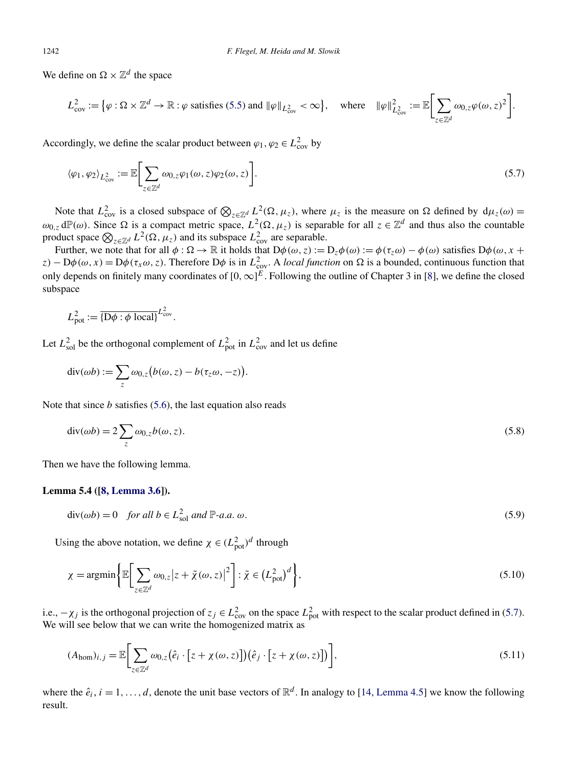We define on $\Omega \times \mathbb{Z}^d$ the space

$$L^2_{\text{cov}} := \{\varphi : \Omega \times \mathbb{Z}^d \to \mathbb{R} : \varphi \text{ satisfies (5.5) and } \|\varphi\|_{L^2_{\text{cov}}} < \infty\}, \quad \text{where} \quad \|\varphi\|^2_{L^2_{\text{cov}}} := \mathbb{E}\Bigg[\sum_{z\in\mathbb{Z}^d} \omega_{0,z}\varphi(\omega, z)^2\Bigg].$$

Accordingly, we define the scalar product between $\varphi_1, \varphi_2 \in L^2_{\text{cov}}$ by

$$\langle \varphi_1, \varphi_2\rangle_{L^2_{\text{cov}}} := \mathbb{E}\Bigg[\sum_{z\in\mathbb{Z}^d} \omega_{0,z}\varphi_1(\omega, z)\varphi_2(\omega, z)\Bigg]. \tag{5.7}$$

Note that $L^2_{\text{cov}}$ is a closed subspace of $\bigotimes_{z\in\mathbb{Z}^d} L^2(\Omega, \mu_z)$, where $\mu_z$ is the measure on $\Omega$ defined by $\mathrm{d}\mu_z(\omega) = \omega_{0,z}\,\mathrm{d}\mathbb{P}(\omega)$. Since $\Omega$ is a compact metric space, $L^2(\Omega, \mu_z)$ is separable for all $z \in \mathbb{Z}^d$ and thus also the countable product space $\bigotimes_{z\in\mathbb{Z}^d} L^2(\Omega, \mu_z)$ and its subspace $L^2_{\text{cov}}$ are separable.

Further, we note that for all $\phi : \Omega \to \mathbb{R}$ it holds that $\mathrm{D}\phi(\omega, z) := \mathrm{D}_z\phi(\omega) := \phi(\tau_z\omega) - \phi(\omega)$ satisfies $\mathrm{D}\phi(\omega, x + z) - \mathrm{D}\phi(\omega, x) = \mathrm{D}\phi(\tau_x\omega, z)$. Therefore $\mathrm{D}\phi$ is in $L^2_{\text{cov}}$. A *local function* on $\Omega$ is a bounded, continuous function that only depends on finitely many coordinates of $[0, \infty]^E$. Following the outline of Chapter 3 in [8], we define the closed subspace

$$L^2_{\text{pot}} := \overline{\{\mathrm{D}\phi : \phi \text{ local}\}}^{L^2_{\text{cov}}}.$$

Let $L^2_{\text{sol}}$ be the orthogonal complement of $L^2_{\text{pot}}$ in $L^2_{\text{cov}}$ and let us define

$$\operatorname{div}(\omega b) := \sum_z \omega_{0,z}\big(b(\omega, z) - b(\tau_z\omega, -z)\big).$$

Note that since $b$ satisfies (5.6), the last equation also reads

$$\operatorname{div}(\omega b) = 2\sum_z \omega_{0,z} b(\omega, z). \tag{5.8}$$

Then we have the following lemma.

**Lemma 5.4 ([8, Lemma 3.6]).**

$$\operatorname{div}(\omega b) = 0 \quad \textit{for all } b \in L^2_{\text{sol}} \textit{ and } \mathbb{P}\textit{-a.a. } \omega. \tag{5.9}$$

Using the above notation, we define $\chi \in (L^2_{\text{pot}})^d$ through

$$\chi = \operatorname{argmin}\Bigg\{\mathbb{E}\Bigg[\sum_{z\in\mathbb{Z}^d} \omega_{0,z}\big|z + \tilde{\chi}(\omega, z)\big|^2\Bigg] : \tilde{\chi} \in \big(L^2_{\text{pot}}\big)^d\Bigg\}, \tag{5.10}$$

i.e., $-\chi_j$ is the orthogonal projection of $z_j \in L^2_{\text{cov}}$ on the space $L^2_{\text{pot}}$ with respect to the scalar product defined in (5.7). We will see below that we can write the homogenized matrix as

$$(A_{\text{hom}})_{i,j} = \mathbb{E}\Bigg[\sum_{z\in\mathbb{Z}^d} \omega_{0,z}\big(\hat{e}_i \cdot \big[z + \chi(\omega, z)\big]\big)\big(\hat{e}_j \cdot \big[z + \chi(\omega, z)\big]\big)\Bigg], \tag{5.11}$$

where the $\hat{e}_i$, $i = 1, \ldots, d$, denote the unit base vectors of $\mathbb{R}^d$. In analogy to [14, Lemma 4.5] we know the following result.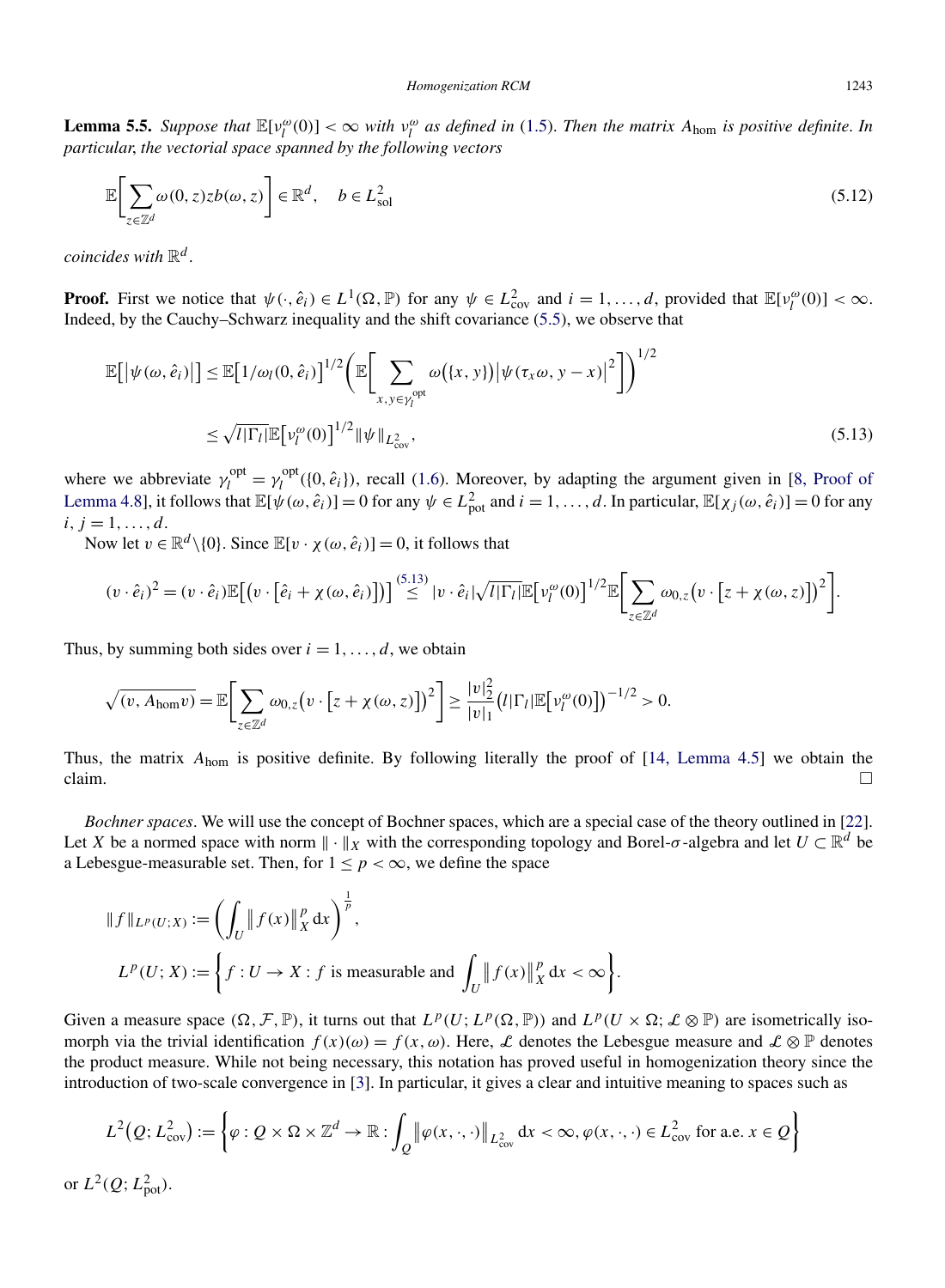**Lemma 5.5.** *Suppose that $\mathbb{E}[\nu_l^\omega(0)] < \infty$ with $\nu_l^\omega$ as defined in* (1.5). *Then the matrix $A_{\text{hom}}$ is positive definite. In particular, the vectorial space spanned by the following vectors*

$$\mathbb{E}\Bigg[\sum_{z\in\mathbb{Z}^d}\omega(0,z)zb(\omega,z)\Bigg]\in\mathbb{R}^d,\quad b\in L^2_{\text{sol}} \tag{5.12}$$

*coincides with $\mathbb{R}^d$.*

**Proof.** First we notice that $\psi(\cdot,\hat{e}_i)\in L^1(\Omega,\mathbb{P})$ for any $\psi\in L^2_{\text{cov}}$ and $i=1,\dots,d$, provided that $\mathbb{E}[\nu_l^\omega(0)]<\infty$. Indeed, by the Cauchy–Schwarz inequality and the shift covariance (5.5), we observe that

$$\begin{aligned}\mathbb{E}\big[\big|\psi(\omega,\hat{e}_i)\big|\big] &\le \mathbb{E}\big[1/\omega_l(0,\hat{e}_i)\big]^{1/2}\Bigg(\mathbb{E}\Bigg[\sum_{x,y\in\gamma_l^{\text{opt}}}\omega\big(\{x,y\}\big)\big|\psi(\tau_x\omega,y-x)\big|^2\Bigg]\Bigg)^{1/2}\\ &\le \sqrt{l|\Gamma_l|}\,\mathbb{E}\big[\nu_l^\omega(0)\big]^{1/2}\|\psi\|_{L^2_{\text{cov}}},\end{aligned} \tag{5.13}$$

where we abbreviate $\gamma_l^{\text{opt}}=\gamma_l^{\text{opt}}(\{0,\hat{e}_i\})$, recall (1.6). Moreover, by adapting the argument given in [8, Proof of Lemma 4.8], it follows that $\mathbb{E}[\psi(\omega,\hat{e}_i)]=0$ for any $\psi\in L^2_{\text{pot}}$ and $i=1,\dots,d$. In particular, $\mathbb{E}[\chi_j(\omega,\hat{e}_i)]=0$ for any $i,j=1,\dots,d$.

Now let $v\in\mathbb{R}^d\setminus\{0\}$. Since $\mathbb{E}[v\cdot\chi(\omega,\hat{e}_i)]=0$, it follows that

$$(v\cdot\hat{e}_i)^2=(v\cdot\hat{e}_i)\mathbb{E}\big[\big(v\cdot\big[\hat{e}_i+\chi(\omega,\hat{e}_i)\big]\big)\big]\overset{(5.13)}{\le}|v\cdot\hat{e}_i|\sqrt{l|\Gamma_l|}\,\mathbb{E}\big[\nu_l^\omega(0)\big]^{1/2}\mathbb{E}\Bigg[\sum_{z\in\mathbb{Z}^d}\omega_{0,z}\big(v\cdot\big[z+\chi(\omega,z)\big]\big)^2\Bigg].$$

Thus, by summing both sides over $i=1,\dots,d$, we obtain

$$\sqrt{(v,A_{\text{hom}}v)}=\mathbb{E}\Bigg[\sum_{z\in\mathbb{Z}^d}\omega_{0,z}\big(v\cdot\big[z+\chi(\omega,z)\big]\big)^2\Bigg]\ge\frac{|v|_2^2}{|v|_1}\big(l|\Gamma_l|\mathbb{E}\big[\nu_l^\omega(0)\big]\big)^{-1/2}>0.$$

Thus, the matrix $A_{\text{hom}}$ is positive definite. By following literally the proof of [14, Lemma 4.5] we obtain the claim. □

*Bochner spaces*. We will use the concept of Bochner spaces, which are a special case of the theory outlined in [22]. Let $X$ be a normed space with norm $\|\cdot\|_X$ with the corresponding topology and Borel-$\sigma$-algebra and let $U\subset\mathbb{R}^d$ be a Lebesgue-measurable set. Then, for $1\le p<\infty$, we define the space

$$\begin{aligned}\|f\|_{L^p(U;X)} &:= \bigg(\int_U\|f(x)\|_X^p\,\mathrm{d}x\bigg)^{\frac{1}{p}},\\ L^p(U;X) &:= \bigg\{f:U\to X: f\text{ is measurable and }\int_U\|f(x)\|_X^p\,\mathrm{d}x<\infty\bigg\}.\end{aligned}$$

Given a measure space $(\Omega,\mathcal{F},\mathbb{P})$, it turns out that $L^p(U;L^p(\Omega,\mathbb{P}))$ and $L^p(U\times\Omega;\mathcal{L}\otimes\mathbb{P})$ are isometrically isomorph via the trivial identification $f(x)(\omega)=f(x,\omega)$. Here, $\mathcal{L}$ denotes the Lebesgue measure and $\mathcal{L}\otimes\mathbb{P}$ denotes the product measure. While not being necessary, this notation has proved useful in homogenization theory since the introduction of two-scale convergence in [3]. In particular, it gives a clear and intuitive meaning to spaces such as

$$L^2\big(Q;L^2_{\text{cov}}\big):=\bigg\{\varphi:Q\times\Omega\times\mathbb{Z}^d\to\mathbb{R}:\int_Q\big\|\varphi(x,\cdot,\cdot)\big\|_{L^2_{\text{cov}}}\,\mathrm{d}x<\infty,\varphi(x,\cdot,\cdot)\in L^2_{\text{cov}}\text{ for a.e. }x\in Q\bigg\}$$

or $L^2(Q;L^2_{\text{pot}})$.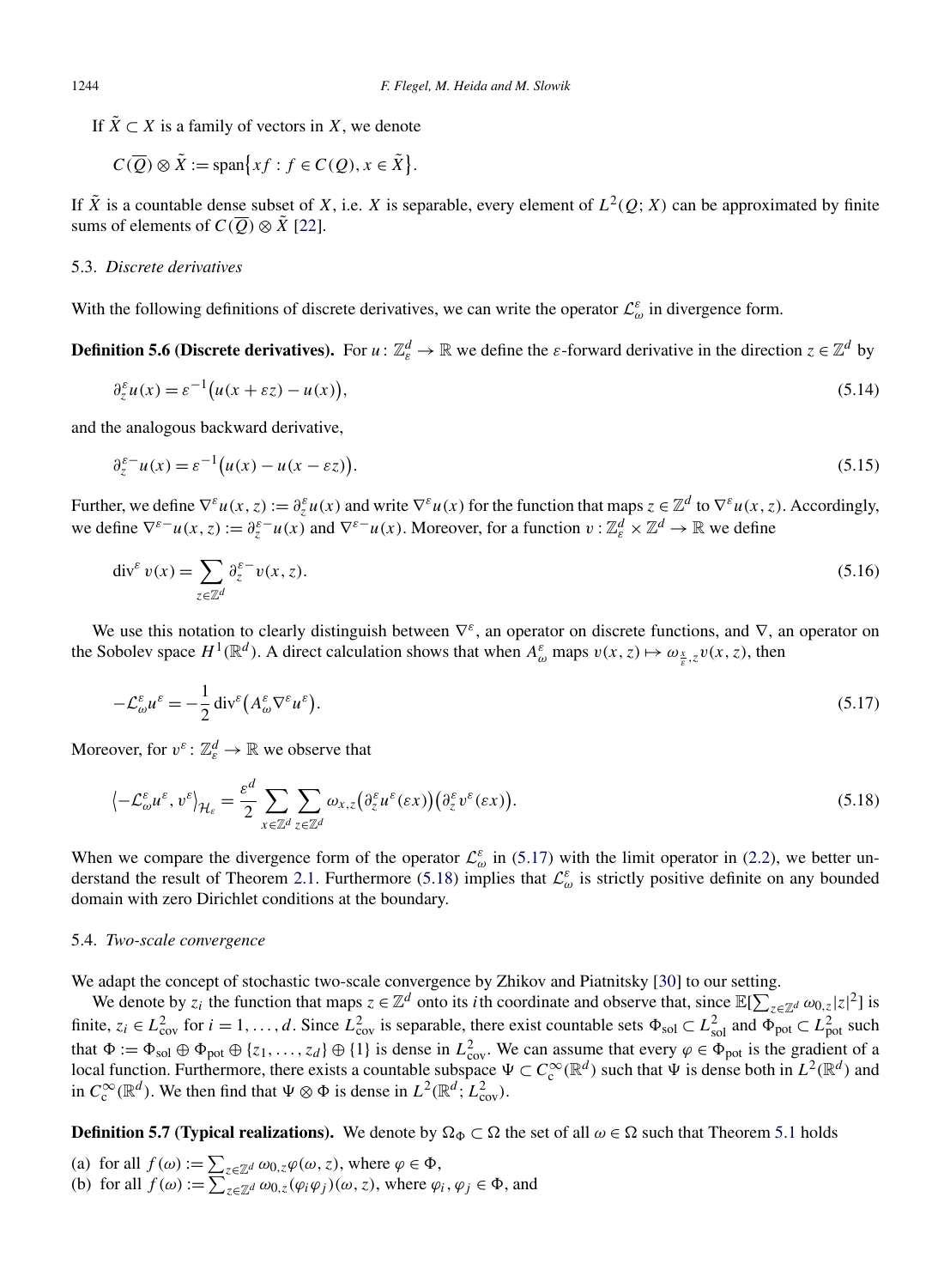If $\tilde{X} \subset X$ is a family of vectors in $X$, we denote

$$C(\overline{Q}) \otimes \tilde{X} := \operatorname{span}\{xf : f \in C(Q), x \in \tilde{X}\}.$$

If $\tilde{X}$ is a countable dense subset of $X$, i.e. $X$ is separable, every element of $L^2(Q; X)$ can be approximated by finite sums of elements of $C(\overline{Q}) \otimes \tilde{X}$ [22].

### 5.3. *Discrete derivatives*

With the following definitions of discrete derivatives, we can write the operator $\mathcal{L}_\omega^\varepsilon$ in divergence form.

**Definition 5.6 (Discrete derivatives).** For $u : \mathbb{Z}_\varepsilon^d \to \mathbb{R}$ we define the $\varepsilon$-forward derivative in the direction $z \in \mathbb{Z}^d$ by

$$\partial_z^\varepsilon u(x) = \varepsilon^{-1}\big(u(x+\varepsilon z) - u(x)\big), \tag{5.14}$$

and the analogous backward derivative,

$$\partial_z^{\varepsilon-} u(x) = \varepsilon^{-1}\big(u(x) - u(x-\varepsilon z)\big). \tag{5.15}$$

Further, we define $\nabla^\varepsilon u(x,z) := \partial_z^\varepsilon u(x)$ and write $\nabla^\varepsilon u(x)$ for the function that maps $z \in \mathbb{Z}^d$ to $\nabla^\varepsilon u(x,z)$. Accordingly, we define $\nabla^{\varepsilon-} u(x,z) := \partial_z^{\varepsilon-} u(x)$ and $\nabla^{\varepsilon-} u(x)$. Moreover, for a function $v : \mathbb{Z}_\varepsilon^d \times \mathbb{Z}^d \to \mathbb{R}$ we define

$$\operatorname{div}^\varepsilon v(x) = \sum_{z \in \mathbb{Z}^d} \partial_z^{\varepsilon-} v(x,z). \tag{5.16}$$

We use this notation to clearly distinguish between $\nabla^\varepsilon$, an operator on discrete functions, and $\nabla$, an operator on the Sobolev space $H^1(\mathbb{R}^d)$. A direct calculation shows that when $A_\omega^\varepsilon$ maps $v(x,z) \mapsto \omega_{\frac{x}{\varepsilon},z} v(x,z)$, then

$$-\mathcal{L}_\omega^\varepsilon u^\varepsilon = -\frac{1}{2}\operatorname{div}^\varepsilon\big(A_\omega^\varepsilon \nabla^\varepsilon u^\varepsilon\big). \tag{5.17}$$

Moreover, for $v^\varepsilon : \mathbb{Z}_\varepsilon^d \to \mathbb{R}$ we observe that

$$\big\langle -\mathcal{L}_\omega^\varepsilon u^\varepsilon, v^\varepsilon \big\rangle_{\mathcal{H}_\varepsilon} = \frac{\varepsilon^d}{2} \sum_{x \in \mathbb{Z}^d} \sum_{z \in \mathbb{Z}^d} \omega_{x,z}\big(\partial_z^\varepsilon u^\varepsilon(\varepsilon x)\big)\big(\partial_z^\varepsilon v^\varepsilon(\varepsilon x)\big). \tag{5.18}$$

When we compare the divergence form of the operator $\mathcal{L}_\omega^\varepsilon$ in (5.17) with the limit operator in (2.2), we better understand the result of Theorem 2.1. Furthermore (5.18) implies that $\mathcal{L}_\omega^\varepsilon$ is strictly positive definite on any bounded domain with zero Dirichlet conditions at the boundary.

### 5.4. *Two-scale convergence*

We adapt the concept of stochastic two-scale convergence by Zhikov and Piatnitsky [30] to our setting.

We denote by $z_i$ the function that maps $z \in \mathbb{Z}^d$ onto its $i$th coordinate and observe that, since $\mathbb{E}[\sum_{z \in \mathbb{Z}^d} \omega_{0,z}|z|^2]$ is finite, $z_i \in L^2_{\text{cov}}$ for $i = 1, \dots, d$. Since $L^2_{\text{cov}}$ is separable, there exist countable sets $\Phi_{\text{sol}} \subset L^2_{\text{sol}}$ and $\Phi_{\text{pot}} \subset L^2_{\text{pot}}$ such that $\Phi := \Phi_{\text{sol}} \oplus \Phi_{\text{pot}} \oplus \{z_1, \dots, z_d\} \oplus \{1\}$ is dense in $L^2_{\text{cov}}$. We can assume that every $\varphi \in \Phi_{\text{pot}}$ is the gradient of a local function. Furthermore, there exists a countable subspace $\Psi \subset C_c^\infty(\mathbb{R}^d)$ such that $\Psi$ is dense both in $L^2(\mathbb{R}^d)$ and in $C_c^\infty(\mathbb{R}^d)$. We then find that $\Psi \otimes \Phi$ is dense in $L^2(\mathbb{R}^d; L^2_{\text{cov}})$.

**Definition 5.7 (Typical realizations).** We denote by $\Omega_\Phi \subset \Omega$ the set of all $\omega \in \Omega$ such that Theorem 5.1 holds

(a) for all $f(\omega) := \sum_{z \in \mathbb{Z}^d} \omega_{0,z}\varphi(\omega, z)$, where $\varphi \in \Phi$,
(b) for all $f(\omega) := \sum_{z \in \mathbb{Z}^d} \omega_{0,z}(\varphi_i\varphi_j)(\omega, z)$, where $\varphi_i, \varphi_j \in \Phi$, and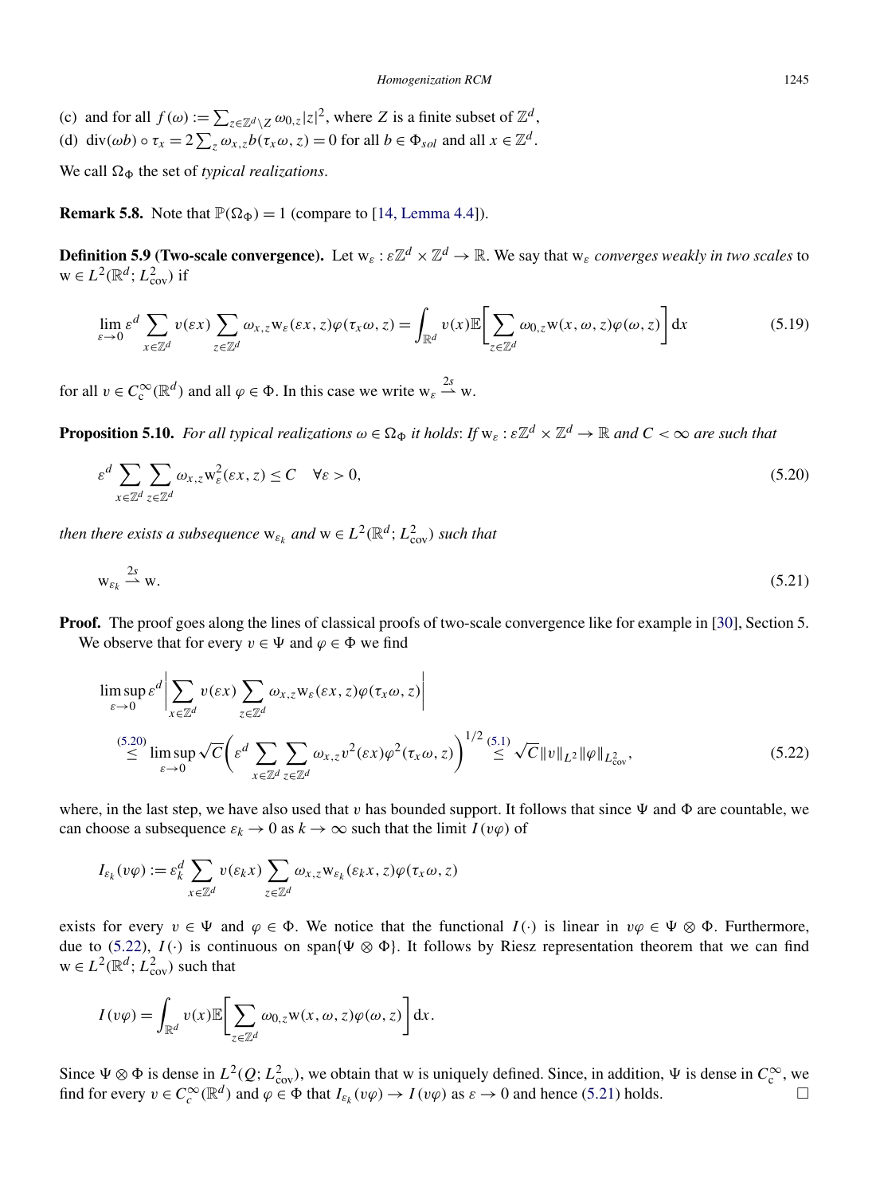(c) and for all $f(\omega) := \sum_{z\in\mathbb{Z}^d\setminus Z} \omega_{0,z}|z|^2$, where $Z$ is a finite subset of $\mathbb{Z}^d$,

(d) $\operatorname{div}(\omega b) \circ \tau_x = 2\sum_z \omega_{x,z} b(\tau_x\omega, z) = 0$ for all $b \in \Phi_{sol}$ and all $x \in \mathbb{Z}^d$.

We call $\Omega_\Phi$ the set of *typical realizations*.

**Remark 5.8.** Note that $\mathbb{P}(\Omega_\Phi) = 1$ (compare to [14, Lemma 4.4]).

**Definition 5.9 (Two-scale convergence).** Let $\mathrm{w}_\varepsilon : \varepsilon\mathbb{Z}^d \times \mathbb{Z}^d \to \mathbb{R}$. We say that $\mathrm{w}_\varepsilon$ *converges weakly in two scales* to $\mathrm{w} \in L^2(\mathbb{R}^d; L^2_{\mathrm{cov}})$ if

$$\lim_{\varepsilon\to 0} \varepsilon^d \sum_{x\in\mathbb{Z}^d} v(\varepsilon x) \sum_{z\in\mathbb{Z}^d} \omega_{x,z} \mathrm{w}_\varepsilon(\varepsilon x, z)\varphi(\tau_x\omega, z) = \int_{\mathbb{R}^d} v(x)\mathbb{E}\left[\sum_{z\in\mathbb{Z}^d} \omega_{0,z}\mathrm{w}(x,\omega,z)\varphi(\omega,z)\right] \mathrm{d}x \tag{5.19}$$

for all $v \in C_c^\infty(\mathbb{R}^d)$ and all $\varphi \in \Phi$. In this case we write $\mathrm{w}_\varepsilon \overset{2s}{\rightharpoonup} \mathrm{w}$.

**Proposition 5.10.** *For all typical realizations $\omega \in \Omega_\Phi$ it holds: If $\mathrm{w}_\varepsilon : \varepsilon\mathbb{Z}^d \times \mathbb{Z}^d \to \mathbb{R}$ and $C < \infty$ are such that*

$$\varepsilon^d \sum_{x\in\mathbb{Z}^d}\sum_{z\in\mathbb{Z}^d} \omega_{x,z}\mathrm{w}_\varepsilon^2(\varepsilon x, z) \le C \quad \forall \varepsilon > 0, \tag{5.20}$$

*then there exists a subsequence $\mathrm{w}_{\varepsilon_k}$ and $\mathrm{w} \in L^2(\mathbb{R}^d; L^2_{\mathrm{cov}})$ such that*

$$\mathrm{w}_{\varepsilon_k} \overset{2s}{\rightharpoonup} \mathrm{w}. \tag{5.21}$$

**Proof.** The proof goes along the lines of classical proofs of two-scale convergence like for example in [30], Section 5. We observe that for every $v \in \Psi$ and $\varphi \in \Phi$ we find

$$\begin{aligned}
&\limsup_{\varepsilon\to 0} \varepsilon^d \left| \sum_{x\in\mathbb{Z}^d} v(\varepsilon x) \sum_{z\in\mathbb{Z}^d} \omega_{x,z}\mathrm{w}_\varepsilon(\varepsilon x, z)\varphi(\tau_x\omega, z)\right| \\
&\quad \overset{(5.20)}{\le} \limsup_{\varepsilon\to 0} \sqrt{C}\left(\varepsilon^d \sum_{x\in\mathbb{Z}^d}\sum_{z\in\mathbb{Z}^d} \omega_{x,z} v^2(\varepsilon x)\varphi^2(\tau_x\omega, z)\right)^{1/2} \overset{(5.1)}{\le} \sqrt{C}\|v\|_{L^2}\|\varphi\|_{L^2_{\mathrm{cov}}},
\end{aligned} \tag{5.22}$$

where, in the last step, we have also used that $v$ has bounded support. It follows that since $\Psi$ and $\Phi$ are countable, we can choose a subsequence $\varepsilon_k \to 0$ as $k \to \infty$ such that the limit $I(v\varphi)$ of

$$I_{\varepsilon_k}(v\varphi) := \varepsilon_k^d \sum_{x\in\mathbb{Z}^d} v(\varepsilon_k x) \sum_{z\in\mathbb{Z}^d} \omega_{x,z}\mathrm{w}_{\varepsilon_k}(\varepsilon_k x, z)\varphi(\tau_x\omega, z)$$

exists for every $v \in \Psi$ and $\varphi \in \Phi$. We notice that the functional $I(\cdot)$ is linear in $v\varphi \in \Psi \otimes \Phi$. Furthermore, due to (5.22), $I(\cdot)$ is continuous on $\operatorname{span}\{\Psi \otimes \Phi\}$. It follows by Riesz representation theorem that we can find $\mathrm{w} \in L^2(\mathbb{R}^d; L^2_{\mathrm{cov}})$ such that

$$I(v\varphi) = \int_{\mathbb{R}^d} v(x)\mathbb{E}\left[\sum_{z\in\mathbb{Z}^d} \omega_{0,z}\mathrm{w}(x,\omega,z)\varphi(\omega,z)\right]\mathrm{d}x.$$

Since $\Psi \otimes \Phi$ is dense in $L^2(Q; L^2_{\mathrm{cov}})$, we obtain that w is uniquely defined. Since, in addition, $\Psi$ is dense in $C_c^\infty$, we find for every $v \in C_c^\infty(\mathbb{R}^d)$ and $\varphi \in \Phi$ that $I_{\varepsilon_k}(v\varphi) \to I(v\varphi)$ as $\varepsilon \to 0$ and hence (5.21) holds. □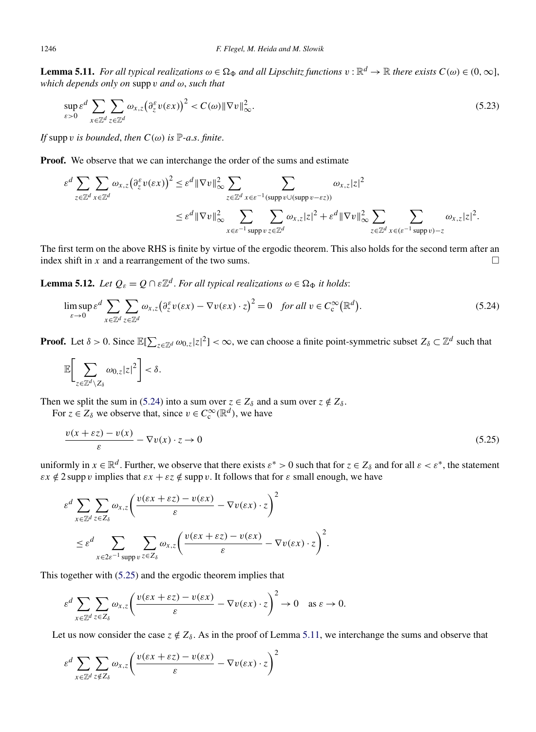**Lemma 5.11.** *For all typical realizations $\omega \in \Omega_\Phi$ and all Lipschitz functions $v : \mathbb{R}^d \to \mathbb{R}$ there exists $C(\omega) \in (0, \infty]$, which depends only on* $\operatorname{supp} v$ *and* $\omega$, *such that*

$$\sup_{\varepsilon>0} \varepsilon^d \sum_{x\in\mathbb{Z}^d} \sum_{z\in\mathbb{Z}^d} \omega_{x,z} \left(\partial_z^\varepsilon v(\varepsilon x)\right)^2 < C(\omega) \|\nabla v\|_\infty^2. \tag{5.23}$$

*If* $\operatorname{supp} v$ *is bounded*, *then* $C(\omega)$ *is* $\mathbb{P}$*-a.s. finite*.

**Proof.** We observe that we can interchange the order of the sums and estimate

$$\begin{aligned}
\varepsilon^d \sum_{z\in\mathbb{Z}^d} \sum_{x\in\mathbb{Z}^d} \omega_{x,z} \left(\partial_z^\varepsilon v(\varepsilon x)\right)^2 &\leq \varepsilon^d \|\nabla v\|_\infty^2 \sum_{z\in\mathbb{Z}^d} \sum_{x\in\varepsilon^{-1}(\operatorname{supp} v \cup (\operatorname{supp} v - \varepsilon z))} \omega_{x,z} |z|^2 \\
&\leq \varepsilon^d \|\nabla v\|_\infty^2 \sum_{x\in\varepsilon^{-1}\operatorname{supp} v} \sum_{z\in\mathbb{Z}^d} \omega_{x,z} |z|^2 + \varepsilon^d \|\nabla v\|_\infty^2 \sum_{z\in\mathbb{Z}^d} \sum_{x\in(\varepsilon^{-1}\operatorname{supp} v)-z} \omega_{x,z} |z|^2.
\end{aligned}$$

The first term on the above RHS is finite by virtue of the ergodic theorem. This also holds for the second term after an index shift in $x$ and a rearrangement of the two sums. □

**Lemma 5.12.** *Let $Q_\varepsilon = Q \cap \varepsilon\mathbb{Z}^d$. For all typical realizations $\omega \in \Omega_\Phi$ it holds*:

$$\limsup_{\varepsilon\to 0} \varepsilon^d \sum_{x\in\mathbb{Z}^d} \sum_{z\in\mathbb{Z}^d} \omega_{x,z} \left(\partial_z^\varepsilon v(\varepsilon x) - \nabla v(\varepsilon x) \cdot z\right)^2 = 0 \quad \textit{for all } v \in C_c^\infty\left(\mathbb{R}^d\right). \tag{5.24}$$

**Proof.** Let $\delta > 0$. Since $\mathbb{E}[\sum_{z\in\mathbb{Z}^d} \omega_{0,z}|z|^2] < \infty$, we can choose a finite point-symmetric subset $Z_\delta \subset \mathbb{Z}^d$ such that

$$\mathbb{E}\left[\sum_{z\in\mathbb{Z}^d\setminus Z_\delta} \omega_{0,z}|z|^2\right] < \delta.$$

Then we split the sum in (5.24) into a sum over $z \in Z_\delta$ and a sum over $z \notin Z_\delta$.

For $z \in Z_\delta$ we observe that, since $v \in C_c^\infty(\mathbb{R}^d)$, we have

$$\frac{v(x + \varepsilon z) - v(x)}{\varepsilon} - \nabla v(x) \cdot z \to 0 \tag{5.25}$$

uniformly in $x \in \mathbb{R}^d$. Further, we observe that there exists $\varepsilon^* > 0$ such that for $z \in Z_\delta$ and for all $\varepsilon < \varepsilon^*$, the statement $\varepsilon x \notin 2 \operatorname{supp} v$ implies that $\varepsilon x + \varepsilon z \notin \operatorname{supp} v$. It follows that for $\varepsilon$ small enough, we have

$$\begin{aligned}
&\varepsilon^d \sum_{x\in\mathbb{Z}^d} \sum_{z\in Z_\delta} \omega_{x,z} \left(\frac{v(\varepsilon x + \varepsilon z) - v(\varepsilon x)}{\varepsilon} - \nabla v(\varepsilon x) \cdot z\right)^2 \\
&\quad\leq \varepsilon^d \sum_{x\in 2\varepsilon^{-1}\operatorname{supp} v} \sum_{z\in Z_\delta} \omega_{x,z} \left(\frac{v(\varepsilon x + \varepsilon z) - v(\varepsilon x)}{\varepsilon} - \nabla v(\varepsilon x) \cdot z\right)^2.
\end{aligned}$$

This together with (5.25) and the ergodic theorem implies that

$$\varepsilon^d \sum_{x\in\mathbb{Z}^d} \sum_{z\in Z_\delta} \omega_{x,z} \left(\frac{v(\varepsilon x + \varepsilon z) - v(\varepsilon x)}{\varepsilon} - \nabla v(\varepsilon x) \cdot z\right)^2 \to 0 \quad \text{as } \varepsilon \to 0.$$

Let us now consider the case $z \notin Z_\delta$. As in the proof of Lemma 5.11, we interchange the sums and observe that

$$\varepsilon^d \sum_{x\in\mathbb{Z}^d} \sum_{z\notin Z_\delta} \omega_{x,z} \left(\frac{v(\varepsilon x + \varepsilon z) - v(\varepsilon x)}{\varepsilon} - \nabla v(\varepsilon x) \cdot z\right)^2$$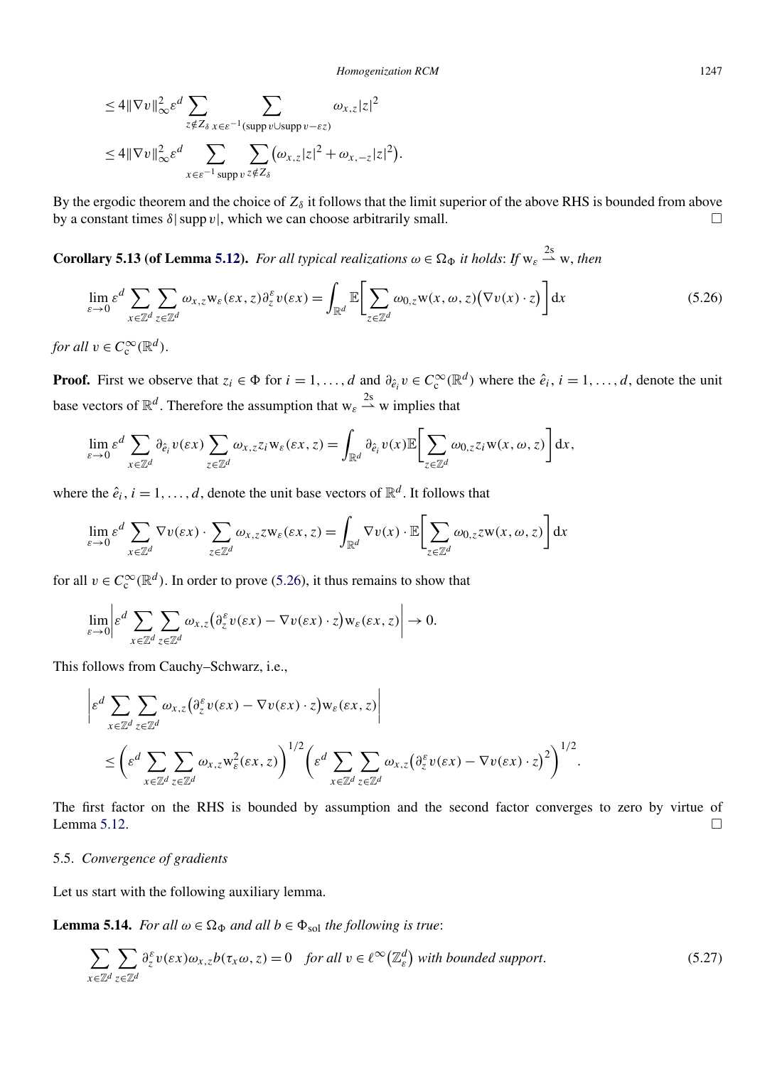$$\leq 4\|\nabla v\|_\infty^2 \varepsilon^d \sum_{z \notin Z_\delta} \sum_{x \in \varepsilon^{-1}(\operatorname{supp} v \cup \operatorname{supp} v - \varepsilon z)} \omega_{x,z}|z|^2$$

$$\leq 4\|\nabla v\|_\infty^2 \varepsilon^d \sum_{x \in \varepsilon^{-1} \operatorname{supp} v} \sum_{z \notin Z_\delta} \big(\omega_{x,z}|z|^2 + \omega_{x,-z}|z|^2\big).$$

By the ergodic theorem and the choice of $Z_\delta$ it follows that the limit superior of the above RHS is bounded from above by a constant times $\delta|\operatorname{supp} v|$, which we can choose arbitrarily small. □

**Corollary 5.13 (of Lemma 5.12).** *For all typical realizations $\omega \in \Omega_\Phi$ it holds*: *If* $\mathrm{w}_\varepsilon \overset{2s}{\rightharpoonup} \mathrm{w}$, *then*

$$\lim_{\varepsilon \to 0} \varepsilon^d \sum_{x \in \mathbb{Z}^d} \sum_{z \in \mathbb{Z}^d} \omega_{x,z} \mathrm{w}_\varepsilon(\varepsilon x, z) \partial_z^\varepsilon v(\varepsilon x) = \int_{\mathbb{R}^d} \mathbb{E}\bigg[\sum_{z \in \mathbb{Z}^d} \omega_{0,z} \mathrm{w}(x, \omega, z)\big(\nabla v(x) \cdot z\big)\bigg] \mathrm{d}x \tag{5.26}$$

*for all* $v \in C_c^\infty(\mathbb{R}^d)$.

**Proof.** First we observe that $z_i \in \Phi$ for $i = 1, \ldots, d$ and $\partial_{\hat{e}_i} v \in C_c^\infty(\mathbb{R}^d)$ where the $\hat{e}_i$, $i = 1, \ldots, d$, denote the unit base vectors of $\mathbb{R}^d$. Therefore the assumption that $\mathrm{w}_\varepsilon \overset{2s}{\rightharpoonup} \mathrm{w}$ implies that

$$\lim_{\varepsilon \to 0} \varepsilon^d \sum_{x \in \mathbb{Z}^d} \partial_{\hat{e}_i} v(\varepsilon x) \sum_{z \in \mathbb{Z}^d} \omega_{x,z} z_i \mathrm{w}_\varepsilon(\varepsilon x, z) = \int_{\mathbb{R}^d} \partial_{\hat{e}_i} v(x) \mathbb{E}\bigg[\sum_{z \in \mathbb{Z}^d} \omega_{0,z} z_i \mathrm{w}(x, \omega, z)\bigg] \mathrm{d}x,$$

where the $\hat{e}_i$, $i = 1, \ldots, d$, denote the unit base vectors of $\mathbb{R}^d$. It follows that

$$\lim_{\varepsilon \to 0} \varepsilon^d \sum_{x \in \mathbb{Z}^d} \nabla v(\varepsilon x) \cdot \sum_{z \in \mathbb{Z}^d} \omega_{x,z} z \mathrm{w}_\varepsilon(\varepsilon x, z) = \int_{\mathbb{R}^d} \nabla v(x) \cdot \mathbb{E}\bigg[\sum_{z \in \mathbb{Z}^d} \omega_{0,z} z \mathrm{w}(x, \omega, z)\bigg] \mathrm{d}x$$

for all $v \in C_c^\infty(\mathbb{R}^d)$. In order to prove (5.26), it thus remains to show that

$$\lim_{\varepsilon \to 0} \bigg| \varepsilon^d \sum_{x \in \mathbb{Z}^d} \sum_{z \in \mathbb{Z}^d} \omega_{x,z}\big(\partial_z^\varepsilon v(\varepsilon x) - \nabla v(\varepsilon x) \cdot z\big) \mathrm{w}_\varepsilon(\varepsilon x, z) \bigg| \to 0.$$

This follows from Cauchy–Schwarz, i.e.,

$$\bigg| \varepsilon^d \sum_{x \in \mathbb{Z}^d} \sum_{z \in \mathbb{Z}^d} \omega_{x,z}\big(\partial_z^\varepsilon v(\varepsilon x) - \nabla v(\varepsilon x) \cdot z\big) \mathrm{w}_\varepsilon(\varepsilon x, z) \bigg|$$
$$\leq \bigg( \varepsilon^d \sum_{x \in \mathbb{Z}^d} \sum_{z \in \mathbb{Z}^d} \omega_{x,z} \mathrm{w}_\varepsilon^2(\varepsilon x, z) \bigg)^{1/2} \bigg( \varepsilon^d \sum_{x \in \mathbb{Z}^d} \sum_{z \in \mathbb{Z}^d} \omega_{x,z}\big(\partial_z^\varepsilon v(\varepsilon x) - \nabla v(\varepsilon x) \cdot z\big)^2 \bigg)^{1/2}.$$

The first factor on the RHS is bounded by assumption and the second factor converges to zero by virtue of Lemma 5.12. □

## 5.5. *Convergence of gradients*

Let us start with the following auxiliary lemma.

**Lemma 5.14.** *For all $\omega \in \Omega_\Phi$ and all $b \in \Phi_{\mathrm{sol}}$ the following is true*:

$$\sum_{x \in \mathbb{Z}^d} \sum_{z \in \mathbb{Z}^d} \partial_z^\varepsilon v(\varepsilon x) \omega_{x,z} b(\tau_x \omega, z) = 0 \quad \textit{for all } v \in \ell^\infty\big(\mathbb{Z}_\varepsilon^d\big) \textit{ with bounded support}. \tag{5.27}$$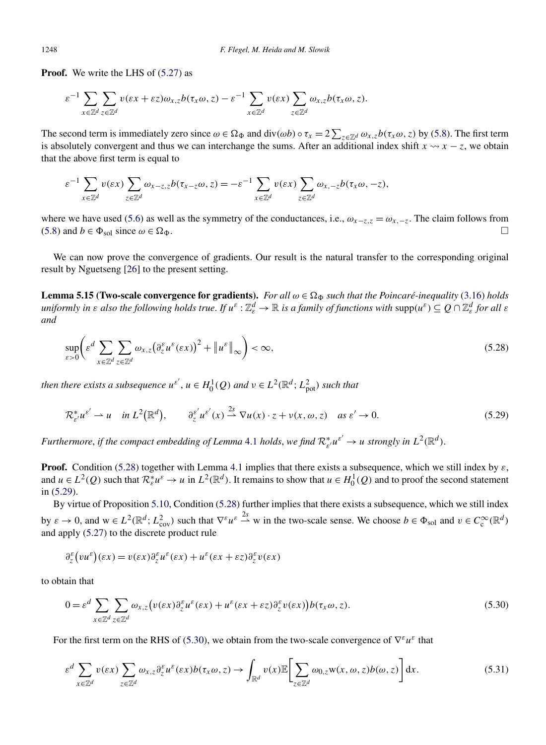**Proof.** We write the LHS of (5.27) as

$$\varepsilon^{-1}\sum_{x\in\mathbb{Z}^d}\sum_{z\in\mathbb{Z}^d} v(\varepsilon x+\varepsilon z)\omega_{x,z}b(\tau_x\omega,z) - \varepsilon^{-1}\sum_{x\in\mathbb{Z}^d} v(\varepsilon x)\sum_{z\in\mathbb{Z}^d}\omega_{x,z}b(\tau_x\omega,z).$$

The second term is immediately zero since $\omega\in\Omega_\Phi$ and $\operatorname{div}(\omega b)\circ\tau_x = 2\sum_{z\in\mathbb{Z}^d}\omega_{x,z}b(\tau_x\omega,z)$ by (5.8). The first term is absolutely convergent and thus we can interchange the sums. After an additional index shift $x\rightsquigarrow x-z$, we obtain that the above first term is equal to

$$\varepsilon^{-1}\sum_{x\in\mathbb{Z}^d} v(\varepsilon x)\sum_{z\in\mathbb{Z}^d}\omega_{x-z,z}b(\tau_{x-z}\omega,z) = -\varepsilon^{-1}\sum_{x\in\mathbb{Z}^d} v(\varepsilon x)\sum_{z\in\mathbb{Z}^d}\omega_{x,-z}b(\tau_x\omega,-z),$$

where we have used (5.6) as well as the symmetry of the conductances, i.e., $\omega_{x-z,z}=\omega_{x,-z}$. The claim follows from (5.8) and $b\in\Phi_{\mathrm{sol}}$ since $\omega\in\Omega_\Phi$. □

We can now prove the convergence of gradients. Our result is the natural transfer to the corresponding original result by Nguetseng [26] to the present setting.

**Lemma 5.15 (Two-scale convergence for gradients).** *For all $\omega\in\Omega_\Phi$ such that the Poincaré-inequality (3.16) holds uniformly in $\varepsilon$ also the following holds true. If $u^\varepsilon:\mathbb{Z}^d_\varepsilon\to\mathbb{R}$ is a family of functions with $\operatorname{supp}(u^\varepsilon)\subseteq Q\cap\mathbb{Z}^d_\varepsilon$ for all $\varepsilon$ and*

$$\sup_{\varepsilon>0}\bigg(\varepsilon^d\sum_{x\in\mathbb{Z}^d}\sum_{z\in\mathbb{Z}^d}\omega_{x,z}\big(\partial_z^\varepsilon u^\varepsilon(\varepsilon x)\big)^2+\big\|u^\varepsilon\big\|_\infty\bigg)<\infty, \tag{5.28}$$

*then there exists a subsequence $u^{\varepsilon'}$, $u\in H^1_0(Q)$ and $v\in L^2(\mathbb{R}^d;L^2_{\mathrm{pot}})$ such that*

$$\mathcal{R}^*_{\varepsilon'}u^{\varepsilon'}\rightharpoonup u\quad\text{in } L^2\big(\mathbb{R}^d\big),\qquad \partial_z^{\varepsilon'}u^{\varepsilon'}(x)\overset{2s}{\rightharpoonup}\nabla u(x)\cdot z+v(x,\omega,z)\quad\text{as }\varepsilon'\to 0. \tag{5.29}$$

*Furthermore, if the compact embedding of Lemma 4.1 holds, we find $\mathcal{R}^*_{\varepsilon'}u^{\varepsilon'}\to u$ strongly in $L^2(\mathbb{R}^d)$.*

**Proof.** Condition (5.28) together with Lemma 4.1 implies that there exists a subsequence, which we still index by $\varepsilon$, and $u\in L^2(Q)$ such that $\mathcal{R}^*_\varepsilon u^\varepsilon\to u$ in $L^2(\mathbb{R}^d)$. It remains to show that $u\in H^1_0(Q)$ and to proof the second statement in (5.29).

By virtue of Proposition 5.10, Condition (5.28) further implies that there exists a subsequence, which we still index by $\varepsilon\to 0$, and $\mathrm{w}\in L^2(\mathbb{R}^d;L^2_{\mathrm{cov}})$ such that $\nabla^\varepsilon u^\varepsilon\overset{2s}{\rightharpoonup}\mathrm{w}$ in the two-scale sense. We choose $b\in\Phi_{\mathrm{sol}}$ and $v\in C^\infty_c(\mathbb{R}^d)$ and apply (5.27) to the discrete product rule

$$\partial_z^\varepsilon\big(vu^\varepsilon\big)(\varepsilon x)=v(\varepsilon x)\partial_z^\varepsilon u^\varepsilon(\varepsilon x)+u^\varepsilon(\varepsilon x+\varepsilon z)\partial_z^\varepsilon v(\varepsilon x)$$

to obtain that

$$0=\varepsilon^d\sum_{x\in\mathbb{Z}^d}\sum_{z\in\mathbb{Z}^d}\omega_{x,z}\big(v(\varepsilon x)\partial_z^\varepsilon u^\varepsilon(\varepsilon x)+u^\varepsilon(\varepsilon x+\varepsilon z)\partial_z^\varepsilon v(\varepsilon x)\big)b(\tau_x\omega,z). \tag{5.30}$$

For the first term on the RHS of (5.30), we obtain from the two-scale convergence of $\nabla^\varepsilon u^\varepsilon$ that

$$\varepsilon^d\sum_{x\in\mathbb{Z}^d}v(\varepsilon x)\sum_{z\in\mathbb{Z}^d}\omega_{x,z}\partial_z^\varepsilon u^\varepsilon(\varepsilon x)b(\tau_x\omega,z)\to\int_{\mathbb{R}^d}v(x)\mathbb{E}\bigg[\sum_{z\in\mathbb{Z}^d}\omega_{0,z}\mathrm{w}(x,\omega,z)b(\omega,z)\bigg]\,\mathrm{d}x. \tag{5.31}$$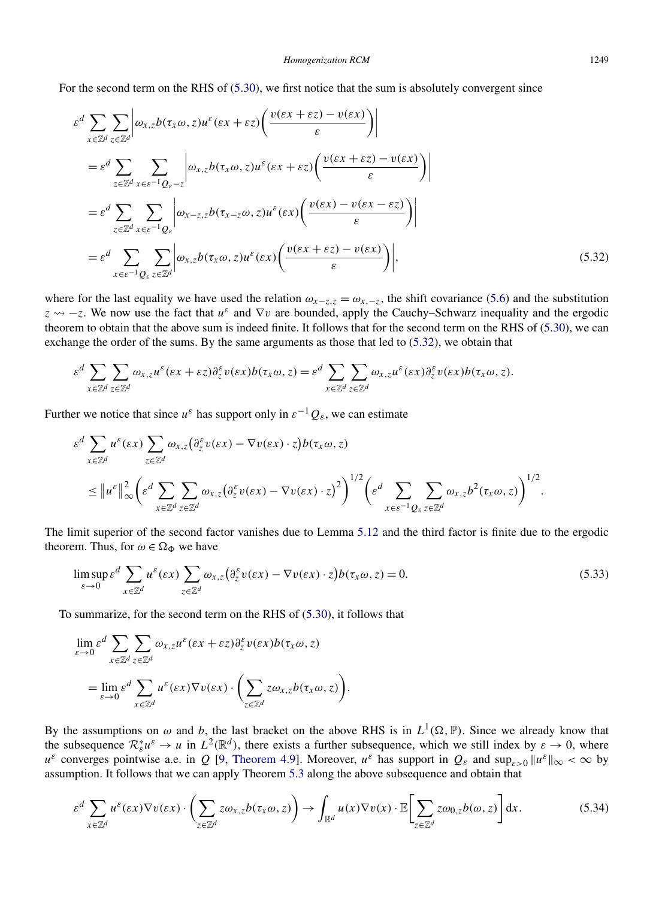For the second term on the RHS of (5.30), we first notice that the sum is absolutely convergent since

$$
\begin{aligned}
&\varepsilon^d \sum_{x\in\mathbb{Z}^d}\sum_{z\in\mathbb{Z}^d}\left|\omega_{x,z} b(\tau_x\omega, z) u^\varepsilon(\varepsilon x+\varepsilon z)\left(\frac{v(\varepsilon x+\varepsilon z)-v(\varepsilon x)}{\varepsilon}\right)\right| \\
&= \varepsilon^d \sum_{z\in\mathbb{Z}^d}\sum_{x\in\varepsilon^{-1}Q_\varepsilon - z}\left|\omega_{x,z} b(\tau_x\omega, z) u^\varepsilon(\varepsilon x+\varepsilon z)\left(\frac{v(\varepsilon x+\varepsilon z)-v(\varepsilon x)}{\varepsilon}\right)\right| \\
&= \varepsilon^d \sum_{z\in\mathbb{Z}^d}\sum_{x\in\varepsilon^{-1}Q_\varepsilon}\left|\omega_{x-z,z} b(\tau_{x-z}\omega, z) u^\varepsilon(\varepsilon x)\left(\frac{v(\varepsilon x)-v(\varepsilon x-\varepsilon z)}{\varepsilon}\right)\right| \\
&= \varepsilon^d \sum_{x\in\varepsilon^{-1}Q_\varepsilon}\sum_{z\in\mathbb{Z}^d}\left|\omega_{x,z} b(\tau_x\omega, z) u^\varepsilon(\varepsilon x)\left(\frac{v(\varepsilon x+\varepsilon z)-v(\varepsilon x)}{\varepsilon}\right)\right|,
\end{aligned}
\tag{5.32}
$$

where for the last equality we have used the relation $\omega_{x-z,z} = \omega_{x,-z}$, the shift covariance (5.6) and the substitution $z \rightsquigarrow -z$. We now use the fact that $u^\varepsilon$ and $\nabla v$ are bounded, apply the Cauchy–Schwarz inequality and the ergodic theorem to obtain that the above sum is indeed finite. It follows that for the second term on the RHS of (5.30), we can exchange the order of the sums. By the same arguments as those that led to (5.32), we obtain that

$$
\varepsilon^d \sum_{x\in\mathbb{Z}^d}\sum_{z\in\mathbb{Z}^d}\omega_{x,z} u^\varepsilon(\varepsilon x+\varepsilon z)\partial_z^\varepsilon v(\varepsilon x) b(\tau_x\omega, z) = \varepsilon^d \sum_{x\in\mathbb{Z}^d}\sum_{z\in\mathbb{Z}^d}\omega_{x,z} u^\varepsilon(\varepsilon x)\partial_z^\varepsilon v(\varepsilon x) b(\tau_x\omega, z).
$$

Further we notice that since $u^\varepsilon$ has support only in $\varepsilon^{-1}Q_\varepsilon$, we can estimate

$$
\begin{aligned}
&\varepsilon^d \sum_{x\in\mathbb{Z}^d} u^\varepsilon(\varepsilon x)\sum_{z\in\mathbb{Z}^d}\omega_{x,z}\big(\partial_z^\varepsilon v(\varepsilon x) - \nabla v(\varepsilon x)\cdot z\big) b(\tau_x\omega, z) \\
&\le \|u^\varepsilon\|_\infty^2 \left(\varepsilon^d \sum_{x\in\mathbb{Z}^d}\sum_{z\in\mathbb{Z}^d}\omega_{x,z}\big(\partial_z^\varepsilon v(\varepsilon x) - \nabla v(\varepsilon x)\cdot z\big)^2\right)^{1/2}\left(\varepsilon^d \sum_{x\in\varepsilon^{-1}Q_\varepsilon}\sum_{z\in\mathbb{Z}^d}\omega_{x,z} b^2(\tau_x\omega, z)\right)^{1/2}.
\end{aligned}
$$

The limit superior of the second factor vanishes due to Lemma 5.12 and the third factor is finite due to the ergodic theorem. Thus, for $\omega \in \Omega_\Phi$ we have

$$
\limsup_{\varepsilon\to 0}\varepsilon^d \sum_{x\in\mathbb{Z}^d} u^\varepsilon(\varepsilon x)\sum_{z\in\mathbb{Z}^d}\omega_{x,z}\big(\partial_z^\varepsilon v(\varepsilon x) - \nabla v(\varepsilon x)\cdot z\big) b(\tau_x\omega, z) = 0.
\tag{5.33}
$$

To summarize, for the second term on the RHS of (5.30), it follows that

$$
\begin{aligned}
&\lim_{\varepsilon\to 0}\varepsilon^d \sum_{x\in\mathbb{Z}^d}\sum_{z\in\mathbb{Z}^d}\omega_{x,z} u^\varepsilon(\varepsilon x+\varepsilon z)\partial_z^\varepsilon v(\varepsilon x) b(\tau_x\omega, z) \\
&= \lim_{\varepsilon\to 0}\varepsilon^d \sum_{x\in\mathbb{Z}^d} u^\varepsilon(\varepsilon x)\nabla v(\varepsilon x)\cdot\left(\sum_{z\in\mathbb{Z}^d} z\omega_{x,z} b(\tau_x\omega, z)\right).
\end{aligned}
$$

By the assumptions on $\omega$ and $b$, the last bracket on the above RHS is in $L^1(\Omega, \mathbb{P})$. Since we already know that the subsequence $\mathcal{R}_\varepsilon^* u^\varepsilon \to u$ in $L^2(\mathbb{R}^d)$, there exists a further subsequence, which we still index by $\varepsilon \to 0$, where $u^\varepsilon$ converges pointwise a.e. in $Q$ [9, Theorem 4.9]. Moreover, $u^\varepsilon$ has support in $Q_\varepsilon$ and $\sup_{\varepsilon>0}\|u^\varepsilon\|_\infty < \infty$ by assumption. It follows that we can apply Theorem 5.3 along the above subsequence and obtain that

$$
\varepsilon^d \sum_{x\in\mathbb{Z}^d} u^\varepsilon(\varepsilon x)\nabla v(\varepsilon x)\cdot\left(\sum_{z\in\mathbb{Z}^d} z\omega_{x,z} b(\tau_x\omega, z)\right) \to \int_{\mathbb{R}^d} u(x)\nabla v(x)\cdot\mathbb{E}\left[\sum_{z\in\mathbb{Z}^d} z\omega_{0,z} b(\omega, z)\right]\mathrm{d}x.
\tag{5.34}
$$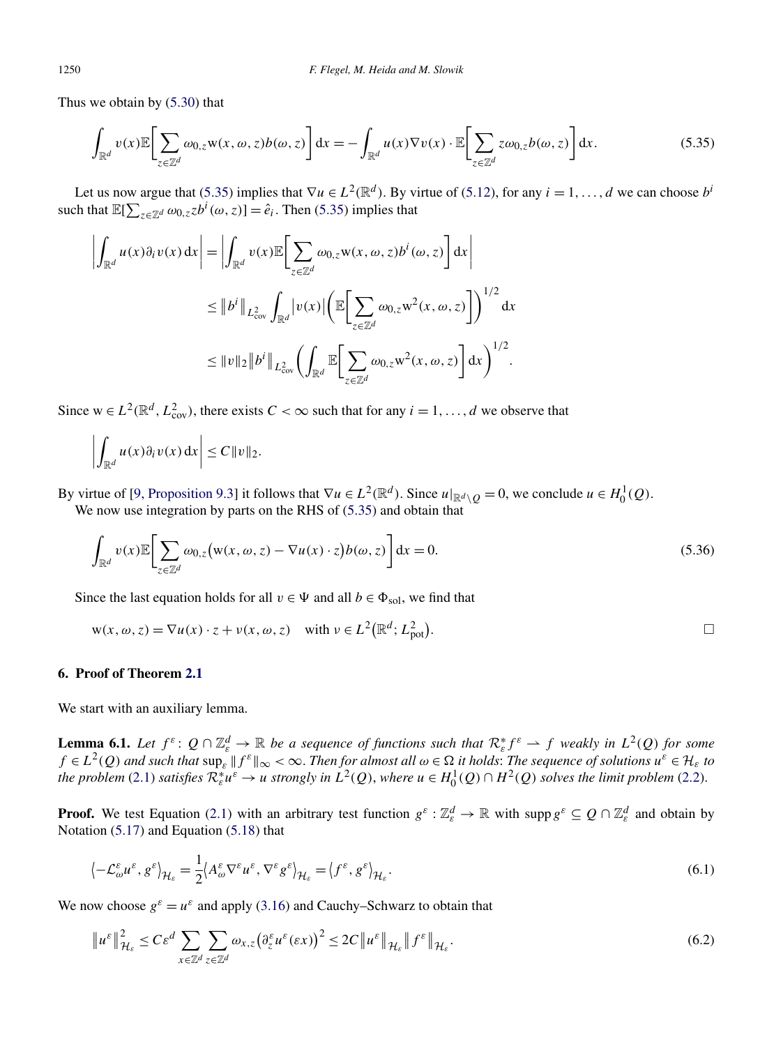Thus we obtain by (5.30) that

$$\int_{\mathbb{R}^d} v(x)\mathbb{E}\left[\sum_{z\in\mathbb{Z}^d} \omega_{0,z}\mathrm{w}(x,\omega,z)b(\omega,z)\right]\mathrm{d}x = -\int_{\mathbb{R}^d} u(x)\nabla v(x)\cdot\mathbb{E}\left[\sum_{z\in\mathbb{Z}^d} z\omega_{0,z}b(\omega,z)\right]\mathrm{d}x. \tag{5.35}$$

Let us now argue that (5.35) implies that $\nabla u \in L^2(\mathbb{R}^d)$. By virtue of (5.12), for any $i = 1,\dots,d$ we can choose $b^i$ such that $\mathbb{E}[\sum_{z\in\mathbb{Z}^d}\omega_{0,z}zb^i(\omega,z)] = \hat{e}_i$. Then (5.35) implies that

$$\begin{aligned}
\left|\int_{\mathbb{R}^d} u(x)\partial_i v(x)\,\mathrm{d}x\right| &= \left|\int_{\mathbb{R}^d} v(x)\mathbb{E}\left[\sum_{z\in\mathbb{Z}^d}\omega_{0,z}\mathrm{w}(x,\omega,z)b^i(\omega,z)\right]\mathrm{d}x\right| \\
&\le \|b^i\|_{L^2_{\mathrm{cov}}}\int_{\mathbb{R}^d}|v(x)|\left(\mathbb{E}\left[\sum_{z\in\mathbb{Z}^d}\omega_{0,z}\mathrm{w}^2(x,\omega,z)\right]\right)^{1/2}\mathrm{d}x \\
&\le \|v\|_2\|b^i\|_{L^2_{\mathrm{cov}}}\left(\int_{\mathbb{R}^d}\mathbb{E}\left[\sum_{z\in\mathbb{Z}^d}\omega_{0,z}\mathrm{w}^2(x,\omega,z)\right]\mathrm{d}x\right)^{1/2}.
\end{aligned}$$

Since $\mathrm{w}\in L^2(\mathbb{R}^d, L^2_{\mathrm{cov}})$, there exists $C<\infty$ such that for any $i=1,\dots,d$ we observe that

$$\left|\int_{\mathbb{R}^d} u(x)\partial_i v(x)\,\mathrm{d}x\right| \le C\|v\|_2.$$

By virtue of [9, Proposition 9.3] it follows that $\nabla u \in L^2(\mathbb{R}^d)$. Since $u|_{\mathbb{R}^d\setminus Q} = 0$, we conclude $u \in H^1_0(Q)$.
We now use integration by parts on the RHS of (5.35) and obtain that

$$\int_{\mathbb{R}^d} v(x)\mathbb{E}\left[\sum_{z\in\mathbb{Z}^d}\omega_{0,z}\big(\mathrm{w}(x,\omega,z) - \nabla u(x)\cdot z\big)b(\omega,z)\right]\mathrm{d}x = 0. \tag{5.36}$$

Since the last equation holds for all $v\in\Psi$ and all $b\in\Phi_{\mathrm{sol}}$, we find that

$$\mathrm{w}(x,\omega,z) = \nabla u(x)\cdot z + v(x,\omega,z) \quad \text{with } v\in L^2\big(\mathbb{R}^d; L^2_{\mathrm{pot}}\big). \qquad \square$$

## 6. Proof of Theorem 2.1

We start with an auxiliary lemma.

**Lemma 6.1.** *Let $f^\varepsilon : Q\cap\mathbb{Z}^d_\varepsilon \to \mathbb{R}$ be a sequence of functions such that $\mathcal{R}^*_\varepsilon f^\varepsilon \rightharpoonup f$ weakly in $L^2(Q)$ for some $f\in L^2(Q)$ and such that $\sup_\varepsilon\|f^\varepsilon\|_\infty < \infty$. Then for almost all $\omega\in\Omega$ it holds: The sequence of solutions $u^\varepsilon\in\mathcal{H}_\varepsilon$ to the problem (2.1) satisfies $\mathcal{R}^*_\varepsilon u^\varepsilon \to u$ strongly in $L^2(Q)$, where $u\in H^1_0(Q)\cap H^2(Q)$ solves the limit problem (2.2).*

**Proof.** We test Equation (2.1) with an arbitrary test function $g^\varepsilon : \mathbb{Z}^d_\varepsilon \to \mathbb{R}$ with $\operatorname{supp} g^\varepsilon \subseteq Q\cap\mathbb{Z}^d_\varepsilon$ and obtain by Notation (5.17) and Equation (5.18) that

$$\langle -\mathcal{L}^\varepsilon_\omega u^\varepsilon, g^\varepsilon\rangle_{\mathcal{H}_\varepsilon} = \frac{1}{2}\langle A^\varepsilon_\omega\nabla^\varepsilon u^\varepsilon, \nabla^\varepsilon g^\varepsilon\rangle_{\mathcal{H}_\varepsilon} = \langle f^\varepsilon, g^\varepsilon\rangle_{\mathcal{H}_\varepsilon}. \tag{6.1}$$

We now choose $g^\varepsilon = u^\varepsilon$ and apply (3.16) and Cauchy–Schwarz to obtain that

$$\|u^\varepsilon\|^2_{\mathcal{H}_\varepsilon} \le C\varepsilon^d\sum_{x\in\mathbb{Z}^d}\sum_{z\in\mathbb{Z}^d}\omega_{x,z}\big(\partial^\varepsilon_z u^\varepsilon(\varepsilon x)\big)^2 \le 2C\|u^\varepsilon\|_{\mathcal{H}_\varepsilon}\|f^\varepsilon\|_{\mathcal{H}_\varepsilon}. \tag{6.2}$$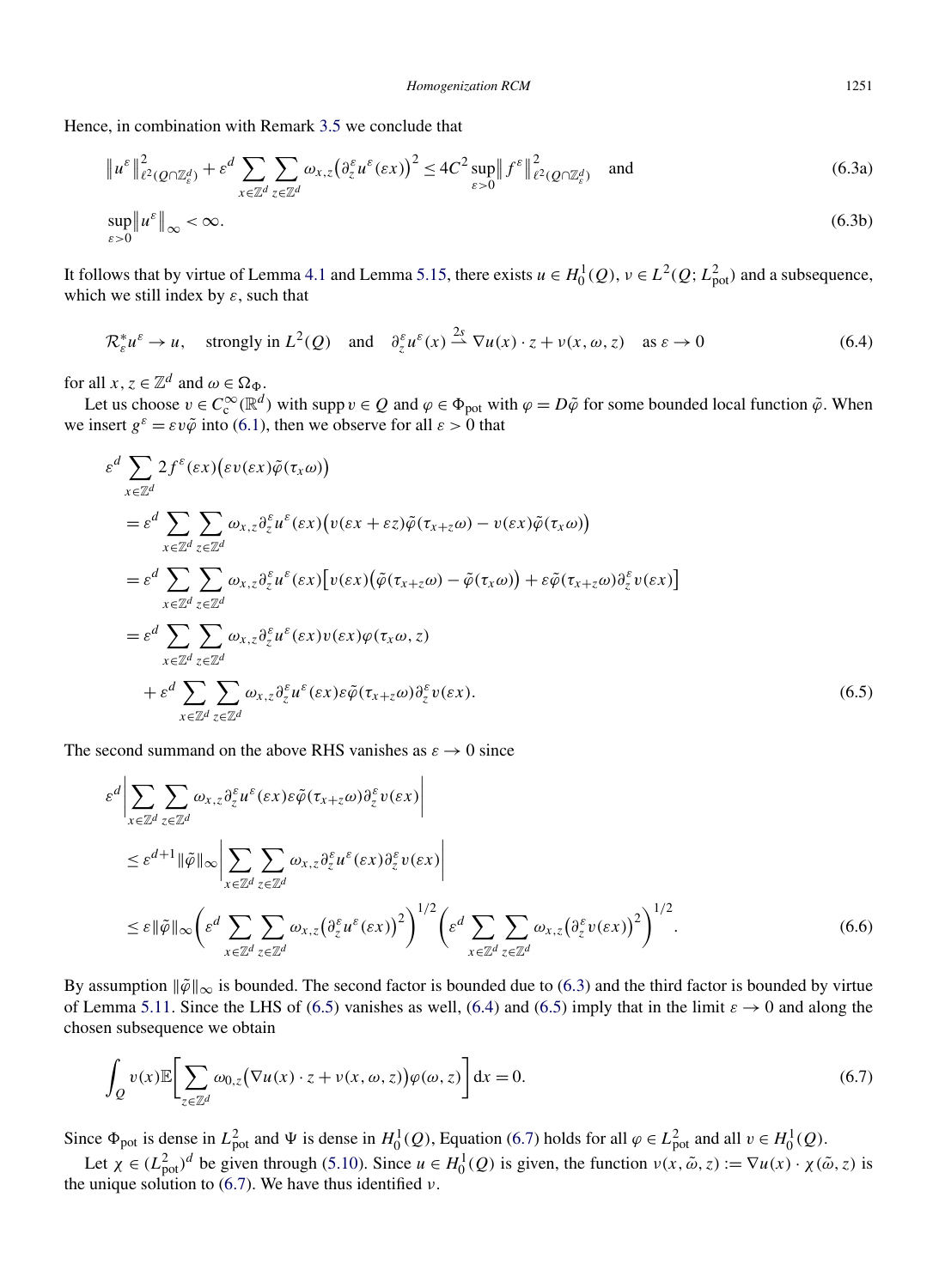Hence, in combination with Remark 3.5 we conclude that

$$\left\| u^\varepsilon \right\|^2_{\ell^2(Q\cap\mathbb{Z}^d_\varepsilon)} + \varepsilon^d \sum_{x\in\mathbb{Z}^d}\sum_{z\in\mathbb{Z}^d} \omega_{x,z}\big(\partial^\varepsilon_z u^\varepsilon(\varepsilon x)\big)^2 \le 4C^2 \sup_{\varepsilon>0}\left\| f^\varepsilon \right\|^2_{\ell^2(Q\cap\mathbb{Z}^d_\varepsilon)} \quad \text{and} \tag{6.3a}$$

$$\sup_{\varepsilon>0}\left\| u^\varepsilon \right\|_\infty < \infty. \tag{6.3b}$$

It follows that by virtue of Lemma 4.1 and Lemma 5.15, there exists $u \in H^1_0(Q)$, $\nu \in L^2(Q; L^2_{\text{pot}})$ and a subsequence, which we still index by $\varepsilon$, such that

$$\mathcal{R}^*_\varepsilon u^\varepsilon \to u, \quad \text{strongly in } L^2(Q) \quad \text{and} \quad \partial^\varepsilon_z u^\varepsilon(x) \overset{2s}{\rightharpoonup} \nabla u(x)\cdot z + \nu(x,\omega,z) \quad \text{as } \varepsilon \to 0 \tag{6.4}$$

for all $x, z \in \mathbb{Z}^d$ and $\omega \in \Omega_\Phi$.

Let us choose $v \in C^\infty_c(\mathbb{R}^d)$ with $\operatorname{supp} v \in Q$ and $\varphi \in \Phi_{\text{pot}}$ with $\varphi = D\tilde{\varphi}$ for some bounded local function $\tilde{\varphi}$. When we insert $g^\varepsilon = \varepsilon v \tilde{\varphi}$ into (6.1), then we observe for all $\varepsilon > 0$ that

$$\begin{aligned}
&\varepsilon^d \sum_{x\in\mathbb{Z}^d} 2 f^\varepsilon(\varepsilon x)\big(\varepsilon v(\varepsilon x)\tilde{\varphi}(\tau_x\omega)\big) \\
&= \varepsilon^d \sum_{x\in\mathbb{Z}^d}\sum_{z\in\mathbb{Z}^d} \omega_{x,z}\partial^\varepsilon_z u^\varepsilon(\varepsilon x)\big(v(\varepsilon x+\varepsilon z)\tilde{\varphi}(\tau_{x+z}\omega) - v(\varepsilon x)\tilde{\varphi}(\tau_x\omega)\big) \\
&= \varepsilon^d \sum_{x\in\mathbb{Z}^d}\sum_{z\in\mathbb{Z}^d} \omega_{x,z}\partial^\varepsilon_z u^\varepsilon(\varepsilon x)\big[v(\varepsilon x)\big(\tilde{\varphi}(\tau_{x+z}\omega) - \tilde{\varphi}(\tau_x\omega)\big) + \varepsilon\tilde{\varphi}(\tau_{x+z}\omega)\partial^\varepsilon_z v(\varepsilon x)\big] \\
&= \varepsilon^d \sum_{x\in\mathbb{Z}^d}\sum_{z\in\mathbb{Z}^d} \omega_{x,z}\partial^\varepsilon_z u^\varepsilon(\varepsilon x) v(\varepsilon x)\varphi(\tau_x\omega, z) \\
&\quad + \varepsilon^d \sum_{x\in\mathbb{Z}^d}\sum_{z\in\mathbb{Z}^d} \omega_{x,z}\partial^\varepsilon_z u^\varepsilon(\varepsilon x)\varepsilon\tilde{\varphi}(\tau_{x+z}\omega)\partial^\varepsilon_z v(\varepsilon x).
\end{aligned} \tag{6.5}$$

The second summand on the above RHS vanishes as $\varepsilon \to 0$ since

$$\begin{aligned}
&\varepsilon^d \left| \sum_{x\in\mathbb{Z}^d}\sum_{z\in\mathbb{Z}^d} \omega_{x,z}\partial^\varepsilon_z u^\varepsilon(\varepsilon x)\varepsilon\tilde{\varphi}(\tau_{x+z}\omega)\partial^\varepsilon_z v(\varepsilon x) \right| \\
&\le \varepsilon^{d+1}\|\tilde{\varphi}\|_\infty \left| \sum_{x\in\mathbb{Z}^d}\sum_{z\in\mathbb{Z}^d} \omega_{x,z}\partial^\varepsilon_z u^\varepsilon(\varepsilon x)\partial^\varepsilon_z v(\varepsilon x) \right| \\
&\le \varepsilon\|\tilde{\varphi}\|_\infty \left( \varepsilon^d \sum_{x\in\mathbb{Z}^d}\sum_{z\in\mathbb{Z}^d} \omega_{x,z}\big(\partial^\varepsilon_z u^\varepsilon(\varepsilon x)\big)^2 \right)^{1/2} \left( \varepsilon^d \sum_{x\in\mathbb{Z}^d}\sum_{z\in\mathbb{Z}^d} \omega_{x,z}\big(\partial^\varepsilon_z v(\varepsilon x)\big)^2 \right)^{1/2}.
\end{aligned} \tag{6.6}$$

By assumption $\|\tilde{\varphi}\|_\infty$ is bounded. The second factor is bounded due to (6.3) and the third factor is bounded by virtue of Lemma 5.11. Since the LHS of (6.5) vanishes as well, (6.4) and (6.5) imply that in the limit $\varepsilon \to 0$ and along the chosen subsequence we obtain

$$\int_Q v(x)\mathbb{E}\left[ \sum_{z\in\mathbb{Z}^d} \omega_{0,z}\big(\nabla u(x)\cdot z + \nu(x,\omega,z)\big)\varphi(\omega,z) \right] \mathrm{d}x = 0. \tag{6.7}$$

Since $\Phi_{\text{pot}}$ is dense in $L^2_{\text{pot}}$ and $\Psi$ is dense in $H^1_0(Q)$, Equation (6.7) holds for all $\varphi \in L^2_{\text{pot}}$ and all $v \in H^1_0(Q)$.

Let $\chi \in (L^2_{\text{pot}})^d$ be given through (5.10). Since $u \in H^1_0(Q)$ is given, the function $\nu(x,\tilde{\omega},z) := \nabla u(x)\cdot\chi(\tilde{\omega},z)$ is the unique solution to (6.7). We have thus identified $\nu$.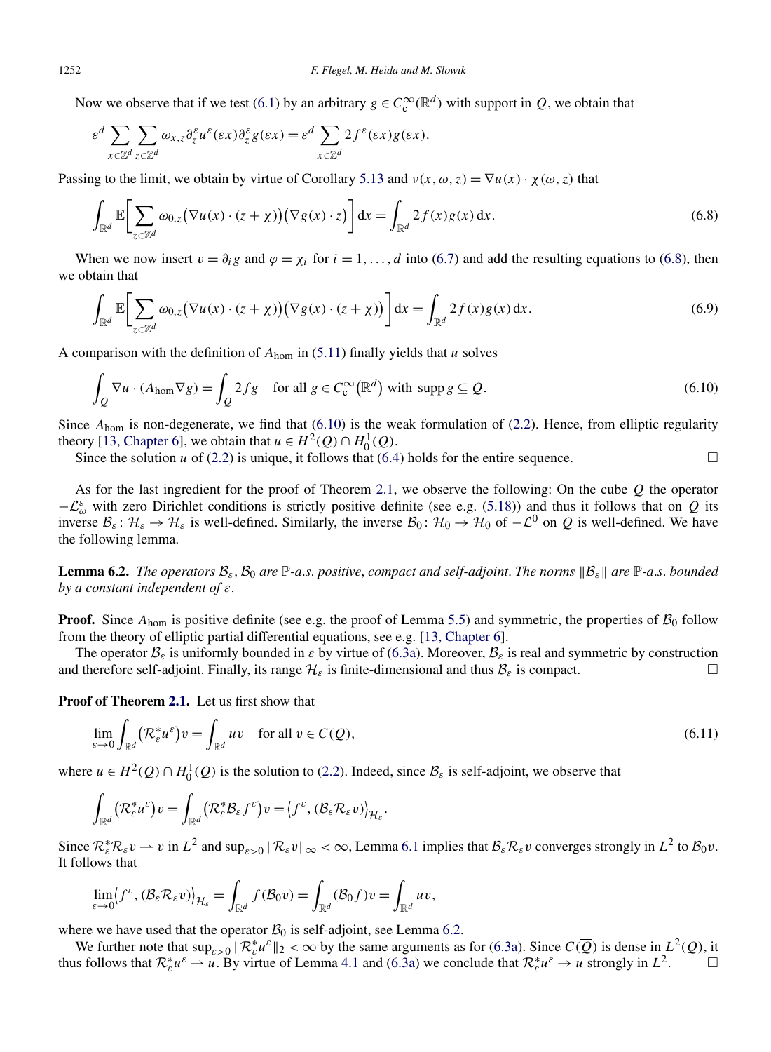Now we observe that if we test (6.1) by an arbitrary $g \in C_c^\infty(\mathbb{R}^d)$ with support in $Q$, we obtain that

$$\varepsilon^d \sum_{x\in\mathbb{Z}^d}\sum_{z\in\mathbb{Z}^d} \omega_{x,z}\partial_z^\varepsilon u^\varepsilon(\varepsilon x)\partial_z^\varepsilon g(\varepsilon x) = \varepsilon^d \sum_{x\in\mathbb{Z}^d} 2f^\varepsilon(\varepsilon x)g(\varepsilon x).$$

Passing to the limit, we obtain by virtue of Corollary 5.13 and $\nu(x,\omega,z) = \nabla u(x)\cdot\chi(\omega,z)$ that

$$\int_{\mathbb{R}^d} \mathbb{E}\bigg[\sum_{z\in\mathbb{Z}^d} \omega_{0,z}\big(\nabla u(x)\cdot(z+\chi)\big)\big(\nabla g(x)\cdot z\big)\bigg]\,\mathrm{d}x = \int_{\mathbb{R}^d} 2f(x)g(x)\,\mathrm{d}x. \tag{6.8}$$

When we now insert $v = \partial_i g$ and $\varphi = \chi_i$ for $i = 1,\dots,d$ into (6.7) and add the resulting equations to (6.8), then we obtain that

$$\int_{\mathbb{R}^d} \mathbb{E}\bigg[\sum_{z\in\mathbb{Z}^d} \omega_{0,z}\big(\nabla u(x)\cdot(z+\chi)\big)\big(\nabla g(x)\cdot(z+\chi)\big)\bigg]\,\mathrm{d}x = \int_{\mathbb{R}^d} 2f(x)g(x)\,\mathrm{d}x. \tag{6.9}$$

A comparison with the definition of $A_{\mathrm{hom}}$ in (5.11) finally yields that $u$ solves

$$\int_Q \nabla u\cdot(A_{\mathrm{hom}}\nabla g) = \int_Q 2fg \quad \text{for all } g\in C_c^\infty\big(\mathbb{R}^d\big) \text{ with } \operatorname{supp} g\subseteq Q. \tag{6.10}$$

Since $A_{\mathrm{hom}}$ is non-degenerate, we find that (6.10) is the weak formulation of (2.2). Hence, from elliptic regularity theory [13, Chapter 6], we obtain that $u\in H^2(Q)\cap H_0^1(Q)$.

Since the solution $u$ of (2.2) is unique, it follows that (6.4) holds for the entire sequence. □

As for the last ingredient for the proof of Theorem 2.1, we observe the following: On the cube $Q$ the operator $-\mathcal{L}_\omega^\varepsilon$ with zero Dirichlet conditions is strictly positive definite (see e.g. (5.18)) and thus it follows that on $Q$ its inverse $\mathcal{B}_\varepsilon\colon \mathcal{H}_\varepsilon\to\mathcal{H}_\varepsilon$ is well-defined. Similarly, the inverse $\mathcal{B}_0\colon\mathcal{H}_0\to\mathcal{H}_0$ of $-\mathcal{L}^0$ on $Q$ is well-defined. We have the following lemma.

**Lemma 6.2.** *The operators $\mathcal{B}_\varepsilon, \mathcal{B}_0$ are $\mathbb{P}$-a.s. positive, compact and self-adjoint. The norms $\|\mathcal{B}_\varepsilon\|$ are $\mathbb{P}$-a.s. bounded by a constant independent of $\varepsilon$.*

**Proof.** Since $A_{\mathrm{hom}}$ is positive definite (see e.g. the proof of Lemma 5.5) and symmetric, the properties of $\mathcal{B}_0$ follow from the theory of elliptic partial differential equations, see e.g. [13, Chapter 6].

The operator $\mathcal{B}_\varepsilon$ is uniformly bounded in $\varepsilon$ by virtue of (6.3a). Moreover, $\mathcal{B}_\varepsilon$ is real and symmetric by construction and therefore self-adjoint. Finally, its range $\mathcal{H}_\varepsilon$ is finite-dimensional and thus $\mathcal{B}_\varepsilon$ is compact. □

**Proof of Theorem 2.1.** Let us first show that

$$\lim_{\varepsilon\to 0}\int_{\mathbb{R}^d}\big(\mathcal{R}_\varepsilon^* u^\varepsilon\big)v = \int_{\mathbb{R}^d} uv \quad \text{for all } v\in C(\overline{Q}), \tag{6.11}$$

where $u\in H^2(Q)\cap H_0^1(Q)$ is the solution to (2.2). Indeed, since $\mathcal{B}_\varepsilon$ is self-adjoint, we observe that

$$\int_{\mathbb{R}^d}\big(\mathcal{R}_\varepsilon^* u^\varepsilon\big)v = \int_{\mathbb{R}^d}\big(\mathcal{R}_\varepsilon^*\mathcal{B}_\varepsilon f^\varepsilon\big)v = \big\langle f^\varepsilon, (\mathcal{B}_\varepsilon\mathcal{R}_\varepsilon v)\big\rangle_{\mathcal{H}_\varepsilon}.$$

Since $\mathcal{R}_\varepsilon^*\mathcal{R}_\varepsilon v \rightharpoonup v$ in $L^2$ and $\sup_{\varepsilon>0}\|\mathcal{R}_\varepsilon v\|_\infty < \infty$, Lemma 6.1 implies that $\mathcal{B}_\varepsilon\mathcal{R}_\varepsilon v$ converges strongly in $L^2$ to $\mathcal{B}_0 v$. It follows that

$$\lim_{\varepsilon\to 0}\big\langle f^\varepsilon, (\mathcal{B}_\varepsilon\mathcal{R}_\varepsilon v)\big\rangle_{\mathcal{H}_\varepsilon} = \int_{\mathbb{R}^d} f(\mathcal{B}_0 v) = \int_{\mathbb{R}^d}(\mathcal{B}_0 f)v = \int_{\mathbb{R}^d} uv,$$

where we have used that the operator $\mathcal{B}_0$ is self-adjoint, see Lemma 6.2.

We further note that $\sup_{\varepsilon>0}\|\mathcal{R}_\varepsilon^* u^\varepsilon\|_2 < \infty$ by the same arguments as for (6.3a). Since $C(\overline{Q})$ is dense in $L^2(Q)$, it thus follows that $\mathcal{R}_\varepsilon^* u^\varepsilon \rightharpoonup u$. By virtue of Lemma 4.1 and (6.3a) we conclude that $\mathcal{R}_\varepsilon^* u^\varepsilon \to u$ strongly in $L^2$. □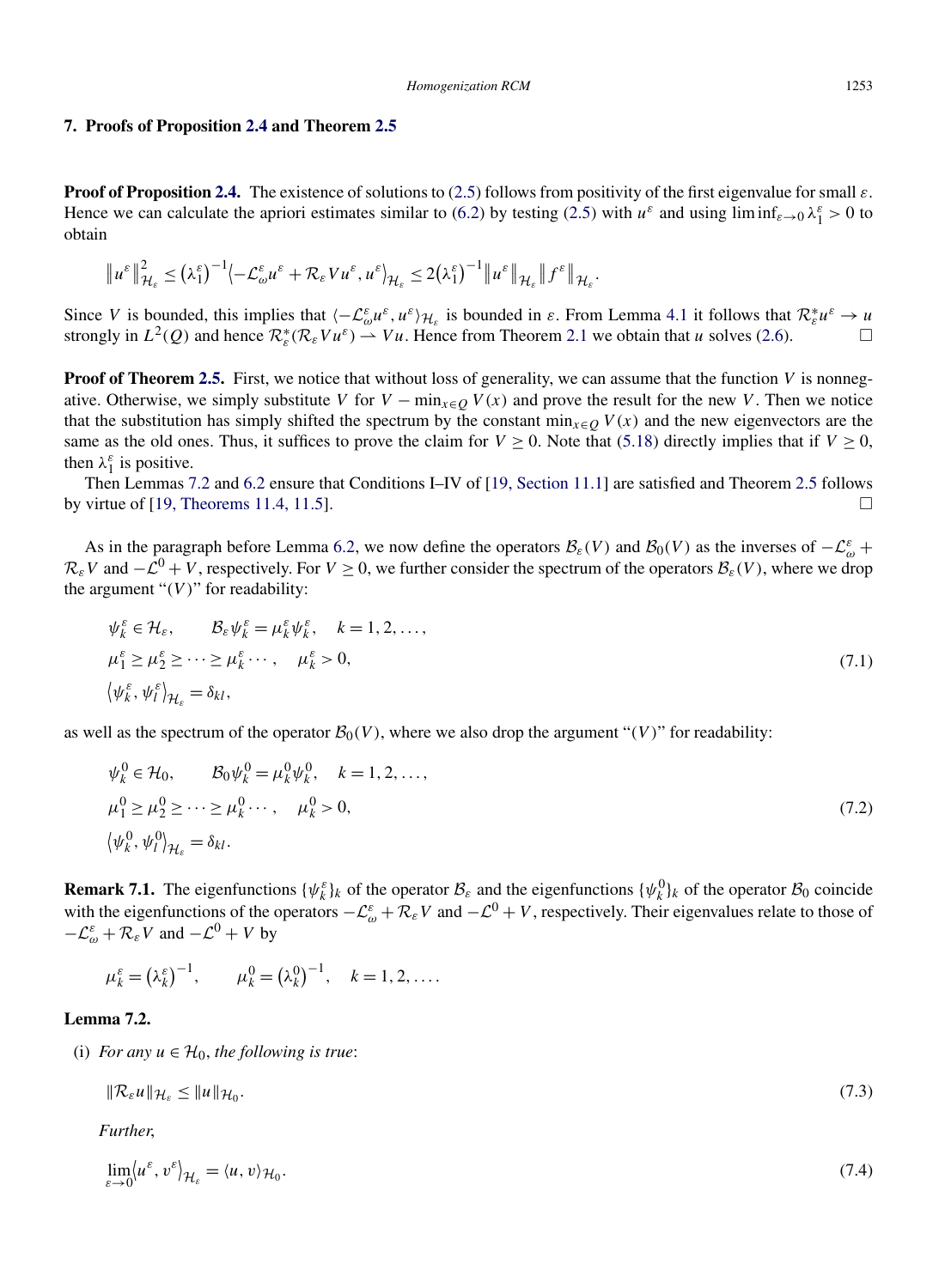## 7. Proofs of Proposition 2.4 and Theorem 2.5

**Proof of Proposition 2.4.** The existence of solutions to (2.5) follows from positivity of the first eigenvalue for small $\varepsilon$. Hence we can calculate the apriori estimates similar to (6.2) by testing (2.5) with $u^\varepsilon$ and using $\liminf_{\varepsilon\to 0}\lambda_1^\varepsilon > 0$ to obtain

$$\|u^\varepsilon\|_{\mathcal{H}_\varepsilon}^2 \le \left(\lambda_1^\varepsilon\right)^{-1}\left\langle -\mathcal{L}_\omega^\varepsilon u^\varepsilon + \mathcal{R}_\varepsilon V u^\varepsilon, u^\varepsilon\right\rangle_{\mathcal{H}_\varepsilon} \le 2\left(\lambda_1^\varepsilon\right)^{-1}\|u^\varepsilon\|_{\mathcal{H}_\varepsilon}\|f^\varepsilon\|_{\mathcal{H}_\varepsilon}.$$

Since $V$ is bounded, this implies that $\langle -\mathcal{L}_\omega^\varepsilon u^\varepsilon, u^\varepsilon\rangle_{\mathcal{H}_\varepsilon}$ is bounded in $\varepsilon$. From Lemma 4.1 it follows that $\mathcal{R}_\varepsilon^* u^\varepsilon \to u$ strongly in $L^2(Q)$ and hence $\mathcal{R}_\varepsilon^*(\mathcal{R}_\varepsilon V u^\varepsilon) \rightharpoonup Vu$. Hence from Theorem 2.1 we obtain that $u$ solves (2.6). $\square$

**Proof of Theorem 2.5.** First, we notice that without loss of generality, we can assume that the function $V$ is nonnegative. Otherwise, we simply substitute $V$ for $V - \min_{x\in Q} V(x)$ and prove the result for the new $V$. Then we notice that the substitution has simply shifted the spectrum by the constant $\min_{x\in Q} V(x)$ and the new eigenvectors are the same as the old ones. Thus, it suffices to prove the claim for $V \ge 0$. Note that (5.18) directly implies that if $V \ge 0$, then $\lambda_1^\varepsilon$ is positive.

Then Lemmas 7.2 and 6.2 ensure that Conditions I–IV of [19, Section 11.1] are satisfied and Theorem 2.5 follows by virtue of [19, Theorems 11.4, 11.5]. $\square$

As in the paragraph before Lemma 6.2, we now define the operators $\mathcal{B}_\varepsilon(V)$ and $\mathcal{B}_0(V)$ as the inverses of $-\mathcal{L}_\omega^\varepsilon + \mathcal{R}_\varepsilon V$ and $-\mathcal{L}^0 + V$, respectively. For $V \ge 0$, we further consider the spectrum of the operators $\mathcal{B}_\varepsilon(V)$, where we drop the argument "$(V)$" for readability:

$$\begin{aligned}
&\psi_k^\varepsilon \in \mathcal{H}_\varepsilon, \qquad \mathcal{B}_\varepsilon \psi_k^\varepsilon = \mu_k^\varepsilon \psi_k^\varepsilon, \quad k = 1,2,\dots,\\
&\mu_1^\varepsilon \ge \mu_2^\varepsilon \ge \dots \ge \mu_k^\varepsilon \cdots, \quad \mu_k^\varepsilon > 0,\\
&\left\langle \psi_k^\varepsilon, \psi_l^\varepsilon\right\rangle_{\mathcal{H}_\varepsilon} = \delta_{kl},
\end{aligned} \tag{7.1}$$

as well as the spectrum of the operator $\mathcal{B}_0(V)$, where we also drop the argument "$(V)$" for readability:

$$\begin{aligned}
&\psi_k^0 \in \mathcal{H}_0, \qquad \mathcal{B}_0 \psi_k^0 = \mu_k^0 \psi_k^0, \quad k = 1,2,\dots,\\
&\mu_1^0 \ge \mu_2^0 \ge \dots \ge \mu_k^0 \cdots, \quad \mu_k^0 > 0,\\
&\left\langle \psi_k^0, \psi_l^0\right\rangle_{\mathcal{H}_\varepsilon} = \delta_{kl}.
\end{aligned} \tag{7.2}$$

**Remark 7.1.** The eigenfunctions $\{\psi_k^\varepsilon\}_k$ of the operator $\mathcal{B}_\varepsilon$ and the eigenfunctions $\{\psi_k^0\}_k$ of the operator $\mathcal{B}_0$ coincide with the eigenfunctions of the operators $-\mathcal{L}_\omega^\varepsilon + \mathcal{R}_\varepsilon V$ and $-\mathcal{L}^0 + V$, respectively. Their eigenvalues relate to those of $-\mathcal{L}_\omega^\varepsilon + \mathcal{R}_\varepsilon V$ and $-\mathcal{L}^0 + V$ by

$$\mu_k^\varepsilon = \left(\lambda_k^\varepsilon\right)^{-1}, \qquad \mu_k^0 = \left(\lambda_k^0\right)^{-1}, \quad k = 1,2,\dots.$$

**Lemma 7.2.**

(i) *For any $u \in \mathcal{H}_0$, the following is true*:

$$\|\mathcal{R}_\varepsilon u\|_{\mathcal{H}_\varepsilon} \le \|u\|_{\mathcal{H}_0}. \tag{7.3}$$

*Further*,

$$\lim_{\varepsilon\to 0}\left\langle u^\varepsilon, v^\varepsilon\right\rangle_{\mathcal{H}_\varepsilon} = \langle u, v\rangle_{\mathcal{H}_0}. \tag{7.4}$$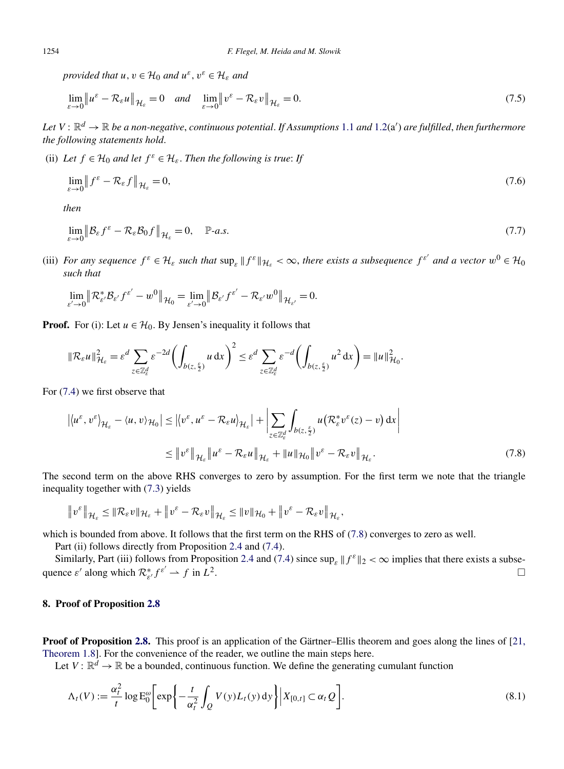*provided that* $u, v \in \mathcal{H}_0$ *and* $u^\varepsilon, v^\varepsilon \in \mathcal{H}_\varepsilon$ *and*

$$\lim_{\varepsilon\to 0}\left\| u^\varepsilon - \mathcal{R}_\varepsilon u\right\|_{\mathcal{H}_\varepsilon} = 0 \quad \text{and} \quad \lim_{\varepsilon\to 0}\left\| v^\varepsilon - \mathcal{R}_\varepsilon v\right\|_{\mathcal{H}_\varepsilon} = 0. \tag{7.5}$$

*Let* $V : \mathbb{R}^d \to \mathbb{R}$ *be a non-negative, continuous potential. If Assumptions* 1.1 *and* 1.2(a$'$) *are fulfilled, then furthermore the following statements hold.*

(ii) *Let* $f \in \mathcal{H}_0$ *and let* $f^\varepsilon \in \mathcal{H}_\varepsilon$. *Then the following is true: If*

$$\lim_{\varepsilon\to 0}\left\| f^\varepsilon - \mathcal{R}_\varepsilon f\right\|_{\mathcal{H}_\varepsilon} = 0, \tag{7.6}$$

*then*

$$\lim_{\varepsilon\to 0}\left\| \mathcal{B}_\varepsilon f^\varepsilon - \mathcal{R}_\varepsilon \mathcal{B}_0 f\right\|_{\mathcal{H}_\varepsilon} = 0, \quad \mathbb{P}\text{-a.s.} \tag{7.7}$$

(iii) *For any sequence* $f^\varepsilon \in \mathcal{H}_\varepsilon$ *such that* $\sup_\varepsilon \|f^\varepsilon\|_{\mathcal{H}_\varepsilon} < \infty$, *there exists a subsequence* $f^{\varepsilon'}$ *and a vector* $w^0 \in \mathcal{H}_0$ *such that*

$$\lim_{\varepsilon'\to 0}\left\| \mathcal{R}^*_{\varepsilon'}\mathcal{B}_{\varepsilon'} f^{\varepsilon'} - w^0\right\|_{\mathcal{H}_0} = \lim_{\varepsilon'\to 0}\left\| \mathcal{B}_{\varepsilon'} f^{\varepsilon'} - \mathcal{R}_{\varepsilon'} w^0\right\|_{\mathcal{H}_{\varepsilon'}} = 0.$$

**Proof.** For (i): Let $u \in \mathcal{H}_0$. By Jensen's inequality it follows that

$$\|\mathcal{R}_\varepsilon u\|^2_{\mathcal{H}_\varepsilon} = \varepsilon^d \sum_{z\in\mathbb{Z}^d_\varepsilon} \varepsilon^{-2d}\left(\int_{b(z,\frac{\varepsilon}{2})} u \,\mathrm{d}x\right)^2 \le \varepsilon^d \sum_{z\in\mathbb{Z}^d_\varepsilon} \varepsilon^{-d}\left(\int_{b(z,\frac{\varepsilon}{2})} u^2 \,\mathrm{d}x\right) = \|u\|^2_{\mathcal{H}_0}.$$

For (7.4) we first observe that

$$\begin{aligned}
\left|\langle u^\varepsilon, v^\varepsilon\rangle_{\mathcal{H}_\varepsilon} - \langle u, v\rangle_{\mathcal{H}_0}\right| &\le \left|\langle v^\varepsilon, u^\varepsilon - \mathcal{R}_\varepsilon u\rangle_{\mathcal{H}_\varepsilon}\right| + \left|\sum_{z\in\mathbb{Z}^d_\varepsilon}\int_{b(z,\frac{\varepsilon}{2})} u\big(\mathcal{R}^*_\varepsilon v^\varepsilon(z) - v\big)\,\mathrm{d}x\right| \\
&\le \left\|v^\varepsilon\right\|_{\mathcal{H}_\varepsilon}\left\|u^\varepsilon - \mathcal{R}_\varepsilon u\right\|_{\mathcal{H}_\varepsilon} + \|u\|_{\mathcal{H}_0}\left\|v^\varepsilon - \mathcal{R}_\varepsilon v\right\|_{\mathcal{H}_\varepsilon}.
\end{aligned} \tag{7.8}$$

The second term on the above RHS converges to zero by assumption. For the first term we note that the triangle inequality together with (7.3) yields

$$\left\|v^\varepsilon\right\|_{\mathcal{H}_\varepsilon} \le \|\mathcal{R}_\varepsilon v\|_{\mathcal{H}_\varepsilon} + \left\|v^\varepsilon - \mathcal{R}_\varepsilon v\right\|_{\mathcal{H}_\varepsilon} \le \|v\|_{\mathcal{H}_0} + \left\|v^\varepsilon - \mathcal{R}_\varepsilon v\right\|_{\mathcal{H}_\varepsilon},$$

which is bounded from above. It follows that the first term on the RHS of (7.8) converges to zero as well.

Part (ii) follows directly from Proposition 2.4 and (7.4).

Similarly, Part (iii) follows from Proposition 2.4 and (7.4) since $\sup_\varepsilon \|f^\varepsilon\|_2 < \infty$ implies that there exists a subsequence $\varepsilon'$ along which $\mathcal{R}^*_{\varepsilon'} f^{\varepsilon'} \rightharpoonup f$ in $L^2$. $\square$

## 8. Proof of Proposition 2.8

**Proof of Proposition 2.8.** This proof is an application of the Gärtner–Ellis theorem and goes along the lines of [21, Theorem 1.8]. For the convenience of the reader, we outline the main steps here.

Let $V : \mathbb{R}^d \to \mathbb{R}$ be a bounded, continuous function. We define the generating cumulant function

$$\Lambda_t(V) := \frac{\alpha_t^2}{t}\log \mathrm{E}^\omega_0\left[\exp\left\{-\frac{t}{\alpha_t^2}\int_Q V(y)L_t(y)\,\mathrm{d}y\right\}\Big| X_{[0,t]} \subset \alpha_t Q\right]. \tag{8.1}$$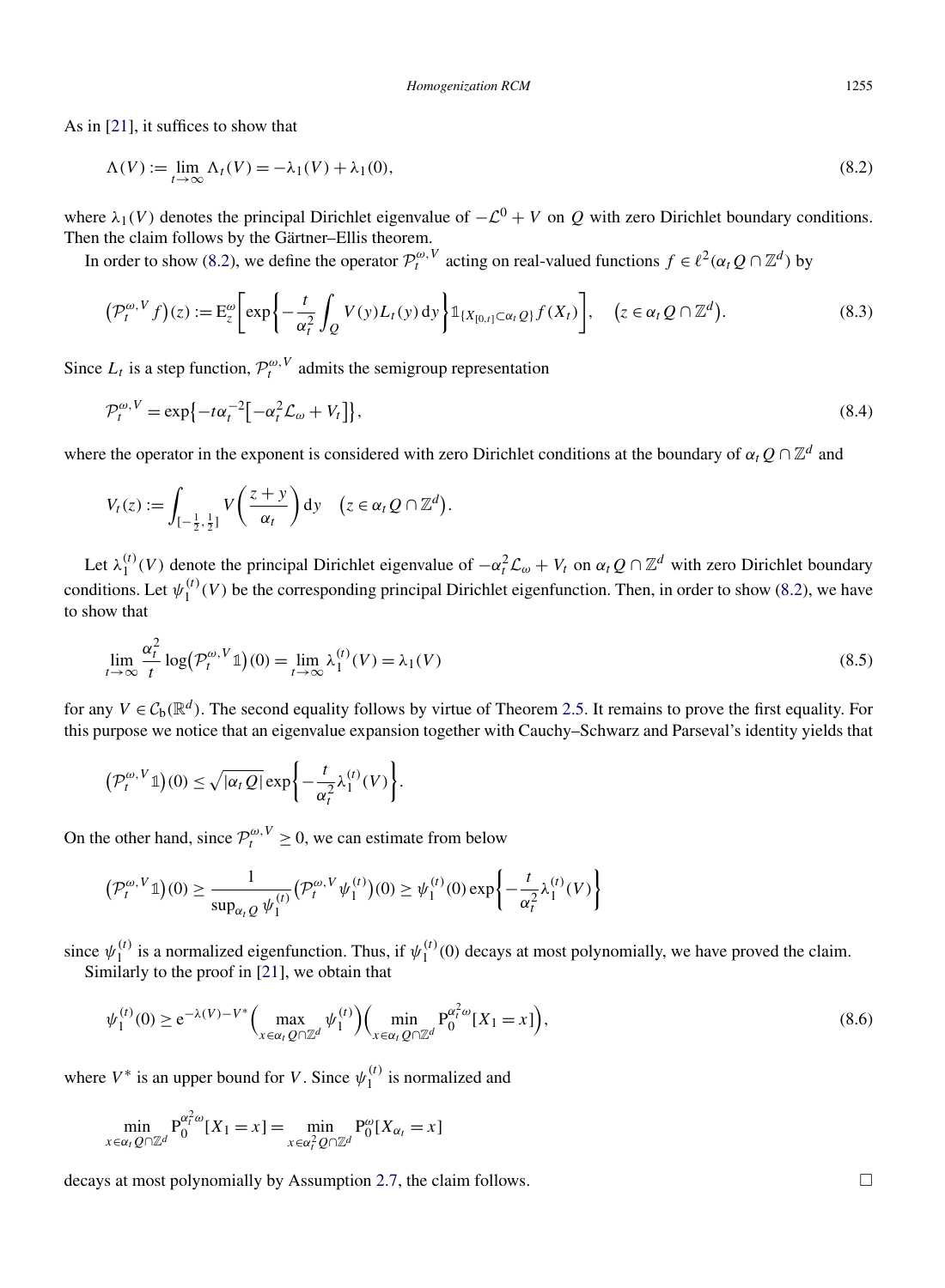As in [21], it suffices to show that

$$\Lambda(V) := \lim_{t\to\infty} \Lambda_t(V) = -\lambda_1(V) + \lambda_1(0), \tag{8.2}$$

where $\lambda_1(V)$ denotes the principal Dirichlet eigenvalue of $-\mathcal{L}^0 + V$ on $Q$ with zero Dirichlet boundary conditions. Then the claim follows by the Gärtner–Ellis theorem.

In order to show (8.2), we define the operator $\mathcal{P}_t^{\omega,V}$ acting on real-valued functions $f \in \ell^2(\alpha_t Q \cap \mathbb{Z}^d)$ by

$$\big(\mathcal{P}_t^{\omega,V} f\big)(z) := \mathrm{E}_z^{\omega}\bigg[\exp\bigg\{-\frac{t}{\alpha_t^2}\int_Q V(y) L_t(y)\,\mathrm{d}y\bigg\}\mathbb{1}_{\{X_{[0,t]}\subset \alpha_t Q\}} f(X_t)\bigg], \quad \big(z \in \alpha_t Q \cap \mathbb{Z}^d\big). \tag{8.3}$$

Since $L_t$ is a step function, $\mathcal{P}_t^{\omega,V}$ admits the semigroup representation

$$\mathcal{P}_t^{\omega,V} = \exp\big\{-t\alpha_t^{-2}\big[-\alpha_t^2\mathcal{L}_\omega + V_t\big]\big\}, \tag{8.4}$$

where the operator in the exponent is considered with zero Dirichlet conditions at the boundary of $\alpha_t Q \cap \mathbb{Z}^d$ and

$$V_t(z) := \int_{[-\frac{1}{2},\frac{1}{2}]} V\bigg(\frac{z+y}{\alpha_t}\bigg)\,\mathrm{d}y \quad \big(z \in \alpha_t Q \cap \mathbb{Z}^d\big).$$

Let $\lambda_1^{(t)}(V)$ denote the principal Dirichlet eigenvalue of $-\alpha_t^2\mathcal{L}_\omega + V_t$ on $\alpha_t Q \cap \mathbb{Z}^d$ with zero Dirichlet boundary conditions. Let $\psi_1^{(t)}(V)$ be the corresponding principal Dirichlet eigenfunction. Then, in order to show (8.2), we have to show that

$$\lim_{t\to\infty} \frac{\alpha_t^2}{t} \log\big(\mathcal{P}_t^{\omega,V}\mathbb{1}\big)(0) = \lim_{t\to\infty} \lambda_1^{(t)}(V) = \lambda_1(V) \tag{8.5}$$

for any $V \in \mathcal{C}_{\mathrm{b}}(\mathbb{R}^d)$. The second equality follows by virtue of Theorem 2.5. It remains to prove the first equality. For this purpose we notice that an eigenvalue expansion together with Cauchy–Schwarz and Parseval's identity yields that

$$\big(\mathcal{P}_t^{\omega,V}\mathbb{1}\big)(0) \le \sqrt{|\alpha_t Q|}\exp\bigg\{-\frac{t}{\alpha_t^2}\lambda_1^{(t)}(V)\bigg\}.$$

On the other hand, since $\mathcal{P}_t^{\omega,V} \ge 0$, we can estimate from below

$$\big(\mathcal{P}_t^{\omega,V}\mathbb{1}\big)(0) \ge \frac{1}{\sup_{\alpha_t Q}\psi_1^{(t)}}\big(\mathcal{P}_t^{\omega,V}\psi_1^{(t)}\big)(0) \ge \psi_1^{(t)}(0)\exp\bigg\{-\frac{t}{\alpha_t^2}\lambda_1^{(t)}(V)\bigg\}$$

since $\psi_1^{(t)}$ is a normalized eigenfunction. Thus, if $\psi_1^{(t)}(0)$ decays at most polynomially, we have proved the claim.

Similarly to the proof in [21], we obtain that

$$\psi_1^{(t)}(0) \ge \mathrm{e}^{-\lambda(V)-V^*}\Big(\max_{x\in\alpha_t Q\cap\mathbb{Z}^d}\psi_1^{(t)}\Big)\Big(\min_{x\in\alpha_t Q\cap\mathbb{Z}^d}\mathrm{P}_0^{\alpha_t^2\omega}[X_1 = x]\Big), \tag{8.6}$$

where $V^*$ is an upper bound for $V$. Since $\psi_1^{(t)}$ is normalized and

$$\min_{x\in\alpha_t Q\cap\mathbb{Z}^d}\mathrm{P}_0^{\alpha_t^2\omega}[X_1 = x] = \min_{x\in\alpha_t^2 Q\cap\mathbb{Z}^d}\mathrm{P}_0^{\omega}[X_{\alpha_t} = x]$$

decays at most polynomially by Assumption 2.7, the claim follows. □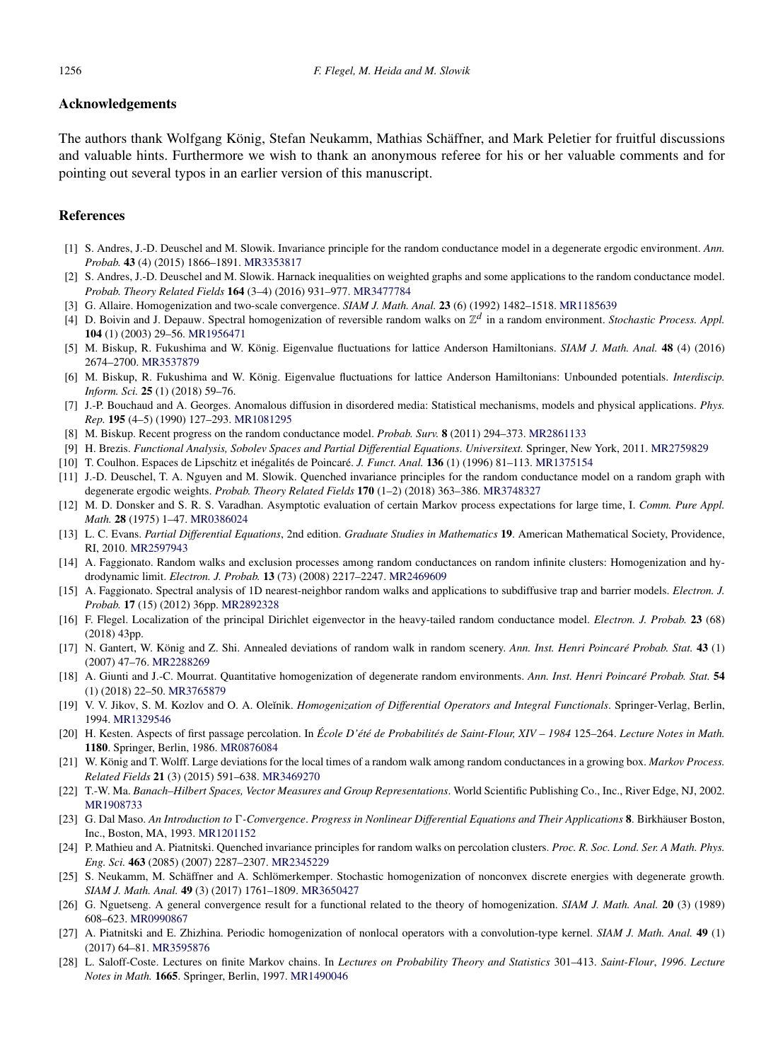## Acknowledgements

The authors thank Wolfgang König, Stefan Neukamm, Mathias Schäffner, and Mark Peletier for fruitful discussions and valuable hints. Furthermore we wish to thank an anonymous referee for his or her valuable comments and for pointing out several typos in an earlier version of this manuscript.

## References

[1] S. Andres, J.-D. Deuschel and M. Slowik. Invariance principle for the random conductance model in a degenerate ergodic environment. *Ann. Probab.* **43** (4) (2015) 1866–1891. MR3353817

[2] S. Andres, J.-D. Deuschel and M. Slowik. Harnack inequalities on weighted graphs and some applications to the random conductance model. *Probab. Theory Related Fields* **164** (3–4) (2016) 931–977. MR3477784

[3] G. Allaire. Homogenization and two-scale convergence. *SIAM J. Math. Anal.* **23** (6) (1992) 1482–1518. MR1185639

[4] D. Boivin and J. Depauw. Spectral homogenization of reversible random walks on $\mathbb{Z}^d$ in a random environment. *Stochastic Process. Appl.* **104** (1) (2003) 29–56. MR1956471

[5] M. Biskup, R. Fukushima and W. König. Eigenvalue fluctuations for lattice Anderson Hamiltonians. *SIAM J. Math. Anal.* **48** (4) (2016) 2674–2700. MR3537879

[6] M. Biskup, R. Fukushima and W. König. Eigenvalue fluctuations for lattice Anderson Hamiltonians: Unbounded potentials. *Interdiscip. Inform. Sci.* **25** (1) (2018) 59–76.

[7] J.-P. Bouchaud and A. Georges. Anomalous diffusion in disordered media: Statistical mechanisms, models and physical applications. *Phys. Rep.* **195** (4–5) (1990) 127–293. MR1081295

[8] M. Biskup. Recent progress on the random conductance model. *Probab. Surv.* **8** (2011) 294–373. MR2861133

[9] H. Brezis. *Functional Analysis, Sobolev Spaces and Partial Differential Equations*. *Universitext*. Springer, New York, 2011. MR2759829

[10] T. Coulhon. Espaces de Lipschitz et inégalités de Poincaré. *J. Funct. Anal.* **136** (1) (1996) 81–113. MR1375154

[11] J.-D. Deuschel, T. A. Nguyen and M. Slowik. Quenched invariance principles for the random conductance model on a random graph with degenerate ergodic weights. *Probab. Theory Related Fields* **170** (1–2) (2018) 363–386. MR3748327

[12] M. D. Donsker and S. R. S. Varadhan. Asymptotic evaluation of certain Markov process expectations for large time, I. *Comm. Pure Appl. Math.* **28** (1975) 1–47. MR0386024

[13] L. C. Evans. *Partial Differential Equations*, 2nd edition. *Graduate Studies in Mathematics* **19**. American Mathematical Society, Providence, RI, 2010. MR2597943

[14] A. Faggionato. Random walks and exclusion processes among random conductances on random infinite clusters: Homogenization and hydrodynamic limit. *Electron. J. Probab.* **13** (73) (2008) 2217–2247. MR2469609

[15] A. Faggionato. Spectral analysis of 1D nearest-neighbor random walks and applications to subdiffusive trap and barrier models. *Electron. J. Probab.* **17** (15) (2012) 36pp. MR2892328

[16] F. Flegel. Localization of the principal Dirichlet eigenvector in the heavy-tailed random conductance model. *Electron. J. Probab.* **23** (68) (2018) 43pp.

[17] N. Gantert, W. König and Z. Shi. Annealed deviations of random walk in random scenery. *Ann. Inst. Henri Poincaré Probab. Stat.* **43** (1) (2007) 47–76. MR2288269

[18] A. Giunti and J.-C. Mourrat. Quantitative homogenization of degenerate random environments. *Ann. Inst. Henri Poincaré Probab. Stat.* **54** (1) (2018) 22–50. MR3765879

[19] V. V. Jikov, S. M. Kozlov and O. A. Oleĭnik. *Homogenization of Differential Operators and Integral Functionals*. Springer-Verlag, Berlin, 1994. MR1329546

[20] H. Kesten. Aspects of first passage percolation. In *École D'été de Probabilités de Saint-Flour, XIV – 1984* 125–264. *Lecture Notes in Math.* **1180**. Springer, Berlin, 1986. MR0876084

[21] W. König and T. Wolff. Large deviations for the local times of a random walk among random conductances in a growing box. *Markov Process. Related Fields* **21** (3) (2015) 591–638. MR3469270

[22] T.-W. Ma. *Banach–Hilbert Spaces, Vector Measures and Group Representations*. World Scientific Publishing Co., Inc., River Edge, NJ, 2002. MR1908733

[23] G. Dal Maso. *An Introduction to Γ-Convergence*. *Progress in Nonlinear Differential Equations and Their Applications* **8**. Birkhäuser Boston, Inc., Boston, MA, 1993. MR1201152

[24] P. Mathieu and A. Piatnitski. Quenched invariance principles for random walks on percolation clusters. *Proc. R. Soc. Lond. Ser. A Math. Phys. Eng. Sci.* **463** (2085) (2007) 2287–2307. MR2345229

[25] S. Neukamm, M. Schäffner and A. Schlömerkemper. Stochastic homogenization of nonconvex discrete energies with degenerate growth. *SIAM J. Math. Anal.* **49** (3) (2017) 1761–1809. MR3650427

[26] G. Nguetseng. A general convergence result for a functional related to the theory of homogenization. *SIAM J. Math. Anal.* **20** (3) (1989) 608–623. MR0990867

[27] A. Piatnitski and E. Zhizhina. Periodic homogenization of nonlocal operators with a convolution-type kernel. *SIAM J. Math. Anal.* **49** (1) (2017) 64–81. MR3595876

[28] L. Saloff-Coste. Lectures on finite Markov chains. In *Lectures on Probability Theory and Statistics* 301–413. *Saint-Flour*, *1996*. *Lecture Notes in Math.* **1665**. Springer, Berlin, 1997. MR1490046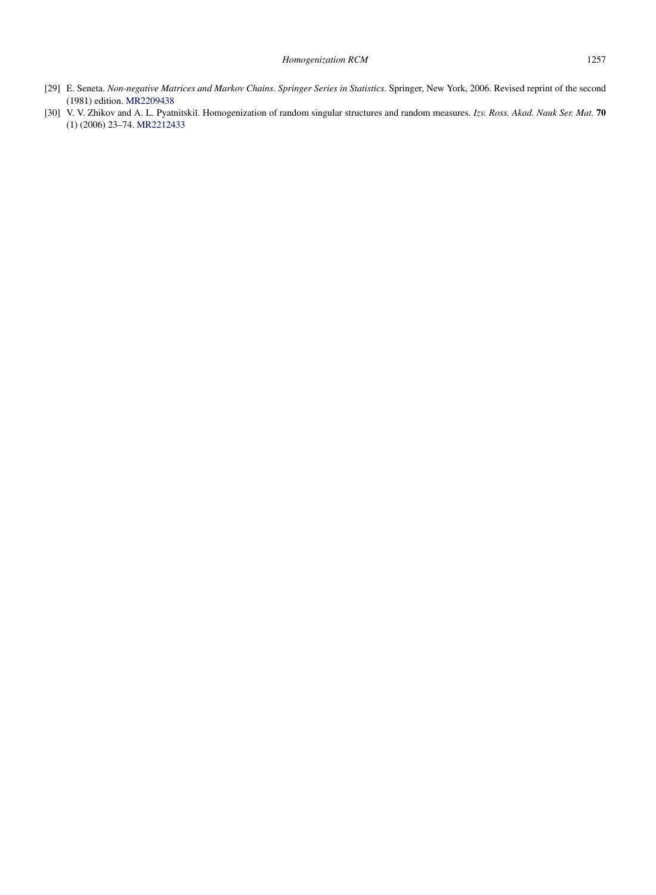[29] E. Seneta. *Non-negative Matrices and Markov Chains*. *Springer Series in Statistics*. Springer, New York, 2006. Revised reprint of the second (1981) edition. MR2209438

[30] V. V. Zhikov and A. L. Pyatnitskiĭ. Homogenization of random singular structures and random measures. *Izv. Ross. Akad. Nauk Ser. Mat.* **70** (1) (2006) 23–74. MR2212433